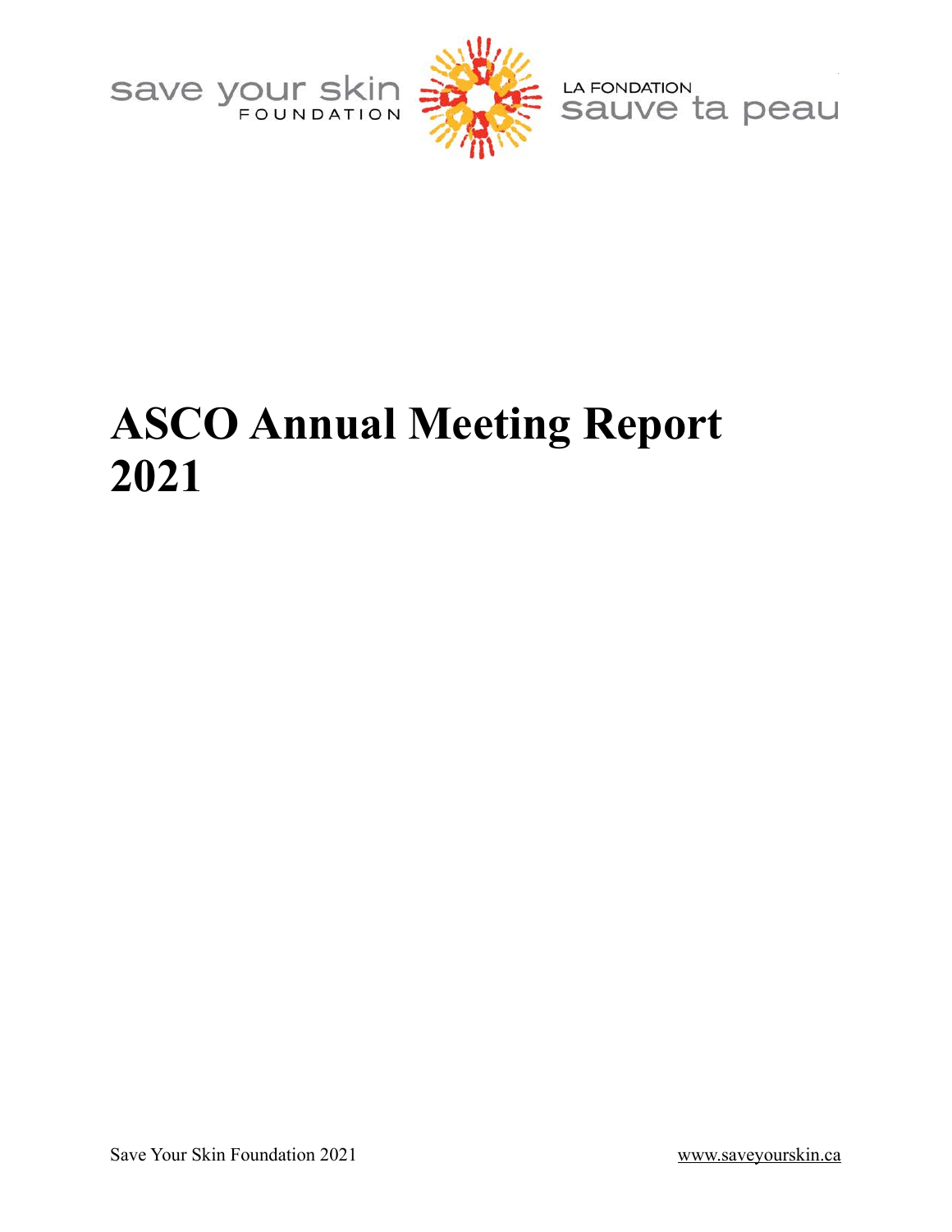save your skin FOUNDATION

LA FONDATION sauve ta peau

# ASCO Annual Meeting Report 2021

Save Your Skin Foundation 2021 www.saveyourskin.ca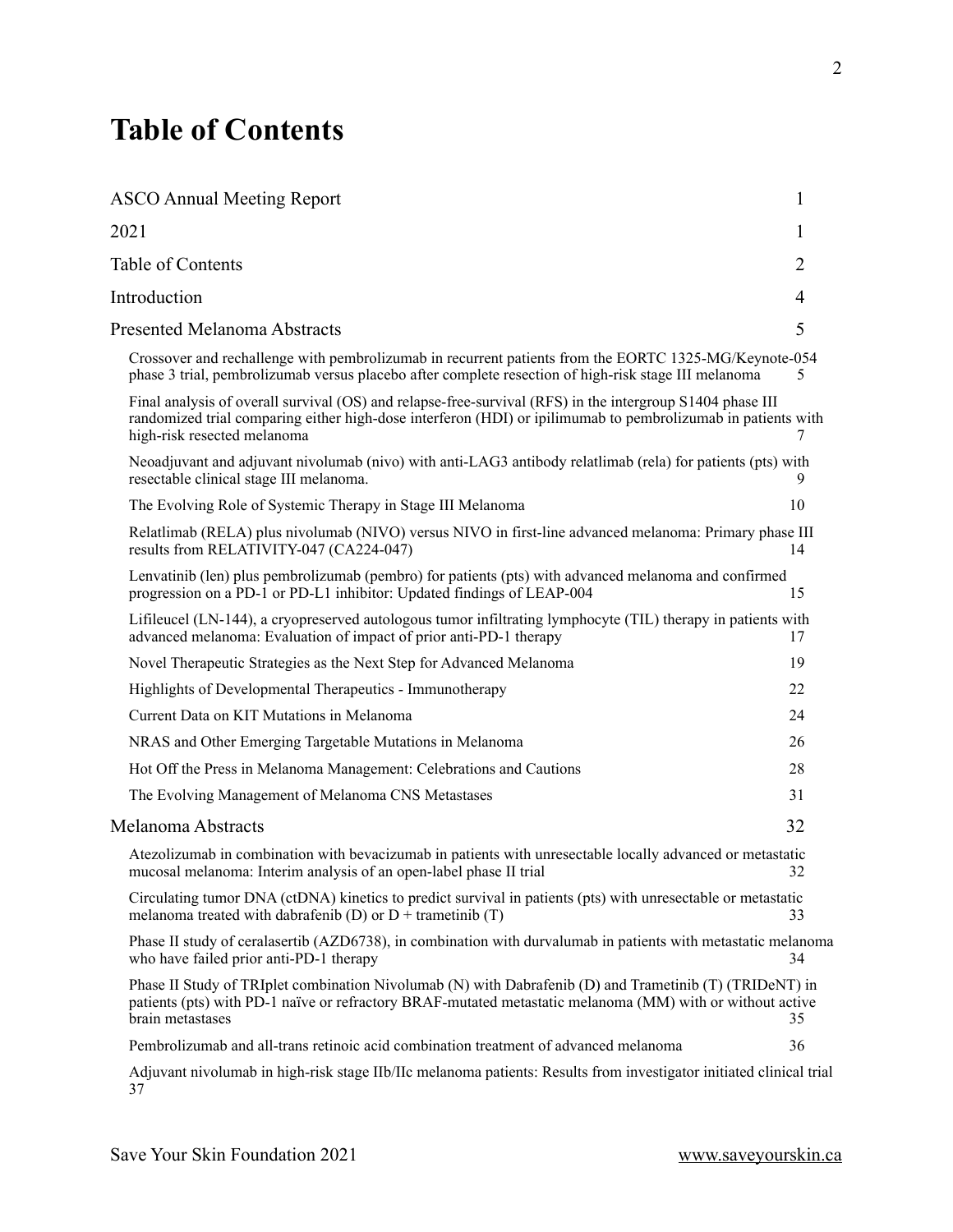# Table of Contents

ASCO Annual Meeting Report 1

2021 1

Table of Contents 2

Introduction 4

Presented Melanoma Abstracts 5

- Crossover and rechallenge with pembrolizumab in recurrent patients from the EORTC 1325-MG/Keynote-054 phase 3 trial, pembrolizumab versus placebo after complete resection of high-risk stage III melanoma 5
- Final analysis of overall survival (OS) and relapse-free-survival (RFS) in the intergroup S1404 phase III randomized trial comparing either high-dose interferon (HDI) or ipilimumab to pembrolizumab in patients with high-risk resected melanoma 7
- Neoadjuvant and adjuvant nivolumab (nivo) with anti-LAG3 antibody relatlimab (rela) for patients (pts) with resectable clinical stage III melanoma. 9
- The Evolving Role of Systemic Therapy in Stage III Melanoma 10
- Relatlimab (RELA) plus nivolumab (NIVO) versus NIVO in first-line advanced melanoma: Primary phase III results from RELATIVITY-047 (CA224-047) 14
- Lenvatinib (len) plus pembrolizumab (pembro) for patients (pts) with advanced melanoma and confirmed progression on a PD-1 or PD-L1 inhibitor: Updated findings of LEAP-004 15
- Lifileucel (LN-144), a cryopreserved autologous tumor infiltrating lymphocyte (TIL) therapy in patients with advanced melanoma: Evaluation of impact of prior anti-PD-1 therapy 17
- Novel Therapeutic Strategies as the Next Step for Advanced Melanoma 19
- Highlights of Developmental Therapeutics - Immunotherapy 22
- Current Data on KIT Mutations in Melanoma 24
- NRAS and Other Emerging Targetable Mutations in Melanoma 26
- Hot Off the Press in Melanoma Management: Celebrations and Cautions 28
- The Evolving Management of Melanoma CNS Metastases 31

Melanoma Abstracts 32

- Atezolizumab in combination with bevacizumab in patients with unresectable locally advanced or metastatic mucosal melanoma: Interim analysis of an open-label phase II trial 32
- Circulating tumor DNA (ctDNA) kinetics to predict survival in patients (pts) with unresectable or metastatic melanoma treated with dabrafenib (D) or D + trametinib (T) 33
- Phase II study of ceralasertib (AZD6738), in combination with durvalumab in patients with metastatic melanoma who have failed prior anti-PD-1 therapy 34
- Phase II Study of TRIplet combination Nivolumab (N) with Dabrafenib (D) and Trametinib (T) (TRIDeNT) in patients (pts) with PD-1 naïve or refractory BRAF-mutated metastatic melanoma (MM) with or without active brain metastases 35
- Pembrolizumab and all-trans retinoic acid combination treatment of advanced melanoma 36
- Adjuvant nivolumab in high-risk stage IIb/IIc melanoma patients: Results from investigator initiated clinical trial 37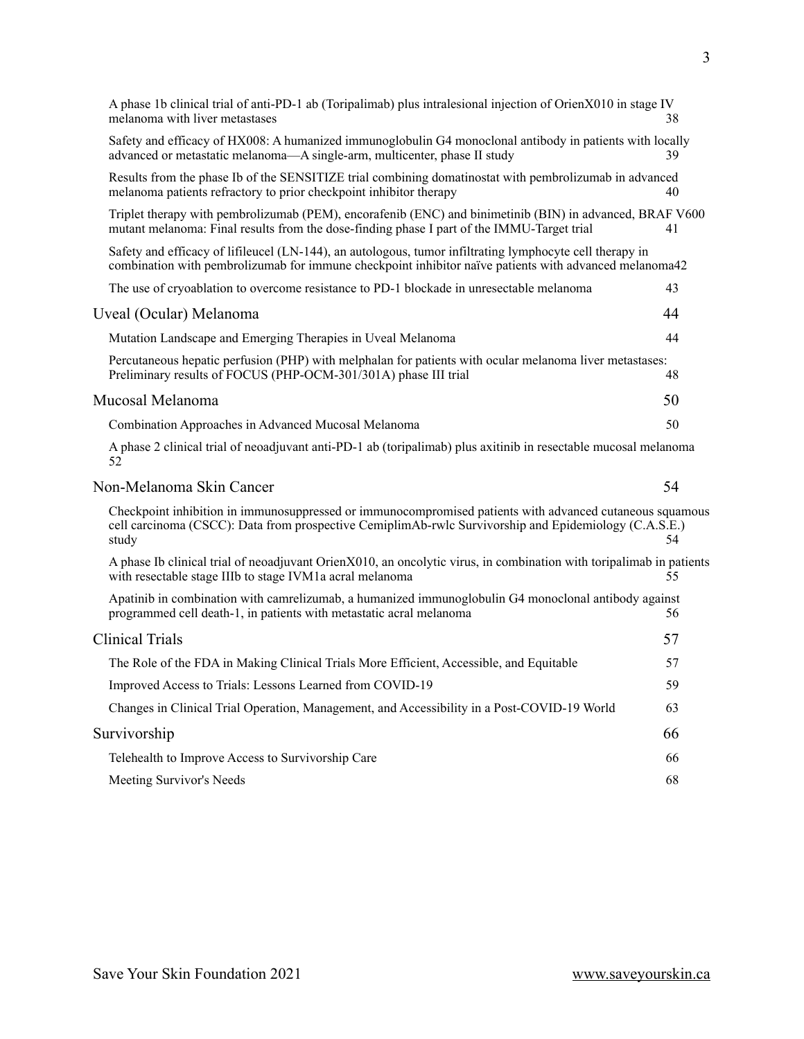A phase 1b clinical trial of anti-PD-1 ab (Toripalimab) plus intralesional injection of OrienX010 in stage IV melanoma with liver metastases 38

Safety and efficacy of HX008: A humanized immunoglobulin G4 monoclonal antibody in patients with locally advanced or metastatic melanoma—A single-arm, multicenter, phase II study 39

Results from the phase Ib of the SENSITIZE trial combining domatinostat with pembrolizumab in advanced melanoma patients refractory to prior checkpoint inhibitor therapy 40

Triplet therapy with pembrolizumab (PEM), encorafenib (ENC) and binimetinib (BIN) in advanced, BRAF V600 mutant melanoma: Final results from the dose-finding phase I part of the IMMU-Target trial 41

Safety and efficacy of lifileucel (LN-144), an autologous, tumor infiltrating lymphocyte cell therapy in combination with pembrolizumab for immune checkpoint inhibitor naïve patients with advanced melanoma 42

The use of cryoablation to overcome resistance to PD-1 blockade in unresectable melanoma 43

Uveal (Ocular) Melanoma 44

Mutation Landscape and Emerging Therapies in Uveal Melanoma 44

Percutaneous hepatic perfusion (PHP) with melphalan for patients with ocular melanoma liver metastases: Preliminary results of FOCUS (PHP-OCM-301/301A) phase III trial 48

Mucosal Melanoma 50

Combination Approaches in Advanced Mucosal Melanoma 50

A phase 2 clinical trial of neoadjuvant anti-PD-1 ab (toripalimab) plus axitinib in resectable mucosal melanoma 52

Non-Melanoma Skin Cancer 54

Checkpoint inhibition in immunosuppressed or immunocompromised patients with advanced cutaneous squamous cell carcinoma (CSCC): Data from prospective CemiplimAb-rwlc Survivorship and Epidemiology (C.A.S.E.) study 54

A phase Ib clinical trial of neoadjuvant OrienX010, an oncolytic virus, in combination with toripalimab in patients with resectable stage IIIb to stage IVM1a acral melanoma 55

Apatinib in combination with camrelizumab, a humanized immunoglobulin G4 monoclonal antibody against programmed cell death-1, in patients with metastatic acral melanoma 56

Clinical Trials 57

The Role of the FDA in Making Clinical Trials More Efficient, Accessible, and Equitable 57

Improved Access to Trials: Lessons Learned from COVID-19 59

Changes in Clinical Trial Operation, Management, and Accessibility in a Post-COVID-19 World 63

Survivorship 66

Telehealth to Improve Access to Survivorship Care 66

Meeting Survivor's Needs 68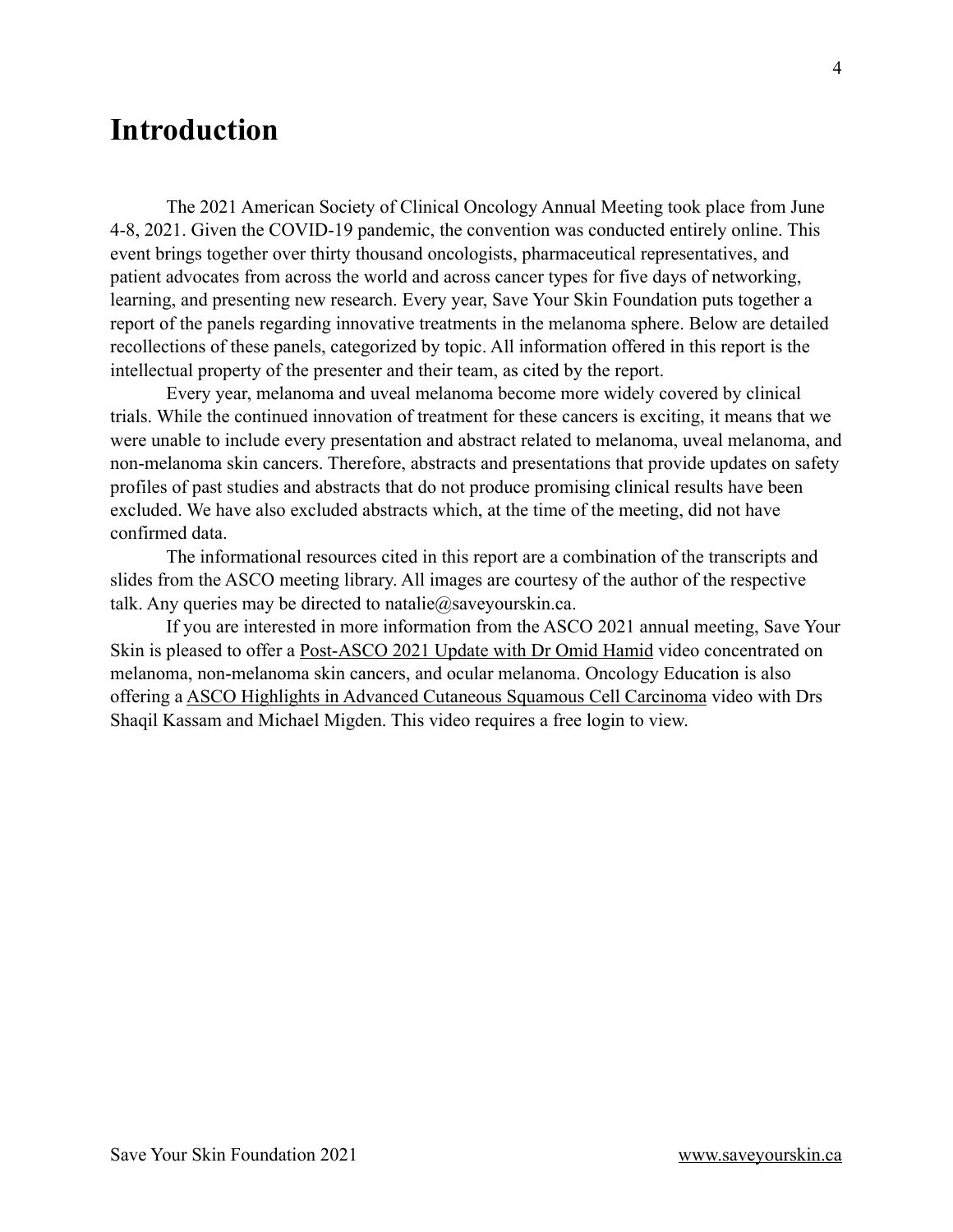# Introduction

The 2021 American Society of Clinical Oncology Annual Meeting took place from June 4-8, 2021. Given the COVID-19 pandemic, the convention was conducted entirely online. This event brings together over thirty thousand oncologists, pharmaceutical representatives, and patient advocates from across the world and across cancer types for five days of networking, learning, and presenting new research. Every year, Save Your Skin Foundation puts together a report of the panels regarding innovative treatments in the melanoma sphere. Below are detailed recollections of these panels, categorized by topic. All information offered in this report is the intellectual property of the presenter and their team, as cited by the report.

Every year, melanoma and uveal melanoma become more widely covered by clinical trials. While the continued innovation of treatment for these cancers is exciting, it means that we were unable to include every presentation and abstract related to melanoma, uveal melanoma, and non-melanoma skin cancers. Therefore, abstracts and presentations that provide updates on safety profiles of past studies and abstracts that do not produce promising clinical results have been excluded. We have also excluded abstracts which, at the time of the meeting, did not have confirmed data.

The informational resources cited in this report are a combination of the transcripts and slides from the ASCO meeting library. All images are courtesy of the author of the respective talk. Any queries may be directed to natalie@saveyourskin.ca.

If you are interested in more information from the ASCO 2021 annual meeting, Save Your Skin is pleased to offer a Post-ASCO 2021 Update with Dr Omid Hamid video concentrated on melanoma, non-melanoma skin cancers, and ocular melanoma. Oncology Education is also offering a ASCO Highlights in Advanced Cutaneous Squamous Cell Carcinoma video with Drs Shaqil Kassam and Michael Migden. This video requires a free login to view.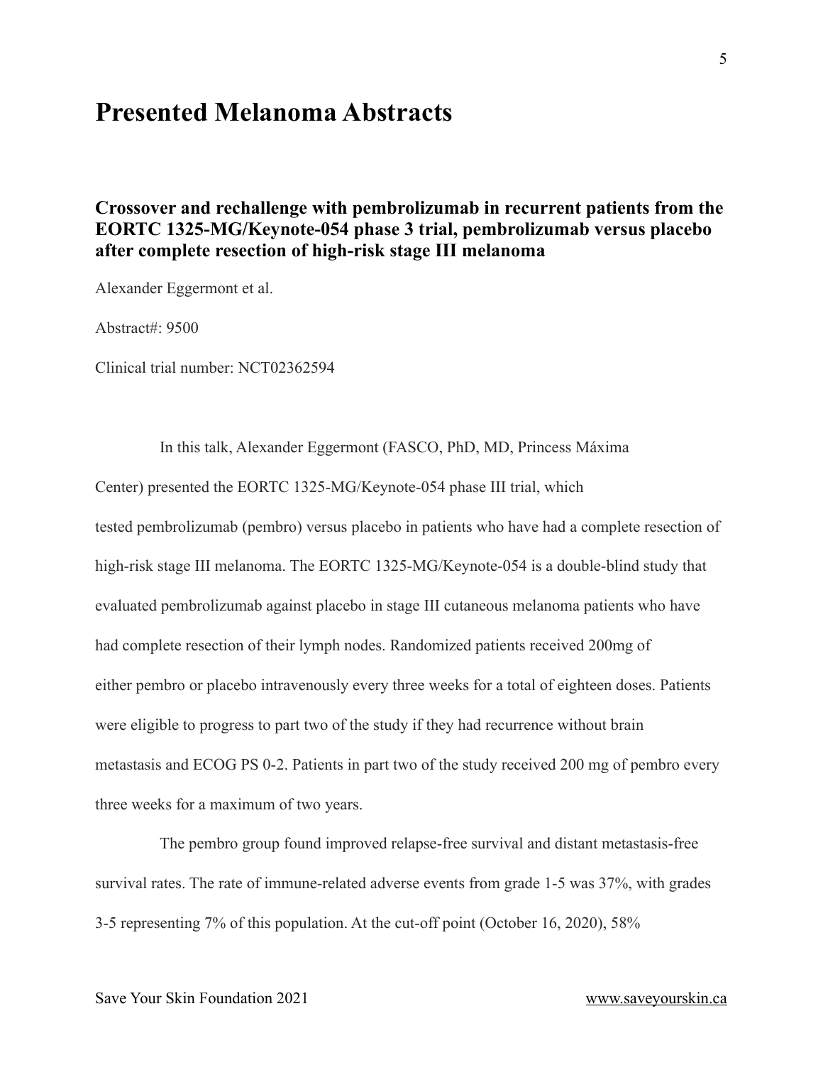# Presented Melanoma Abstracts

## Crossover and rechallenge with pembrolizumab in recurrent patients from the EORTC 1325-MG/Keynote-054 phase 3 trial, pembrolizumab versus placebo after complete resection of high-risk stage III melanoma

Alexander Eggermont et al.

Abstract#: 9500

Clinical trial number: NCT02362594

In this talk, Alexander Eggermont (FASCO, PhD, MD, Princess Máxima Center) presented the EORTC 1325-MG/Keynote-054 phase III trial, which tested pembrolizumab (pembro) versus placebo in patients who have had a complete resection of high-risk stage III melanoma. The EORTC 1325-MG/Keynote-054 is a double-blind study that evaluated pembrolizumab against placebo in stage III cutaneous melanoma patients who have had complete resection of their lymph nodes. Randomized patients received 200mg of either pembro or placebo intravenously every three weeks for a total of eighteen doses. Patients were eligible to progress to part two of the study if they had recurrence without brain metastasis and ECOG PS 0-2. Patients in part two of the study received 200 mg of pembro every three weeks for a maximum of two years.

The pembro group found improved relapse-free survival and distant metastasis-free survival rates. The rate of immune-related adverse events from grade 1-5 was 37%, with grades 3-5 representing 7% of this population. At the cut-off point (October 16, 2020), 58%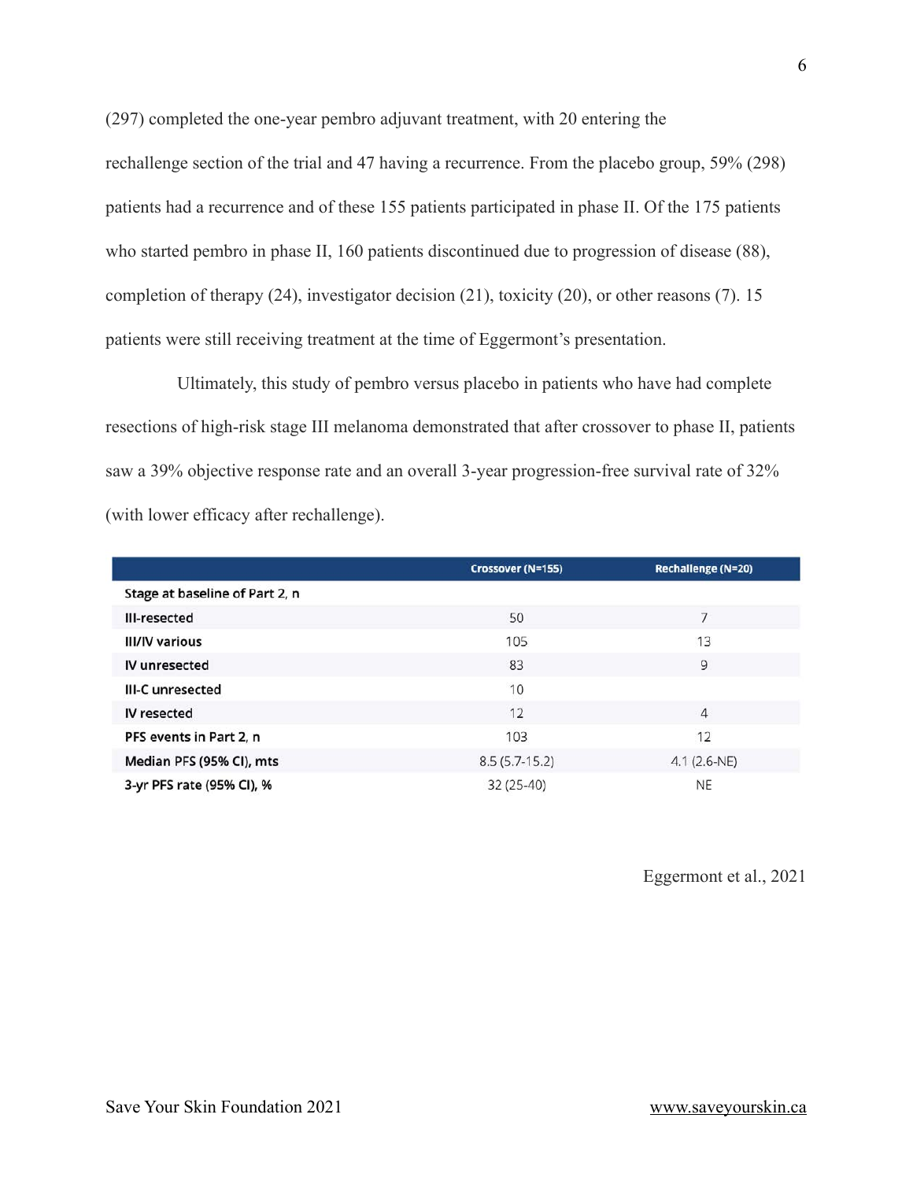(297) completed the one-year pembro adjuvant treatment, with 20 entering the rechallenge section of the trial and 47 having a recurrence. From the placebo group, 59% (298) patients had a recurrence and of these 155 patients participated in phase II. Of the 175 patients who started pembro in phase II, 160 patients discontinued due to progression of disease (88), completion of therapy (24), investigator decision (21), toxicity (20), or other reasons (7). 15 patients were still receiving treatment at the time of Eggermont's presentation.

Ultimately, this study of pembro versus placebo in patients who have had complete resections of high-risk stage III melanoma demonstrated that after crossover to phase II, patients saw a 39% objective response rate and an overall 3-year progression-free survival rate of 32% (with lower efficacy after rechallenge).

| | Crossover (N=155) | Rechallenge (N=20) |
|---|---|---|
| **Stage at baseline of Part 2, n** | | |
| **III-resected** | 50 | 7 |
| **III/IV various** | 105 | 13 |
| **IV unresected** | 83 | 9 |
| **III-C unresected** | 10 | |
| **IV resected** | 12 | 4 |
| **PFS events in Part 2, n** | 103 | 12 |
| **Median PFS (95% CI), mts** | 8.5 (5.7-15.2) | 4.1 (2.6-NE) |
| **3-yr PFS rate (95% CI), %** | 32 (25-40) | NE |

Eggermont et al., 2021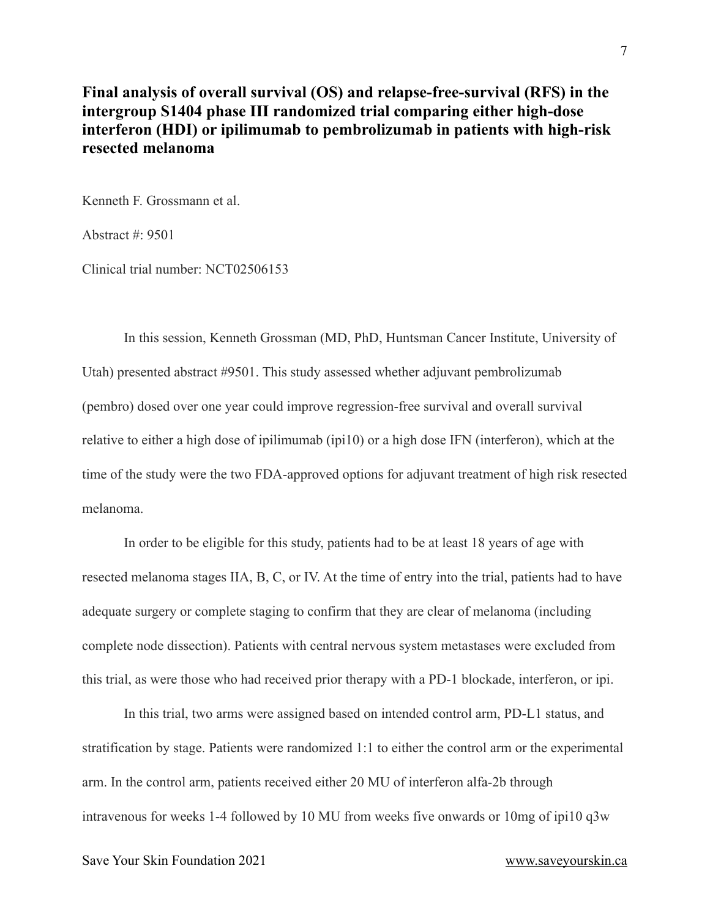## Final analysis of overall survival (OS) and relapse-free-survival (RFS) in the intergroup S1404 phase III randomized trial comparing either high-dose interferon (HDI) or ipilimumab to pembrolizumab in patients with high-risk resected melanoma

Kenneth F. Grossmann et al.

Abstract #: 9501

Clinical trial number: NCT02506153

In this session, Kenneth Grossman (MD, PhD, Huntsman Cancer Institute, University of Utah) presented abstract #9501. This study assessed whether adjuvant pembrolizumab (pembro) dosed over one year could improve regression-free survival and overall survival relative to either a high dose of ipilimumab (ipi10) or a high dose IFN (interferon), which at the time of the study were the two FDA-approved options for adjuvant treatment of high risk resected melanoma.

In order to be eligible for this study, patients had to be at least 18 years of age with resected melanoma stages IIA, B, C, or IV. At the time of entry into the trial, patients had to have adequate surgery or complete staging to confirm that they are clear of melanoma (including complete node dissection). Patients with central nervous system metastases were excluded from this trial, as were those who had received prior therapy with a PD-1 blockade, interferon, or ipi.

In this trial, two arms were assigned based on intended control arm, PD-L1 status, and stratification by stage. Patients were randomized 1:1 to either the control arm or the experimental arm. In the control arm, patients received either 20 MU of interferon alfa-2b through intravenous for weeks 1-4 followed by 10 MU from weeks five onwards or 10mg of ipi10 q3w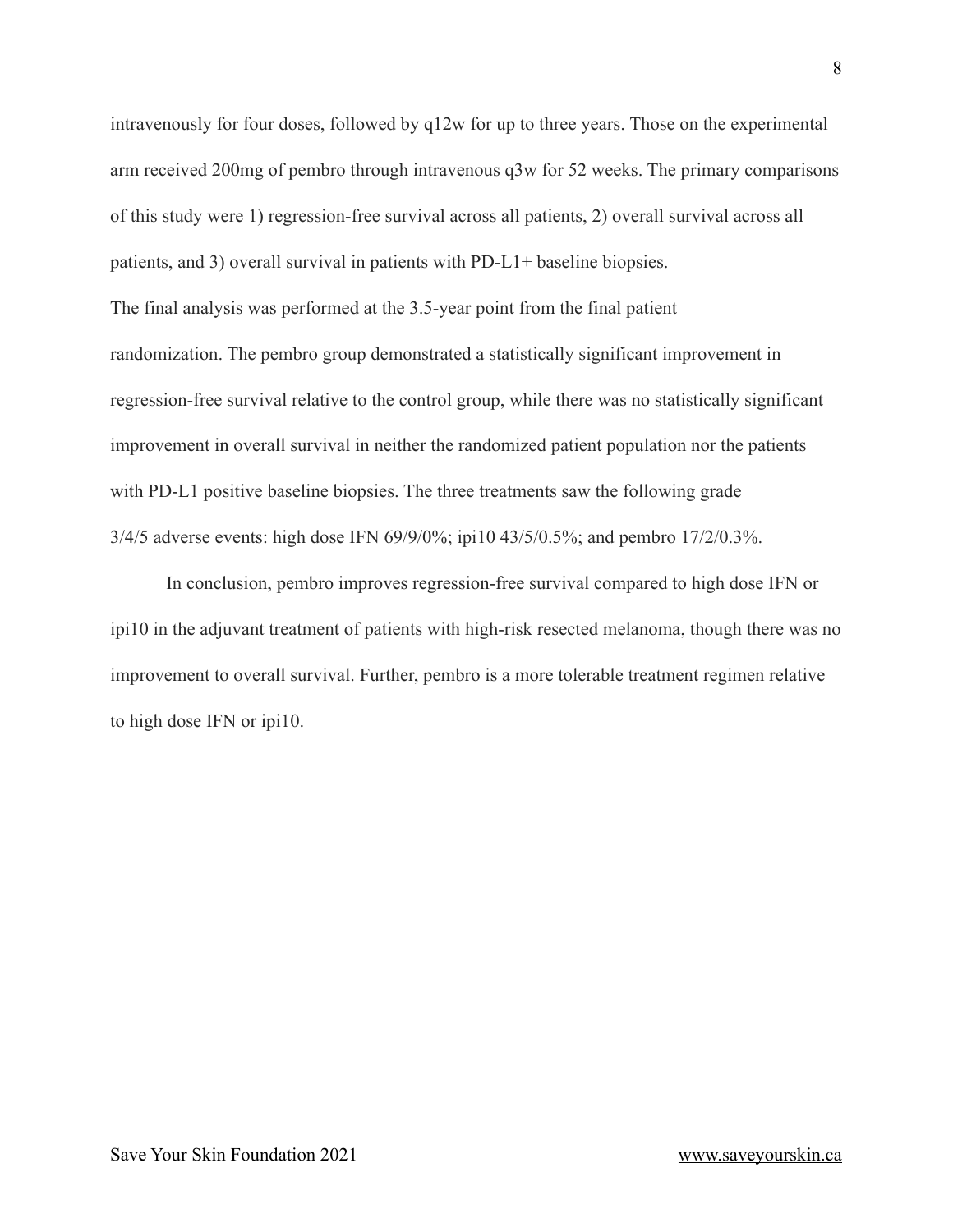intravenously for four doses, followed by q12w for up to three years. Those on the experimental arm received 200mg of pembro through intravenous q3w for 52 weeks. The primary comparisons of this study were 1) regression-free survival across all patients, 2) overall survival across all patients, and 3) overall survival in patients with PD-L1+ baseline biopsies.

The final analysis was performed at the 3.5-year point from the final patient randomization. The pembro group demonstrated a statistically significant improvement in regression-free survival relative to the control group, while there was no statistically significant improvement in overall survival in neither the randomized patient population nor the patients with PD-L1 positive baseline biopsies. The three treatments saw the following grade 3/4/5 adverse events: high dose IFN 69/9/0%; ipi10 43/5/0.5%; and pembro 17/2/0.3%.

In conclusion, pembro improves regression-free survival compared to high dose IFN or ipi10 in the adjuvant treatment of patients with high-risk resected melanoma, though there was no improvement to overall survival. Further, pembro is a more tolerable treatment regimen relative to high dose IFN or ipi10.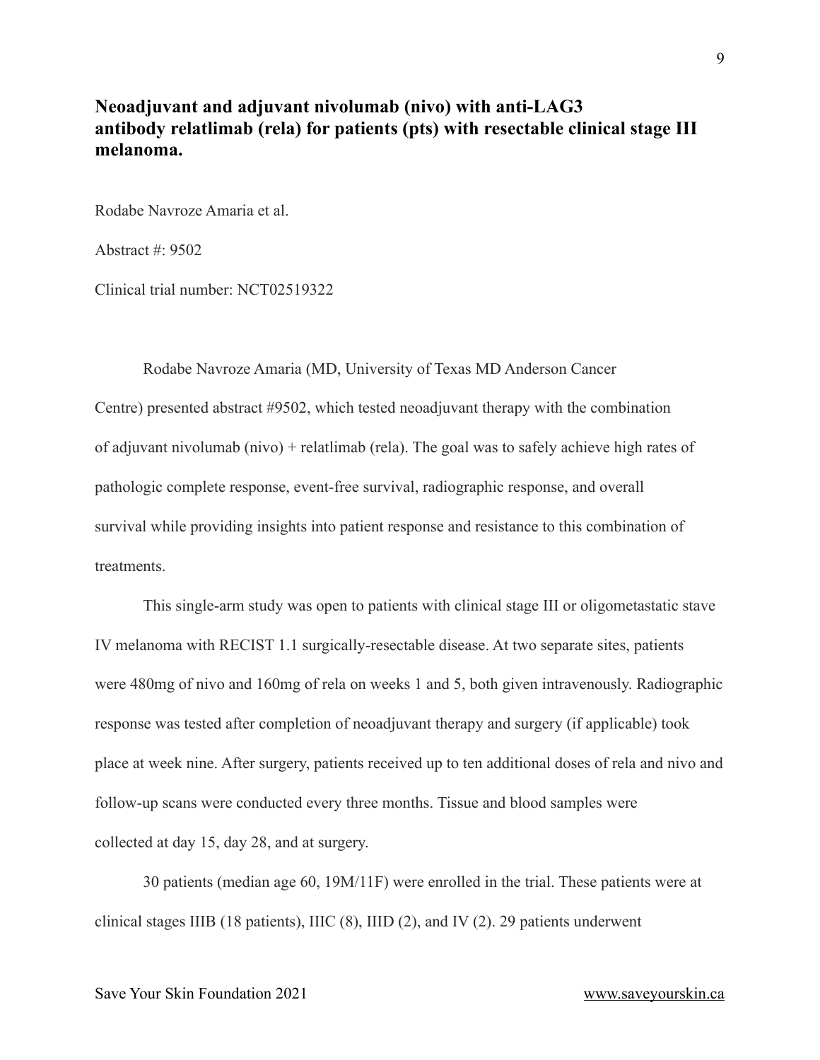## Neoadjuvant and adjuvant nivolumab (nivo) with anti-LAG3 antibody relatlimab (rela) for patients (pts) with resectable clinical stage III melanoma.

Rodabe Navroze Amaria et al.

Abstract #: 9502

Clinical trial number: NCT02519322

Rodabe Navroze Amaria (MD, University of Texas MD Anderson Cancer Centre) presented abstract #9502, which tested neoadjuvant therapy with the combination of adjuvant nivolumab (nivo) + relatlimab (rela). The goal was to safely achieve high rates of pathologic complete response, event-free survival, radiographic response, and overall survival while providing insights into patient response and resistance to this combination of treatments.

This single-arm study was open to patients with clinical stage III or oligometastatic stave IV melanoma with RECIST 1.1 surgically-resectable disease. At two separate sites, patients were 480mg of nivo and 160mg of rela on weeks 1 and 5, both given intravenously. Radiographic response was tested after completion of neoadjuvant therapy and surgery (if applicable) took place at week nine. After surgery, patients received up to ten additional doses of rela and nivo and follow-up scans were conducted every three months. Tissue and blood samples were collected at day 15, day 28, and at surgery.

30 patients (median age 60, 19M/11F) were enrolled in the trial. These patients were at clinical stages IIIB (18 patients), IIIC (8), IIID (2), and IV (2). 29 patients underwent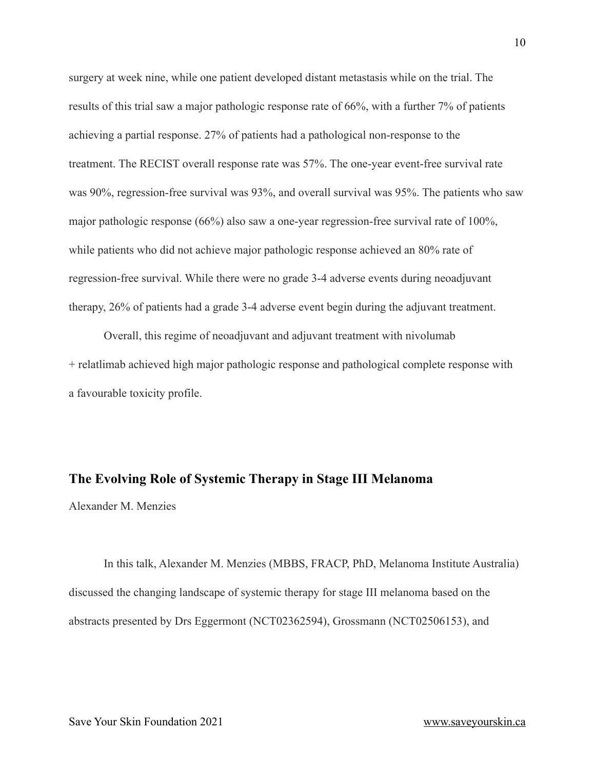surgery at week nine, while one patient developed distant metastasis while on the trial. The results of this trial saw a major pathologic response rate of 66%, with a further 7% of patients achieving a partial response. 27% of patients had a pathological non-response to the treatment. The RECIST overall response rate was 57%. The one-year event-free survival rate was 90%, regression-free survival was 93%, and overall survival was 95%. The patients who saw major pathologic response (66%) also saw a one-year regression-free survival rate of 100%, while patients who did not achieve major pathologic response achieved an 80% rate of regression-free survival. While there were no grade 3-4 adverse events during neoadjuvant therapy, 26% of patients had a grade 3-4 adverse event begin during the adjuvant treatment.

Overall, this regime of neoadjuvant and adjuvant treatment with nivolumab + relatlimab achieved high major pathologic response and pathological complete response with a favourable toxicity profile.

## The Evolving Role of Systemic Therapy in Stage III Melanoma

Alexander M. Menzies

In this talk, Alexander M. Menzies (MBBS, FRACP, PhD, Melanoma Institute Australia) discussed the changing landscape of systemic therapy for stage III melanoma based on the abstracts presented by Drs Eggermont (NCT02362594), Grossmann (NCT02506153), and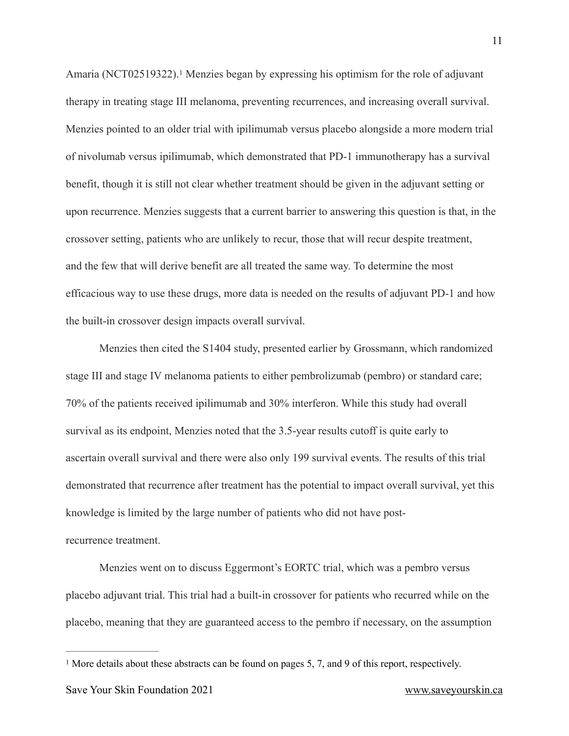Amaria (NCT02519322).[1] Menzies began by expressing his optimism for the role of adjuvant therapy in treating stage III melanoma, preventing recurrences, and increasing overall survival. Menzies pointed to an older trial with ipilimumab versus placebo alongside a more modern trial of nivolumab versus ipilimumab, which demonstrated that PD-1 immunotherapy has a survival benefit, though it is still not clear whether treatment should be given in the adjuvant setting or upon recurrence. Menzies suggests that a current barrier to answering this question is that, in the crossover setting, patients who are unlikely to recur, those that will recur despite treatment, and the few that will derive benefit are all treated the same way. To determine the most efficacious way to use these drugs, more data is needed on the results of adjuvant PD-1 and how the built-in crossover design impacts overall survival.

Menzies then cited the S1404 study, presented earlier by Grossmann, which randomized stage III and stage IV melanoma patients to either pembrolizumab (pembro) or standard care; 70% of the patients received ipilimumab and 30% interferon. While this study had overall survival as its endpoint, Menzies noted that the 3.5-year results cutoff is quite early to ascertain overall survival and there were also only 199 survival events. The results of this trial demonstrated that recurrence after treatment has the potential to impact overall survival, yet this knowledge is limited by the large number of patients who did not have post-recurrence treatment.

Menzies went on to discuss Eggermont's EORTC trial, which was a pembro versus placebo adjuvant trial. This trial had a built-in crossover for patients who recurred while on the placebo, meaning that they are guaranteed access to the pembro if necessary, on the assumption

---

[1] More details about these abstracts can be found on pages 5, 7, and 9 of this report, respectively.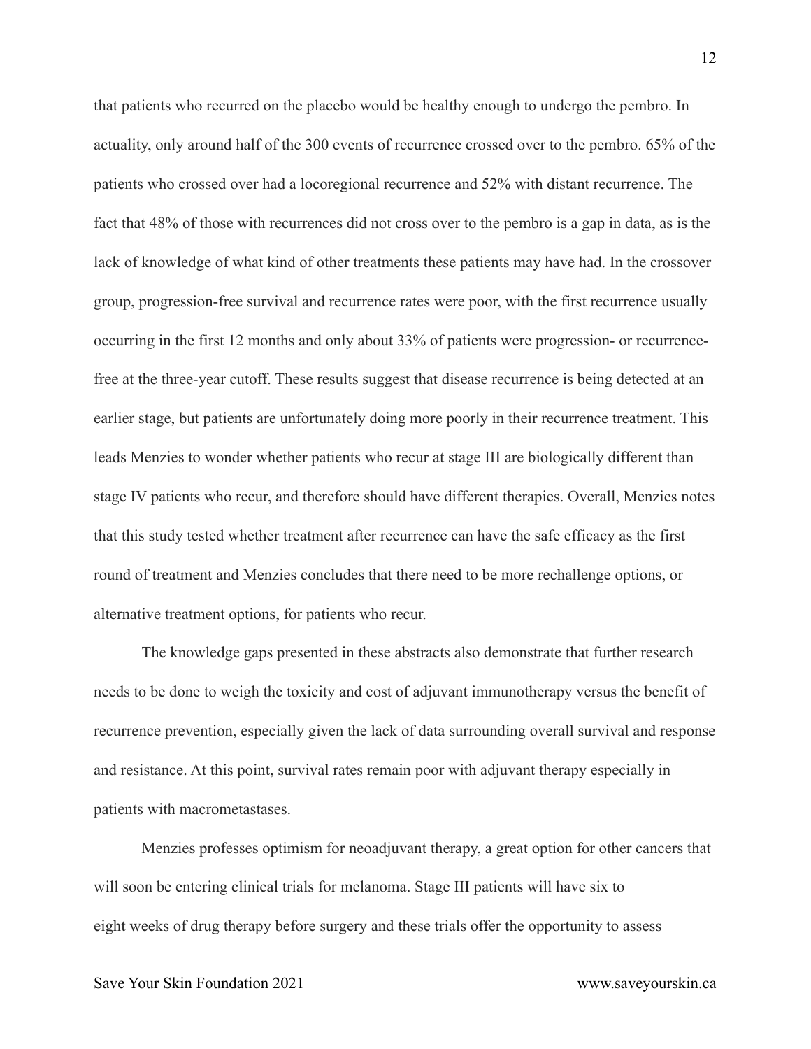that patients who recurred on the placebo would be healthy enough to undergo the pembro. In actuality, only around half of the 300 events of recurrence crossed over to the pembro. 65% of the patients who crossed over had a locoregional recurrence and 52% with distant recurrence. The fact that 48% of those with recurrences did not cross over to the pembro is a gap in data, as is the lack of knowledge of what kind of other treatments these patients may have had. In the crossover group, progression-free survival and recurrence rates were poor, with the first recurrence usually occurring in the first 12 months and only about 33% of patients were progression- or recurrence-free at the three-year cutoff. These results suggest that disease recurrence is being detected at an earlier stage, but patients are unfortunately doing more poorly in their recurrence treatment. This leads Menzies to wonder whether patients who recur at stage III are biologically different than stage IV patients who recur, and therefore should have different therapies. Overall, Menzies notes that this study tested whether treatment after recurrence can have the safe efficacy as the first round of treatment and Menzies concludes that there need to be more rechallenge options, or alternative treatment options, for patients who recur.

The knowledge gaps presented in these abstracts also demonstrate that further research needs to be done to weigh the toxicity and cost of adjuvant immunotherapy versus the benefit of recurrence prevention, especially given the lack of data surrounding overall survival and response and resistance. At this point, survival rates remain poor with adjuvant therapy especially in patients with macrometastases.

Menzies professes optimism for neoadjuvant therapy, a great option for other cancers that will soon be entering clinical trials for melanoma. Stage III patients will have six to eight weeks of drug therapy before surgery and these trials offer the opportunity to assess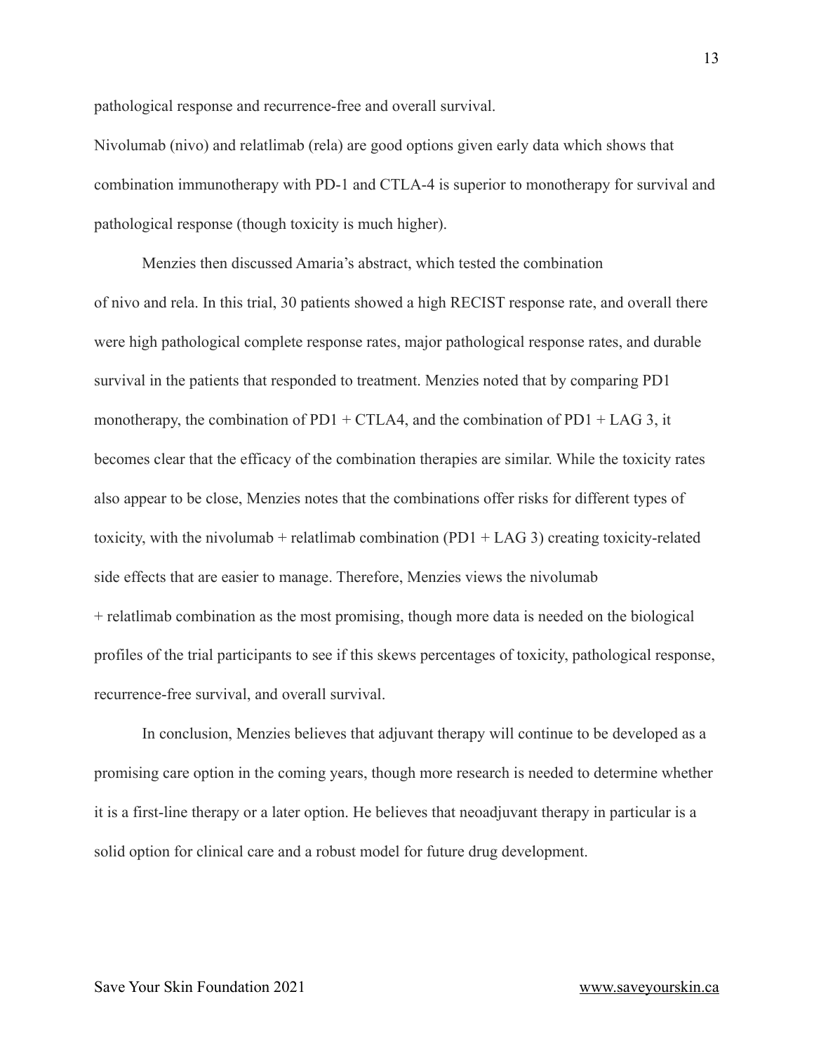pathological response and recurrence-free and overall survival.

Nivolumab (nivo) and relatlimab (rela) are good options given early data which shows that combination immunotherapy with PD-1 and CTLA-4 is superior to monotherapy for survival and pathological response (though toxicity is much higher).

Menzies then discussed Amaria's abstract, which tested the combination of nivo and rela. In this trial, 30 patients showed a high RECIST response rate, and overall there were high pathological complete response rates, major pathological response rates, and durable survival in the patients that responded to treatment. Menzies noted that by comparing PD1 monotherapy, the combination of PD1 + CTLA4, and the combination of PD1 + LAG 3, it becomes clear that the efficacy of the combination therapies are similar. While the toxicity rates also appear to be close, Menzies notes that the combinations offer risks for different types of toxicity, with the nivolumab + relatlimab combination (PD1 + LAG 3) creating toxicity-related side effects that are easier to manage. Therefore, Menzies views the nivolumab + relatlimab combination as the most promising, though more data is needed on the biological profiles of the trial participants to see if this skews percentages of toxicity, pathological response, recurrence-free survival, and overall survival.

In conclusion, Menzies believes that adjuvant therapy will continue to be developed as a promising care option in the coming years, though more research is needed to determine whether it is a first-line therapy or a later option. He believes that neoadjuvant therapy in particular is a solid option for clinical care and a robust model for future drug development.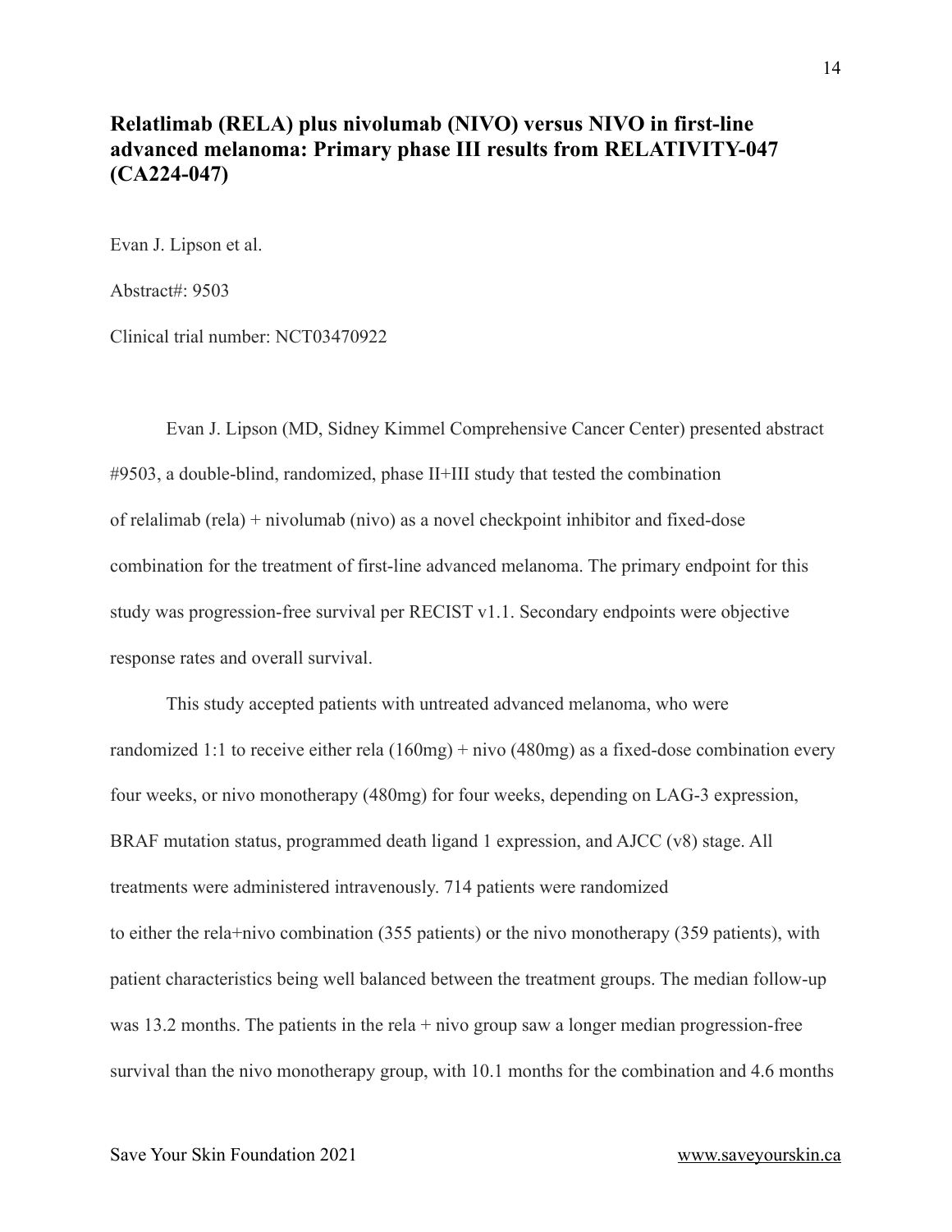## Relatlimab (RELA) plus nivolumab (NIVO) versus NIVO in first-line advanced melanoma: Primary phase III results from RELATIVITY-047 (CA224-047)

Evan J. Lipson et al.

Abstract#: 9503

Clinical trial number: NCT03470922

Evan J. Lipson (MD, Sidney Kimmel Comprehensive Cancer Center) presented abstract #9503, a double-blind, randomized, phase II+III study that tested the combination of relalimab (rela) + nivolumab (nivo) as a novel checkpoint inhibitor and fixed-dose combination for the treatment of first-line advanced melanoma. The primary endpoint for this study was progression-free survival per RECIST v1.1. Secondary endpoints were objective response rates and overall survival.

This study accepted patients with untreated advanced melanoma, who were randomized 1:1 to receive either rela (160mg) + nivo (480mg) as a fixed-dose combination every four weeks, or nivo monotherapy (480mg) for four weeks, depending on LAG-3 expression, BRAF mutation status, programmed death ligand 1 expression, and AJCC (v8) stage. All treatments were administered intravenously. 714 patients were randomized to either the rela+nivo combination (355 patients) or the nivo monotherapy (359 patients), with patient characteristics being well balanced between the treatment groups. The median follow-up was 13.2 months. The patients in the rela + nivo group saw a longer median progression-free survival than the nivo monotherapy group, with 10.1 months for the combination and 4.6 months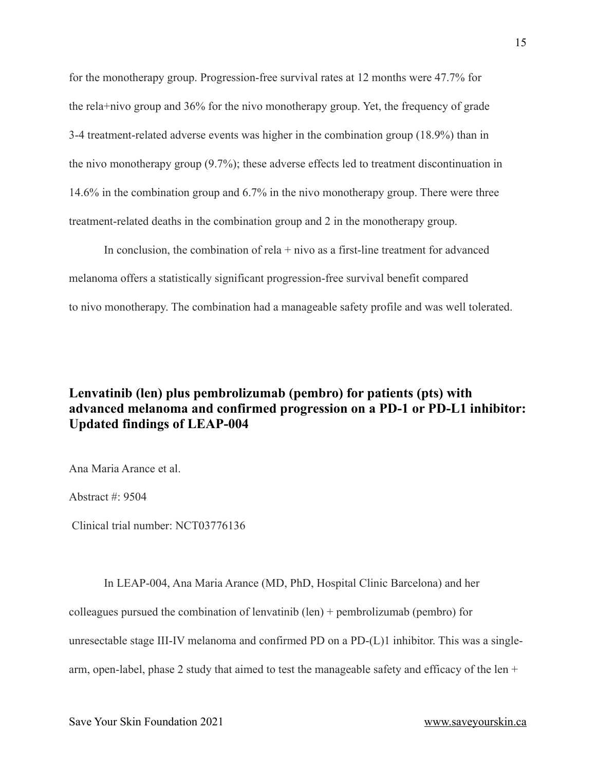for the monotherapy group. Progression-free survival rates at 12 months were 47.7% for the rela+nivo group and 36% for the nivo monotherapy group. Yet, the frequency of grade 3-4 treatment-related adverse events was higher in the combination group (18.9%) than in the nivo monotherapy group (9.7%); these adverse effects led to treatment discontinuation in 14.6% in the combination group and 6.7% in the nivo monotherapy group. There were three treatment-related deaths in the combination group and 2 in the monotherapy group.

In conclusion, the combination of rela + nivo as a first-line treatment for advanced melanoma offers a statistically significant progression-free survival benefit compared to nivo monotherapy. The combination had a manageable safety profile and was well tolerated.

## Lenvatinib (len) plus pembrolizumab (pembro) for patients (pts) with advanced melanoma and confirmed progression on a PD-1 or PD-L1 inhibitor: Updated findings of LEAP-004

Ana Maria Arance et al.

Abstract #: 9504

Clinical trial number: NCT03776136

In LEAP-004, Ana Maria Arance (MD, PhD, Hospital Clinic Barcelona) and her colleagues pursued the combination of lenvatinib (len) + pembrolizumab (pembro) for unresectable stage III-IV melanoma and confirmed PD on a PD-(L)1 inhibitor. This was a single-arm, open-label, phase 2 study that aimed to test the manageable safety and efficacy of the len +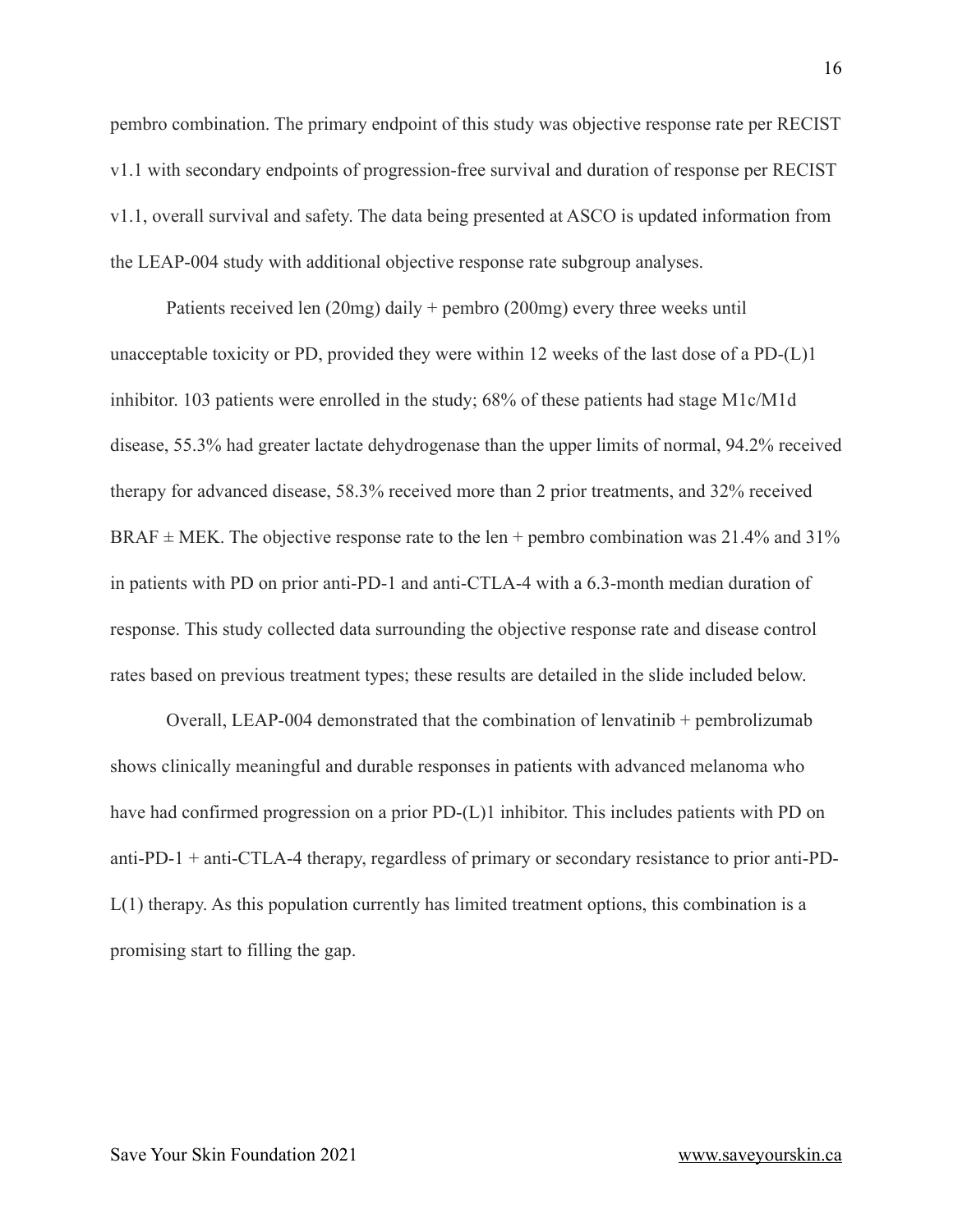pembro combination. The primary endpoint of this study was objective response rate per RECIST v1.1 with secondary endpoints of progression-free survival and duration of response per RECIST v1.1, overall survival and safety. The data being presented at ASCO is updated information from the LEAP-004 study with additional objective response rate subgroup analyses.

Patients received len (20mg) daily + pembro (200mg) every three weeks until unacceptable toxicity or PD, provided they were within 12 weeks of the last dose of a PD-(L)1 inhibitor. 103 patients were enrolled in the study; 68% of these patients had stage M1c/M1d disease, 55.3% had greater lactate dehydrogenase than the upper limits of normal, 94.2% received therapy for advanced disease, 58.3% received more than 2 prior treatments, and 32% received BRAF ± MEK. The objective response rate to the len + pembro combination was 21.4% and 31% in patients with PD on prior anti-PD-1 and anti-CTLA-4 with a 6.3-month median duration of response. This study collected data surrounding the objective response rate and disease control rates based on previous treatment types; these results are detailed in the slide included below.

Overall, LEAP-004 demonstrated that the combination of lenvatinib + pembrolizumab shows clinically meaningful and durable responses in patients with advanced melanoma who have had confirmed progression on a prior PD-(L)1 inhibitor. This includes patients with PD on anti-PD-1 + anti-CTLA-4 therapy, regardless of primary or secondary resistance to prior anti-PD-L(1) therapy. As this population currently has limited treatment options, this combination is a promising start to filling the gap.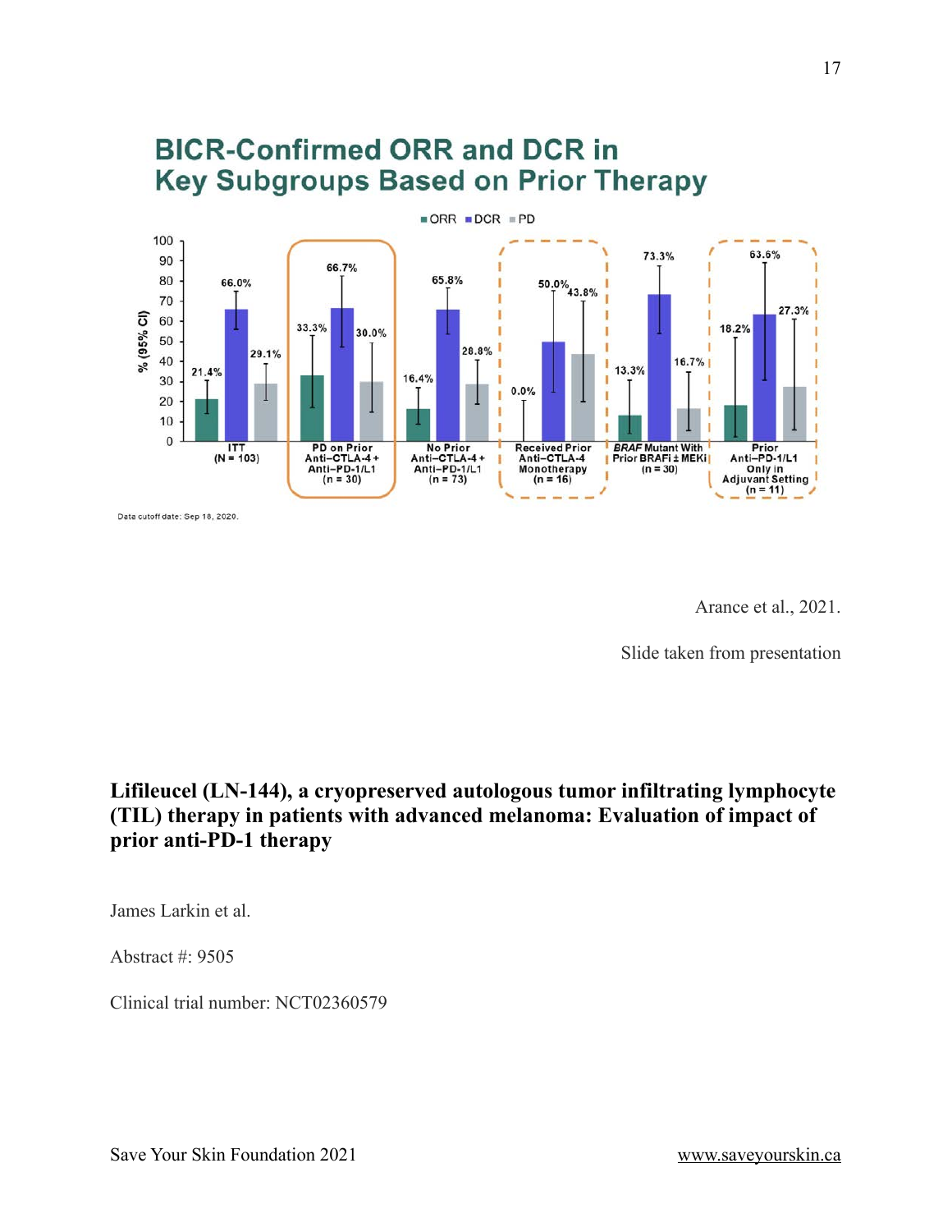## BICR-Confirmed ORR and DCR in Key Subgroups Based on Prior Therapy

| Subgroup | ORR | DCR | PD |
|---|---|---|---|
| ITT (N = 103) | 21.4% | 66.0% | 29.1% |
| PD on Prior Anti–CTLA-4 + Anti–PD-1/L1 (n = 30) | 33.3% | 66.7% | 30.0% |
| No Prior Anti–CTLA-4 + Anti–PD-1/L1 (n = 73) | 16.4% | 65.8% | 28.8% |
| Received Prior Anti–CTLA-4 Monotherapy (n = 16) | 0.0% | 50.0% | 43.8% |
| *BRAF* Mutant With Prior BRAFi ± MEKi (n = 30) | 13.3% | 73.3% | 16.7% |
| Prior Anti–PD-1/L1 Only in Adjuvant Setting (n = 11) | 18.2% | 63.6% | 27.3% |

Data cutoff date: Sep 18, 2020.

Arance et al., 2021.

Slide taken from presentation

**Lifileucel (LN-144), a cryopreserved autologous tumor infiltrating lymphocyte (TIL) therapy in patients with advanced melanoma: Evaluation of impact of prior anti-PD-1 therapy**

James Larkin et al.

Abstract #: 9505

Clinical trial number: NCT02360579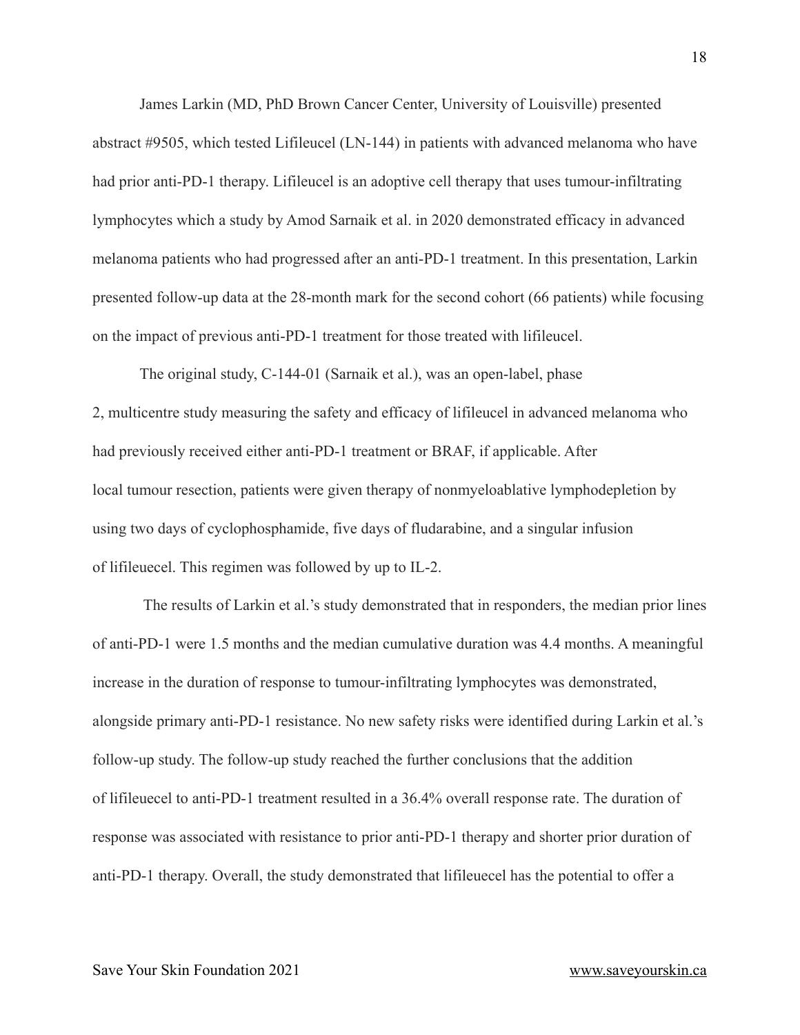James Larkin (MD, PhD Brown Cancer Center, University of Louisville) presented abstract #9505, which tested Lifileucel (LN-144) in patients with advanced melanoma who have had prior anti-PD-1 therapy. Lifileucel is an adoptive cell therapy that uses tumour-infiltrating lymphocytes which a study by Amod Sarnaik et al. in 2020 demonstrated efficacy in advanced melanoma patients who had progressed after an anti-PD-1 treatment. In this presentation, Larkin presented follow-up data at the 28-month mark for the second cohort (66 patients) while focusing on the impact of previous anti-PD-1 treatment for those treated with lifileucel.

The original study, C-144-01 (Sarnaik et al.), was an open-label, phase 2, multicentre study measuring the safety and efficacy of lifileucel in advanced melanoma who had previously received either anti-PD-1 treatment or BRAF, if applicable. After local tumour resection, patients were given therapy of nonmyeloablative lymphodepletion by using two days of cyclophosphamide, five days of fludarabine, and a singular infusion of lifileuecel. This regimen was followed by up to IL-2.

The results of Larkin et al.'s study demonstrated that in responders, the median prior lines of anti-PD-1 were 1.5 months and the median cumulative duration was 4.4 months. A meaningful increase in the duration of response to tumour-infiltrating lymphocytes was demonstrated, alongside primary anti-PD-1 resistance. No new safety risks were identified during Larkin et al.'s follow-up study. The follow-up study reached the further conclusions that the addition of lifileuecel to anti-PD-1 treatment resulted in a 36.4% overall response rate. The duration of response was associated with resistance to prior anti-PD-1 therapy and shorter prior duration of anti-PD-1 therapy. Overall, the study demonstrated that lifileuecel has the potential to offer a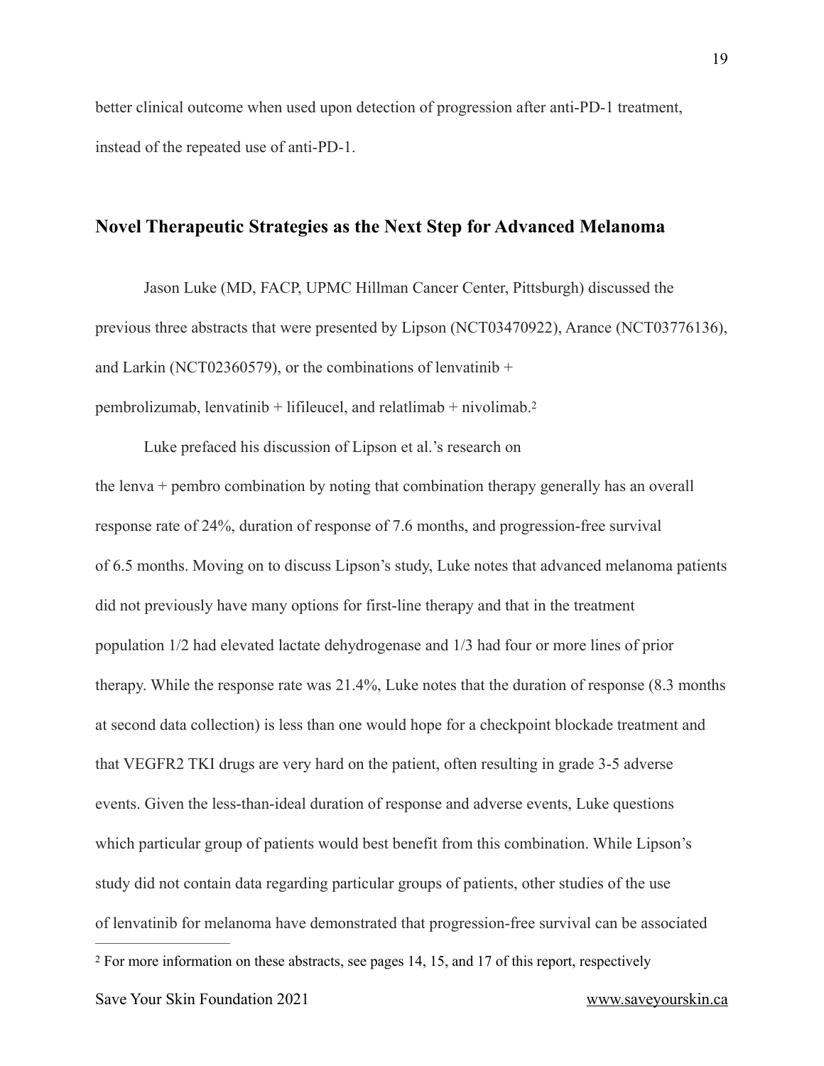better clinical outcome when used upon detection of progression after anti-PD-1 treatment, instead of the repeated use of anti-PD-1.

## Novel Therapeutic Strategies as the Next Step for Advanced Melanoma

Jason Luke (MD, FACP, UPMC Hillman Cancer Center, Pittsburgh) discussed the previous three abstracts that were presented by Lipson (NCT03470922), Arance (NCT03776136), and Larkin (NCT02360579), or the combinations of lenvatinib + pembrolizumab, lenvatinib + lifileucel, and relatlimab + nivolimab.[2]

Luke prefaced his discussion of Lipson et al.'s research on the lenva + pembro combination by noting that combination therapy generally has an overall response rate of 24%, duration of response of 7.6 months, and progression-free survival of 6.5 months. Moving on to discuss Lipson's study, Luke notes that advanced melanoma patients did not previously have many options for first-line therapy and that in the treatment population 1/2 had elevated lactate dehydrogenase and 1/3 had four or more lines of prior therapy. While the response rate was 21.4%, Luke notes that the duration of response (8.3 months at second data collection) is less than one would hope for a checkpoint blockade treatment and that VEGFR2 TKI drugs are very hard on the patient, often resulting in grade 3-5 adverse events. Given the less-than-ideal duration of response and adverse events, Luke questions which particular group of patients would best benefit from this combination. While Lipson's study did not contain data regarding particular groups of patients, other studies of the use of lenvatinib for melanoma have demonstrated that progression-free survival can be associated

---

[2] For more information on these abstracts, see pages 14, 15, and 17 of this report, respectively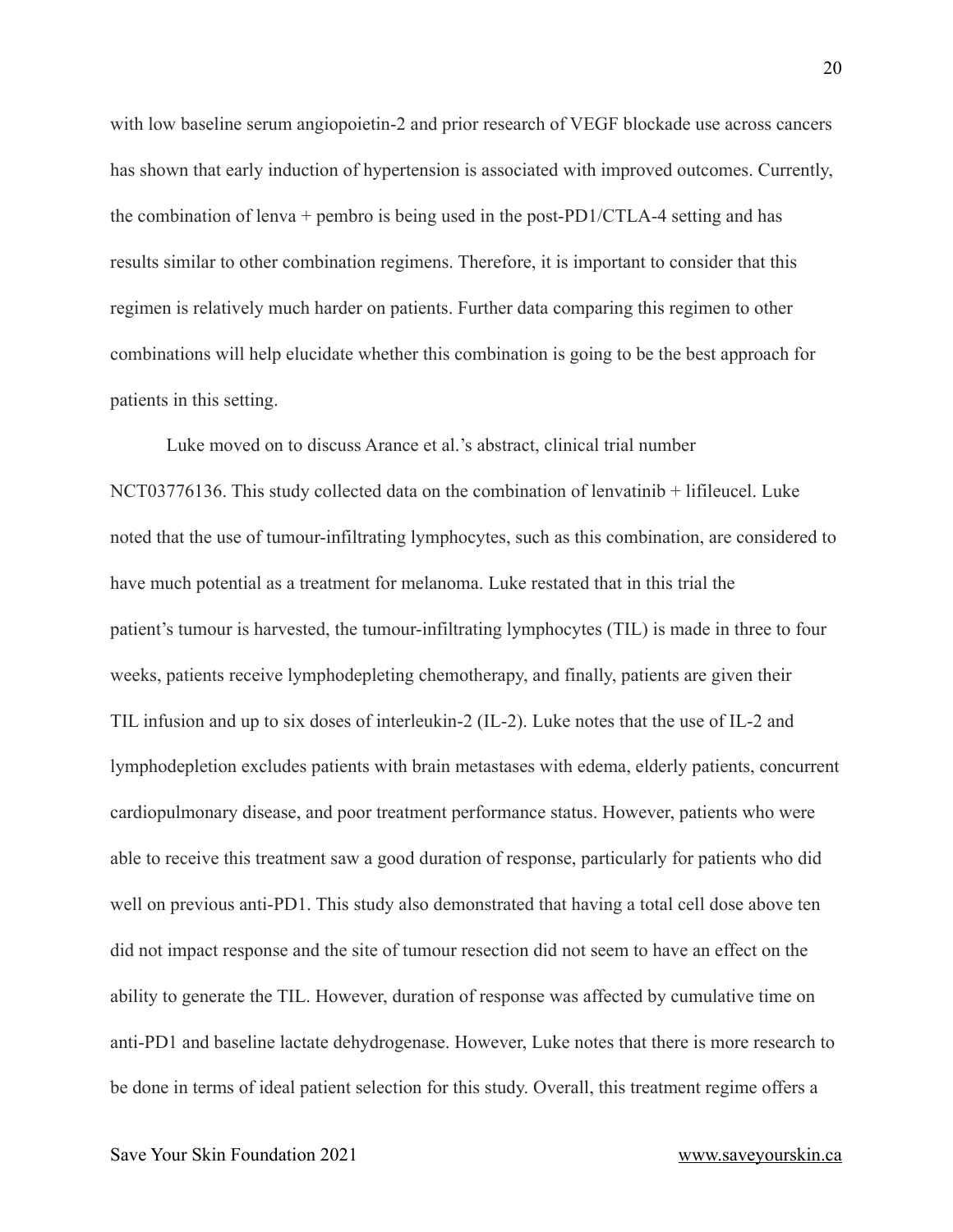with low baseline serum angiopoietin-2 and prior research of VEGF blockade use across cancers has shown that early induction of hypertension is associated with improved outcomes. Currently, the combination of lenva + pembro is being used in the post-PD1/CTLA-4 setting and has results similar to other combination regimens. Therefore, it is important to consider that this regimen is relatively much harder on patients. Further data comparing this regimen to other combinations will help elucidate whether this combination is going to be the best approach for patients in this setting.

Luke moved on to discuss Arance et al.'s abstract, clinical trial number NCT03776136. This study collected data on the combination of lenvatinib + lifileucel. Luke noted that the use of tumour-infiltrating lymphocytes, such as this combination, are considered to have much potential as a treatment for melanoma. Luke restated that in this trial the patient's tumour is harvested, the tumour-infiltrating lymphocytes (TIL) is made in three to four weeks, patients receive lymphodepleting chemotherapy, and finally, patients are given their TIL infusion and up to six doses of interleukin-2 (IL-2). Luke notes that the use of IL-2 and lymphodepletion excludes patients with brain metastases with edema, elderly patients, concurrent cardiopulmonary disease, and poor treatment performance status. However, patients who were able to receive this treatment saw a good duration of response, particularly for patients who did well on previous anti-PD1. This study also demonstrated that having a total cell dose above ten did not impact response and the site of tumour resection did not seem to have an effect on the ability to generate the TIL. However, duration of response was affected by cumulative time on anti-PD1 and baseline lactate dehydrogenase. However, Luke notes that there is more research to be done in terms of ideal patient selection for this study. Overall, this treatment regime offers a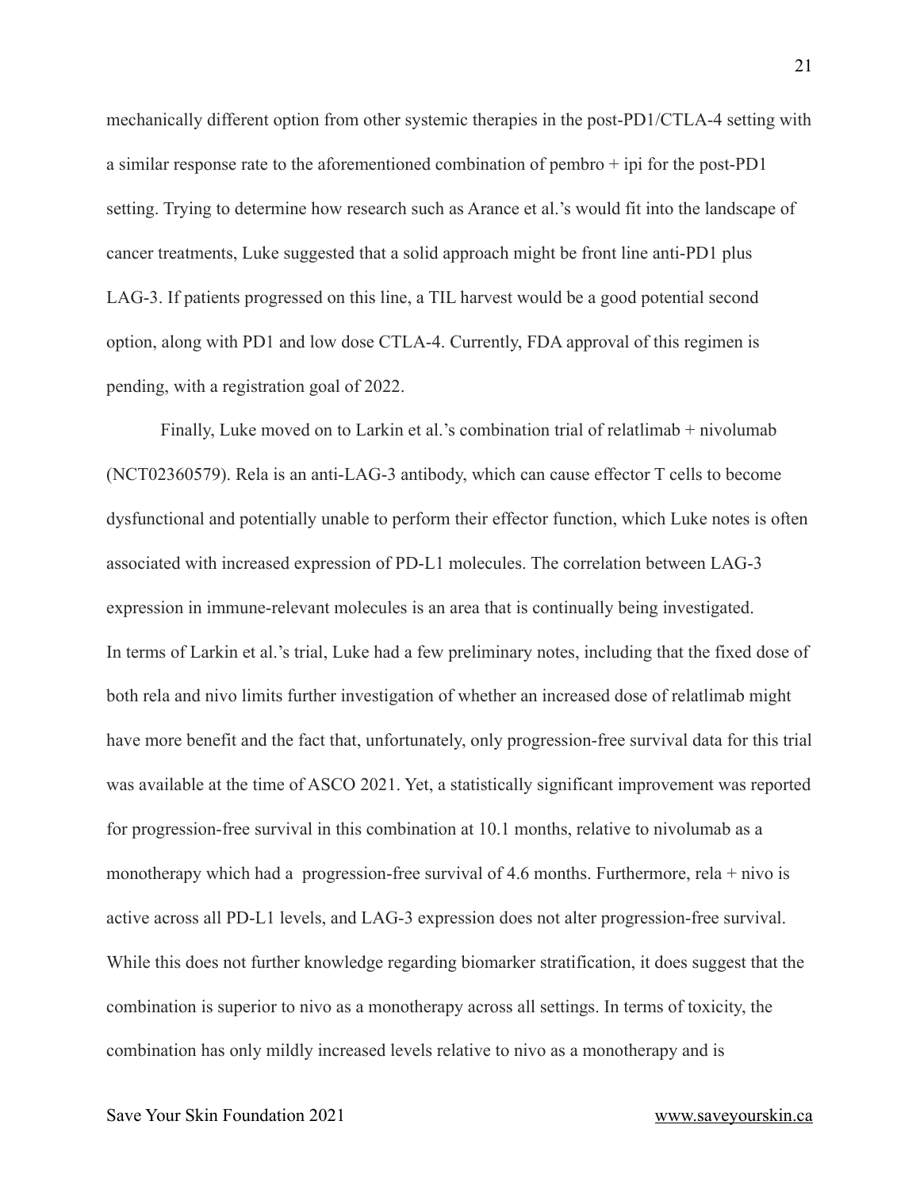mechanically different option from other systemic therapies in the post-PD1/CTLA-4 setting with a similar response rate to the aforementioned combination of pembro + ipi for the post-PD1 setting. Trying to determine how research such as Arance et al.'s would fit into the landscape of cancer treatments, Luke suggested that a solid approach might be front line anti-PD1 plus LAG-3. If patients progressed on this line, a TIL harvest would be a good potential second option, along with PD1 and low dose CTLA-4. Currently, FDA approval of this regimen is pending, with a registration goal of 2022.

Finally, Luke moved on to Larkin et al.'s combination trial of relatlimab + nivolumab (NCT02360579). Rela is an anti-LAG-3 antibody, which can cause effector T cells to become dysfunctional and potentially unable to perform their effector function, which Luke notes is often associated with increased expression of PD-L1 molecules. The correlation between LAG-3 expression in immune-relevant molecules is an area that is continually being investigated.
In terms of Larkin et al.'s trial, Luke had a few preliminary notes, including that the fixed dose of both rela and nivo limits further investigation of whether an increased dose of relatlimab might have more benefit and the fact that, unfortunately, only progression-free survival data for this trial was available at the time of ASCO 2021. Yet, a statistically significant improvement was reported for progression-free survival in this combination at 10.1 months, relative to nivolumab as a monotherapy which had a progression-free survival of 4.6 months. Furthermore, rela + nivo is active across all PD-L1 levels, and LAG-3 expression does not alter progression-free survival. While this does not further knowledge regarding biomarker stratification, it does suggest that the combination is superior to nivo as a monotherapy across all settings. In terms of toxicity, the combination has only mildly increased levels relative to nivo as a monotherapy and is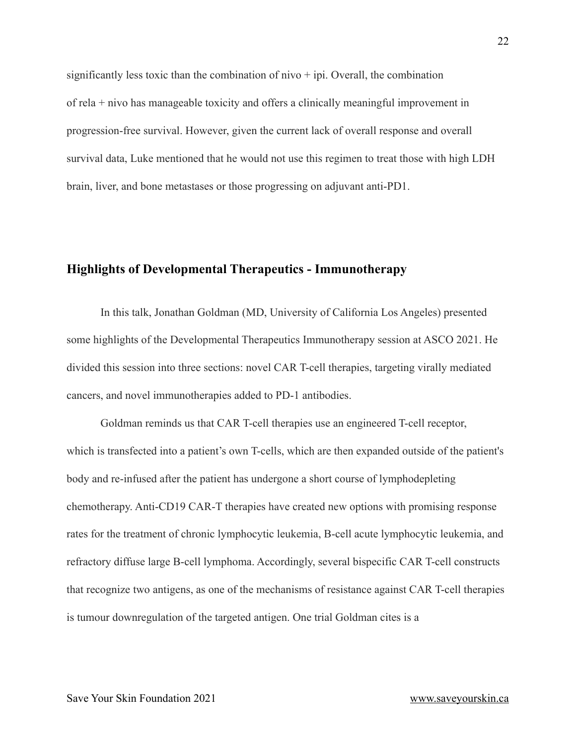significantly less toxic than the combination of nivo + ipi. Overall, the combination of rela + nivo has manageable toxicity and offers a clinically meaningful improvement in progression-free survival. However, given the current lack of overall response and overall survival data, Luke mentioned that he would not use this regimen to treat those with high LDH brain, liver, and bone metastases or those progressing on adjuvant anti-PD1.

## Highlights of Developmental Therapeutics - Immunotherapy

In this talk, Jonathan Goldman (MD, University of California Los Angeles) presented some highlights of the Developmental Therapeutics Immunotherapy session at ASCO 2021. He divided this session into three sections: novel CAR T-cell therapies, targeting virally mediated cancers, and novel immunotherapies added to PD-1 antibodies.

Goldman reminds us that CAR T-cell therapies use an engineered T-cell receptor, which is transfected into a patient's own T-cells, which are then expanded outside of the patient's body and re-infused after the patient has undergone a short course of lymphodepleting chemotherapy. Anti-CD19 CAR-T therapies have created new options with promising response rates for the treatment of chronic lymphocytic leukemia, B-cell acute lymphocytic leukemia, and refractory diffuse large B-cell lymphoma. Accordingly, several bispecific CAR T-cell constructs that recognize two antigens, as one of the mechanisms of resistance against CAR T-cell therapies is tumour downregulation of the targeted antigen. One trial Goldman cites is a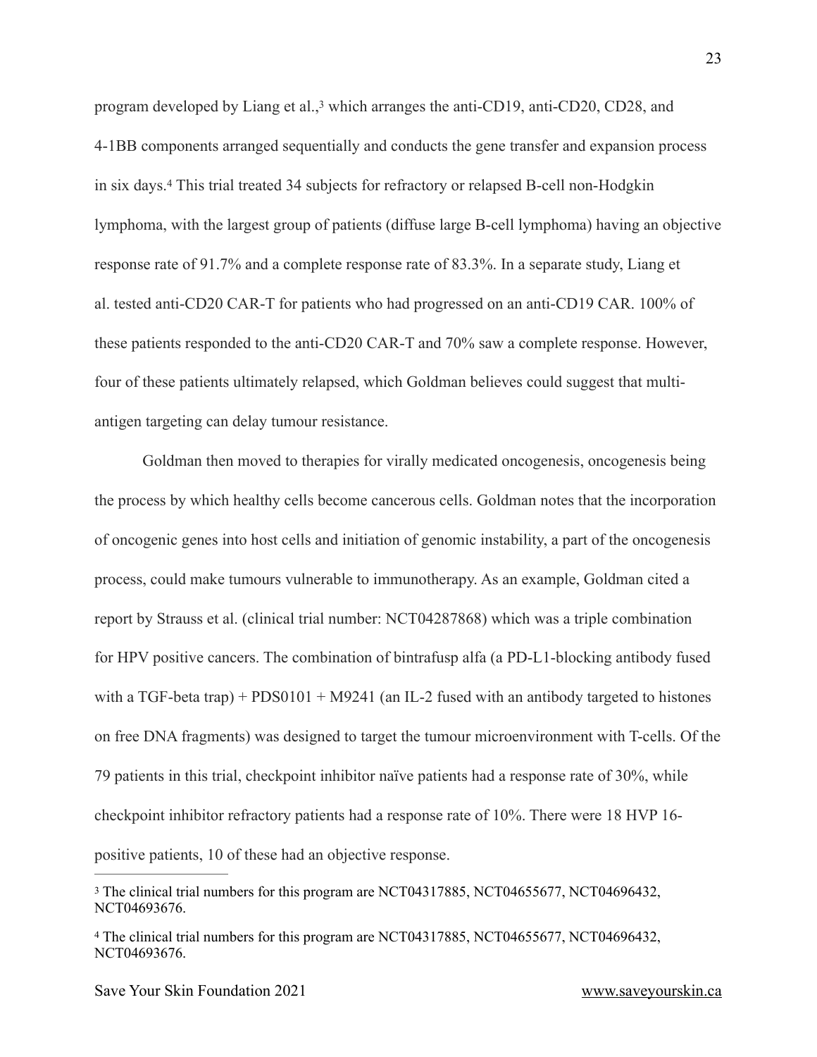program developed by Liang et al.,[3] which arranges the anti-CD19, anti-CD20, CD28, and 4-1BB components arranged sequentially and conducts the gene transfer and expansion process in six days.[4] This trial treated 34 subjects for refractory or relapsed B-cell non-Hodgkin lymphoma, with the largest group of patients (diffuse large B-cell lymphoma) having an objective response rate of 91.7% and a complete response rate of 83.3%. In a separate study, Liang et al. tested anti-CD20 CAR-T for patients who had progressed on an anti-CD19 CAR. 100% of these patients responded to the anti-CD20 CAR-T and 70% saw a complete response. However, four of these patients ultimately relapsed, which Goldman believes could suggest that multi-antigen targeting can delay tumour resistance.

Goldman then moved to therapies for virally medicated oncogenesis, oncogenesis being the process by which healthy cells become cancerous cells. Goldman notes that the incorporation of oncogenic genes into host cells and initiation of genomic instability, a part of the oncogenesis process, could make tumours vulnerable to immunotherapy. As an example, Goldman cited a report by Strauss et al. (clinical trial number: NCT04287868) which was a triple combination for HPV positive cancers. The combination of bintrafusp alfa (a PD-L1-blocking antibody fused with a TGF-beta trap) + PDS0101 + M9241 (an IL-2 fused with an antibody targeted to histones on free DNA fragments) was designed to target the tumour microenvironment with T-cells. Of the 79 patients in this trial, checkpoint inhibitor naïve patients had a response rate of 30%, while checkpoint inhibitor refractory patients had a response rate of 10%. There were 18 HVP 16-positive patients, 10 of these had an objective response.

---

[3] The clinical trial numbers for this program are NCT04317885, NCT04655677, NCT04696432, NCT04693676.

[4] The clinical trial numbers for this program are NCT04317885, NCT04655677, NCT04696432, NCT04693676.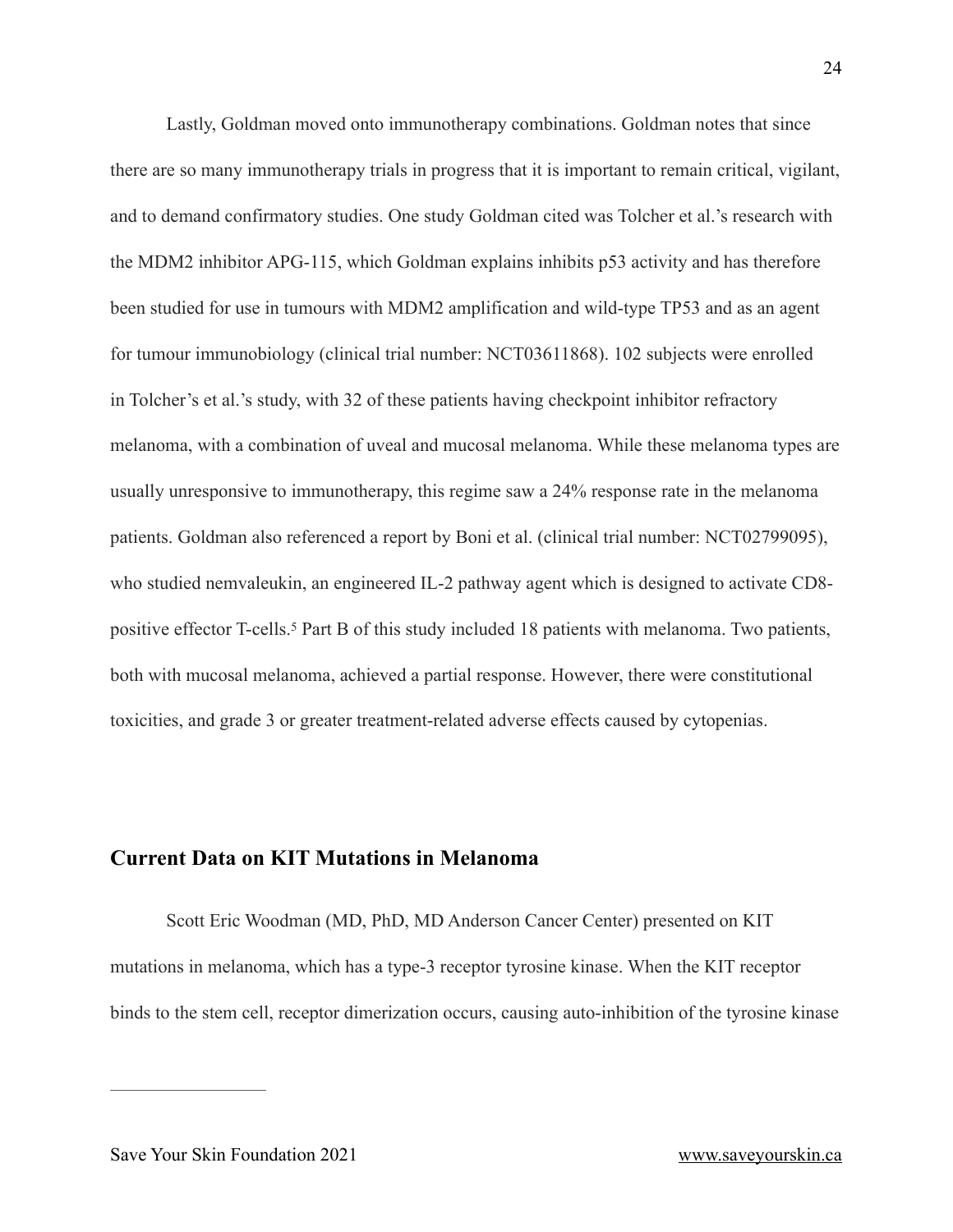Lastly, Goldman moved onto immunotherapy combinations. Goldman notes that since there are so many immunotherapy trials in progress that it is important to remain critical, vigilant, and to demand confirmatory studies. One study Goldman cited was Tolcher et al.'s research with the MDM2 inhibitor APG-115, which Goldman explains inhibits p53 activity and has therefore been studied for use in tumours with MDM2 amplification and wild-type TP53 and as an agent for tumour immunobiology (clinical trial number: NCT03611868). 102 subjects were enrolled in Tolcher's et al.'s study, with 32 of these patients having checkpoint inhibitor refractory melanoma, with a combination of uveal and mucosal melanoma. While these melanoma types are usually unresponsive to immunotherapy, this regime saw a 24% response rate in the melanoma patients. Goldman also referenced a report by Boni et al. (clinical trial number: NCT02799095), who studied nemvaleukin, an engineered IL-2 pathway agent which is designed to activate CD8-positive effector T-cells.[5] Part B of this study included 18 patients with melanoma. Two patients, both with mucosal melanoma, achieved a partial response. However, there were constitutional toxicities, and grade 3 or greater treatment-related adverse effects caused by cytopenias.

## Current Data on KIT Mutations in Melanoma

Scott Eric Woodman (MD, PhD, MD Anderson Cancer Center) presented on KIT mutations in melanoma, which has a type-3 receptor tyrosine kinase. When the KIT receptor binds to the stem cell, receptor dimerization occurs, causing auto-inhibition of the tyrosine kinase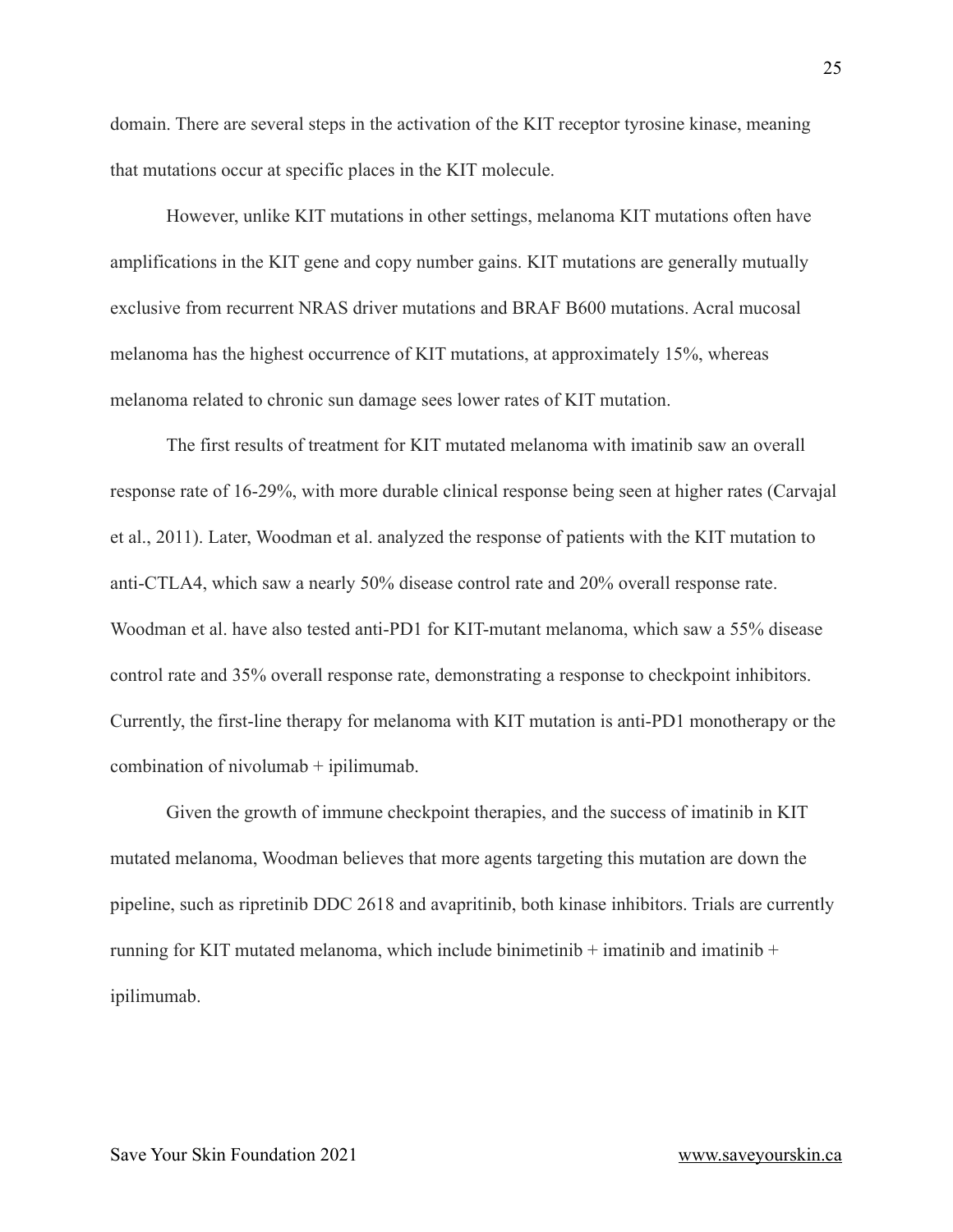domain. There are several steps in the activation of the KIT receptor tyrosine kinase, meaning that mutations occur at specific places in the KIT molecule.

However, unlike KIT mutations in other settings, melanoma KIT mutations often have amplifications in the KIT gene and copy number gains. KIT mutations are generally mutually exclusive from recurrent NRAS driver mutations and BRAF B600 mutations. Acral mucosal melanoma has the highest occurrence of KIT mutations, at approximately 15%, whereas melanoma related to chronic sun damage sees lower rates of KIT mutation.

The first results of treatment for KIT mutated melanoma with imatinib saw an overall response rate of 16-29%, with more durable clinical response being seen at higher rates (Carvajal et al., 2011). Later, Woodman et al. analyzed the response of patients with the KIT mutation to anti-CTLA4, which saw a nearly 50% disease control rate and 20% overall response rate. Woodman et al. have also tested anti-PD1 for KIT-mutant melanoma, which saw a 55% disease control rate and 35% overall response rate, demonstrating a response to checkpoint inhibitors. Currently, the first-line therapy for melanoma with KIT mutation is anti-PD1 monotherapy or the combination of nivolumab + ipilimumab.

Given the growth of immune checkpoint therapies, and the success of imatinib in KIT mutated melanoma, Woodman believes that more agents targeting this mutation are down the pipeline, such as ripretinib DDC 2618 and avapritinib, both kinase inhibitors. Trials are currently running for KIT mutated melanoma, which include binimetinib + imatinib and imatinib + ipilimumab.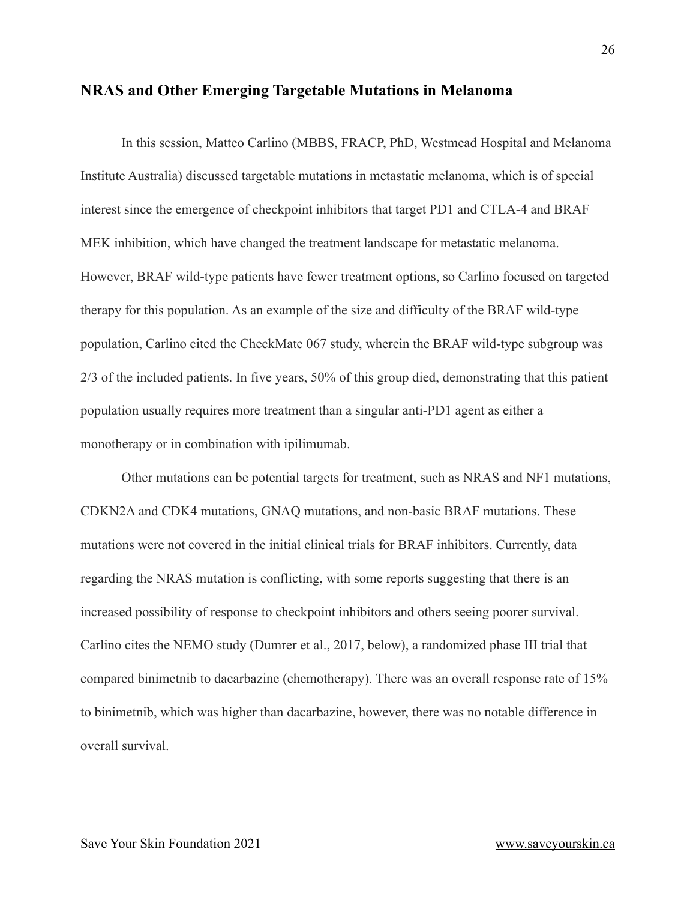## NRAS and Other Emerging Targetable Mutations in Melanoma

In this session, Matteo Carlino (MBBS, FRACP, PhD, Westmead Hospital and Melanoma Institute Australia) discussed targetable mutations in metastatic melanoma, which is of special interest since the emergence of checkpoint inhibitors that target PD1 and CTLA-4 and BRAF MEK inhibition, which have changed the treatment landscape for metastatic melanoma. However, BRAF wild-type patients have fewer treatment options, so Carlino focused on targeted therapy for this population. As an example of the size and difficulty of the BRAF wild-type population, Carlino cited the CheckMate 067 study, wherein the BRAF wild-type subgroup was 2/3 of the included patients. In five years, 50% of this group died, demonstrating that this patient population usually requires more treatment than a singular anti-PD1 agent as either a monotherapy or in combination with ipilimumab.

Other mutations can be potential targets for treatment, such as NRAS and NF1 mutations, CDKN2A and CDK4 mutations, GNAQ mutations, and non-basic BRAF mutations. These mutations were not covered in the initial clinical trials for BRAF inhibitors. Currently, data regarding the NRAS mutation is conflicting, with some reports suggesting that there is an increased possibility of response to checkpoint inhibitors and others seeing poorer survival. Carlino cites the NEMO study (Dumrer et al., 2017, below), a randomized phase III trial that compared binimetnib to dacarbazine (chemotherapy). There was an overall response rate of 15% to binimetnib, which was higher than dacarbazine, however, there was no notable difference in overall survival.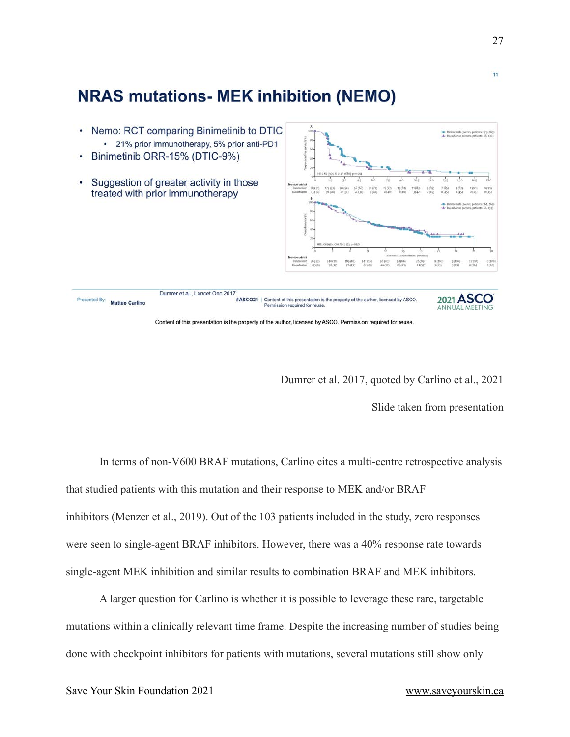## NRAS mutations- MEK inhibition (NEMO)

- Nemo: RCT comparing Binimetinib to DTIC
  - 21% prior immunotherapy, 5% prior anti-PD1
- Binimetinib ORR-15% (DTIC-9%)
- Suggestion of greater activity in those treated with prior immunotherapy

Dumrer et al., Lancet Onc 2017

Presented By: Matteo Carlino

#ASCO21 | Content of this presentation is the property of the author, licensed by ASCO. Permission required for reuse.

2021 ASCO ANNUAL MEETING

Content of this presentation is the property of the author, licensed by ASCO. Permission required for reuse.

Dumrer et al. 2017, quoted by Carlino et al., 2021

Slide taken from presentation

In terms of non-V600 BRAF mutations, Carlino cites a multi-centre retrospective analysis that studied patients with this mutation and their response to MEK and/or BRAF inhibitors (Menzer et al., 2019). Out of the 103 patients included in the study, zero responses were seen to single-agent BRAF inhibitors. However, there was a 40% response rate towards single-agent MEK inhibition and similar results to combination BRAF and MEK inhibitors.

A larger question for Carlino is whether it is possible to leverage these rare, targetable mutations within a clinically relevant time frame. Despite the increasing number of studies being done with checkpoint inhibitors for patients with mutations, several mutations still show only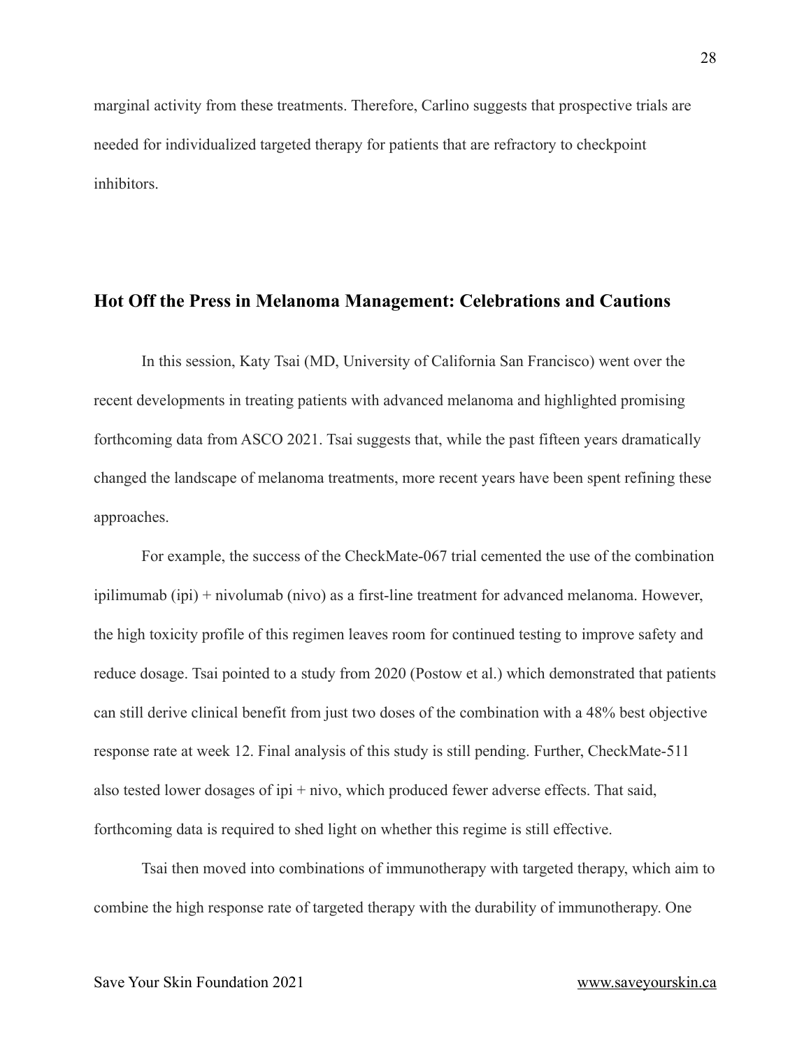marginal activity from these treatments. Therefore, Carlino suggests that prospective trials are needed for individualized targeted therapy for patients that are refractory to checkpoint inhibitors.

## Hot Off the Press in Melanoma Management: Celebrations and Cautions

In this session, Katy Tsai (MD, University of California San Francisco) went over the recent developments in treating patients with advanced melanoma and highlighted promising forthcoming data from ASCO 2021. Tsai suggests that, while the past fifteen years dramatically changed the landscape of melanoma treatments, more recent years have been spent refining these approaches.

For example, the success of the CheckMate-067 trial cemented the use of the combination ipilimumab (ipi) + nivolumab (nivo) as a first-line treatment for advanced melanoma. However, the high toxicity profile of this regimen leaves room for continued testing to improve safety and reduce dosage. Tsai pointed to a study from 2020 (Postow et al.) which demonstrated that patients can still derive clinical benefit from just two doses of the combination with a 48% best objective response rate at week 12. Final analysis of this study is still pending. Further, CheckMate-511 also tested lower dosages of ipi + nivo, which produced fewer adverse effects. That said, forthcoming data is required to shed light on whether this regime is still effective.

Tsai then moved into combinations of immunotherapy with targeted therapy, which aim to combine the high response rate of targeted therapy with the durability of immunotherapy. One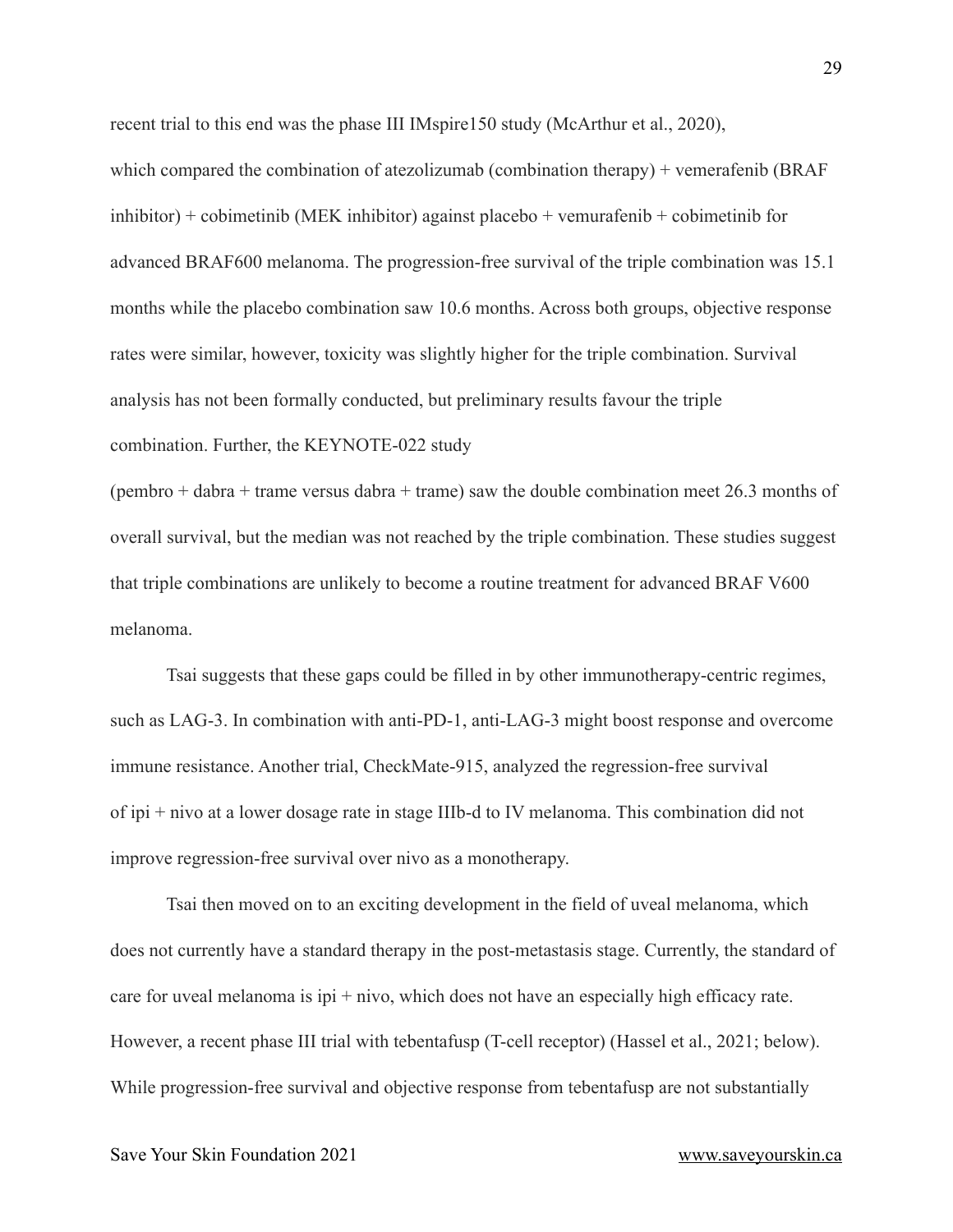recent trial to this end was the phase III IMspire150 study (McArthur et al., 2020), which compared the combination of atezolizumab (combination therapy) + vemerafenib (BRAF inhibitor) + cobimetinib (MEK inhibitor) against placebo + vemurafenib + cobimetinib for advanced BRAF600 melanoma. The progression-free survival of the triple combination was 15.1 months while the placebo combination saw 10.6 months. Across both groups, objective response rates were similar, however, toxicity was slightly higher for the triple combination. Survival analysis has not been formally conducted, but preliminary results favour the triple combination. Further, the KEYNOTE-022 study (pembro + dabra + trame versus dabra + trame) saw the double combination meet 26.3 months of overall survival, but the median was not reached by the triple combination. These studies suggest that triple combinations are unlikely to become a routine treatment for advanced BRAF V600 melanoma.

Tsai suggests that these gaps could be filled in by other immunotherapy-centric regimes, such as LAG-3. In combination with anti-PD-1, anti-LAG-3 might boost response and overcome immune resistance. Another trial, CheckMate-915, analyzed the regression-free survival of ipi + nivo at a lower dosage rate in stage IIIb-d to IV melanoma. This combination did not improve regression-free survival over nivo as a monotherapy.

Tsai then moved on to an exciting development in the field of uveal melanoma, which does not currently have a standard therapy in the post-metastasis stage. Currently, the standard of care for uveal melanoma is ipi + nivo, which does not have an especially high efficacy rate. However, a recent phase III trial with tebentafusp (T-cell receptor) (Hassel et al., 2021; below). While progression-free survival and objective response from tebentafusp are not substantially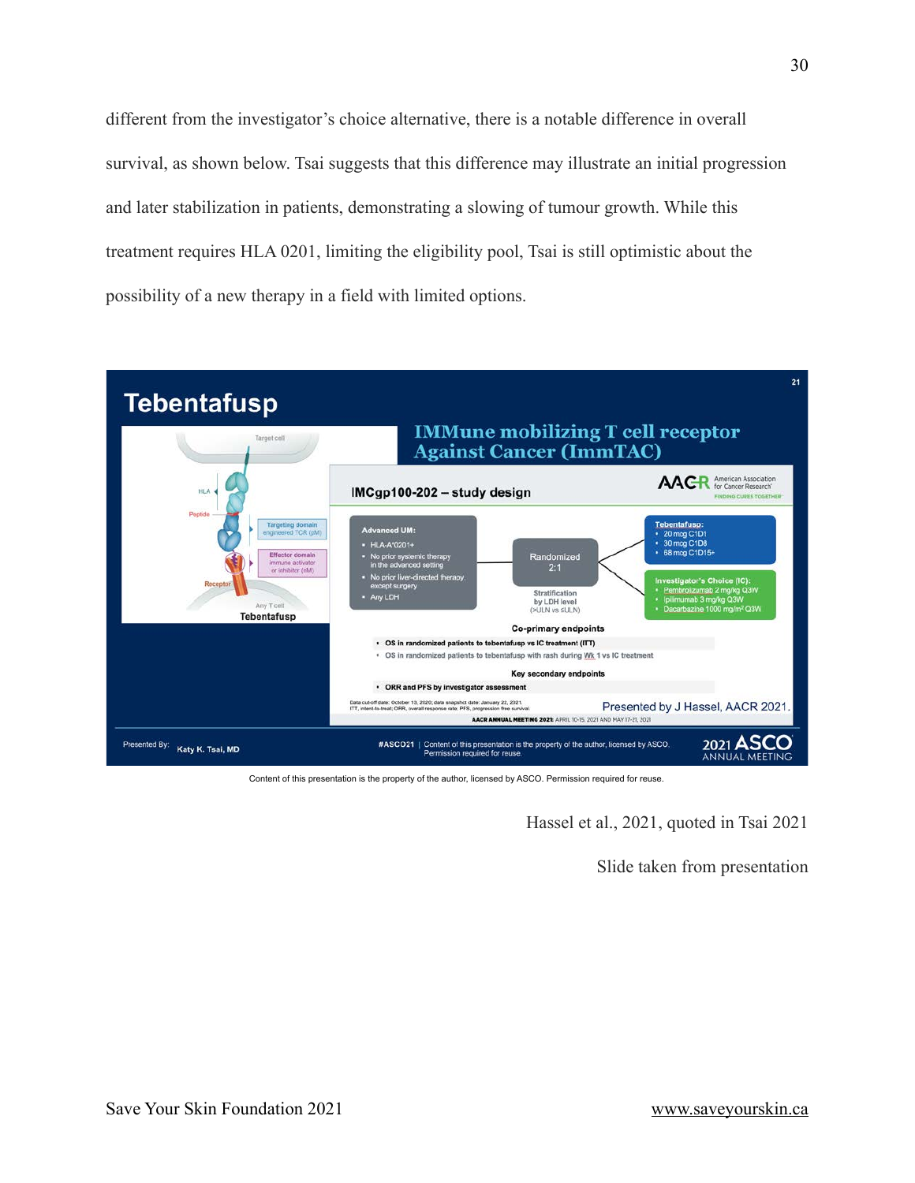different from the investigator's choice alternative, there is a notable difference in overall survival, as shown below. Tsai suggests that this difference may illustrate an initial progression and later stabilization in patients, demonstrating a slowing of tumour growth. While this treatment requires HLA 0201, limiting the eligibility pool, Tsai is still optimistic about the possibility of a new therapy in a field with limited options.

Content of this presentation is the property of the author, licensed by ASCO. Permission required for reuse.

Hassel et al., 2021, quoted in Tsai 2021

Slide taken from presentation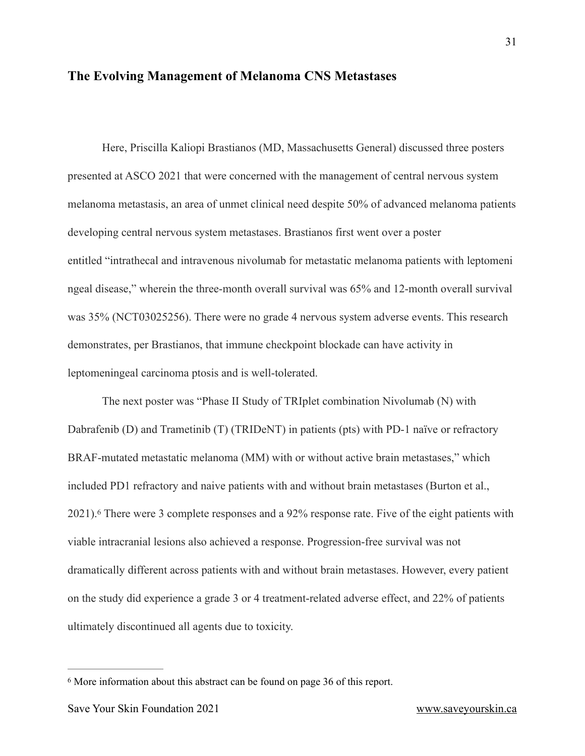## The Evolving Management of Melanoma CNS Metastases

Here, Priscilla Kaliopi Brastianos (MD, Massachusetts General) discussed three posters presented at ASCO 2021 that were concerned with the management of central nervous system melanoma metastasis, an area of unmet clinical need despite 50% of advanced melanoma patients developing central nervous system metastases. Brastianos first went over a poster entitled "intrathecal and intravenous nivolumab for metastatic melanoma patients with leptomeni ngeal disease," wherein the three-month overall survival was 65% and 12-month overall survival was 35% (NCT03025256). There were no grade 4 nervous system adverse events. This research demonstrates, per Brastianos, that immune checkpoint blockade can have activity in leptomeningeal carcinoma ptosis and is well-tolerated.

The next poster was "Phase II Study of TRIplet combination Nivolumab (N) with Dabrafenib (D) and Trametinib (T) (TRIDeNT) in patients (pts) with PD-1 naïve or refractory BRAF-mutated metastatic melanoma (MM) with or without active brain metastases," which included PD1 refractory and naive patients with and without brain metastases (Burton et al., 2021).[6] There were 3 complete responses and a 92% response rate. Five of the eight patients with viable intracranial lesions also achieved a response. Progression-free survival was not dramatically different across patients with and without brain metastases. However, every patient on the study did experience a grade 3 or 4 treatment-related adverse effect, and 22% of patients ultimately discontinued all agents due to toxicity.

---

[6] More information about this abstract can be found on page 36 of this report.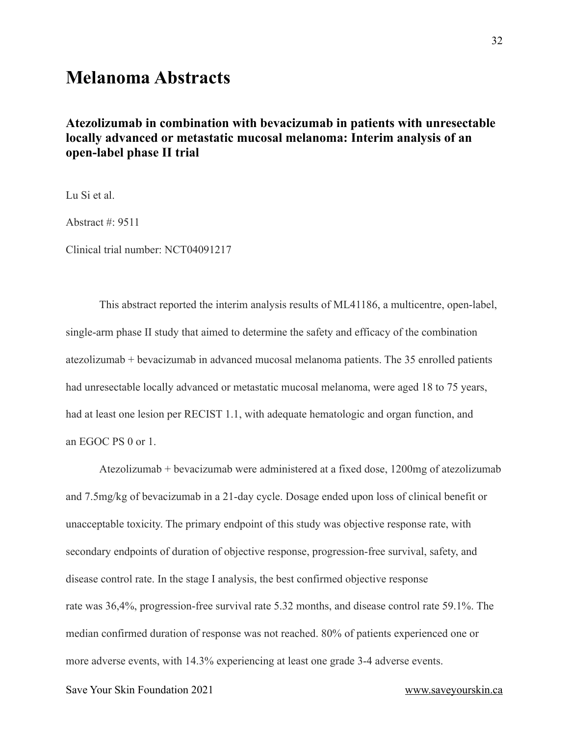# Melanoma Abstracts

## Atezolizumab in combination with bevacizumab in patients with unresectable locally advanced or metastatic mucosal melanoma: Interim analysis of an open-label phase II trial

Lu Si et al.

Abstract #: 9511

Clinical trial number: NCT04091217

This abstract reported the interim analysis results of ML41186, a multicentre, open-label, single-arm phase II study that aimed to determine the safety and efficacy of the combination atezolizumab + bevacizumab in advanced mucosal melanoma patients. The 35 enrolled patients had unresectable locally advanced or metastatic mucosal melanoma, were aged 18 to 75 years, had at least one lesion per RECIST 1.1, with adequate hematologic and organ function, and an EGOC PS 0 or 1.

Atezolizumab + bevacizumab were administered at a fixed dose, 1200mg of atezolizumab and 7.5mg/kg of bevacizumab in a 21-day cycle. Dosage ended upon loss of clinical benefit or unacceptable toxicity. The primary endpoint of this study was objective response rate, with secondary endpoints of duration of objective response, progression-free survival, safety, and disease control rate. In the stage I analysis, the best confirmed objective response rate was 36,4%, progression-free survival rate 5.32 months, and disease control rate 59.1%. The median confirmed duration of response was not reached. 80% of patients experienced one or more adverse events, with 14.3% experiencing at least one grade 3-4 adverse events.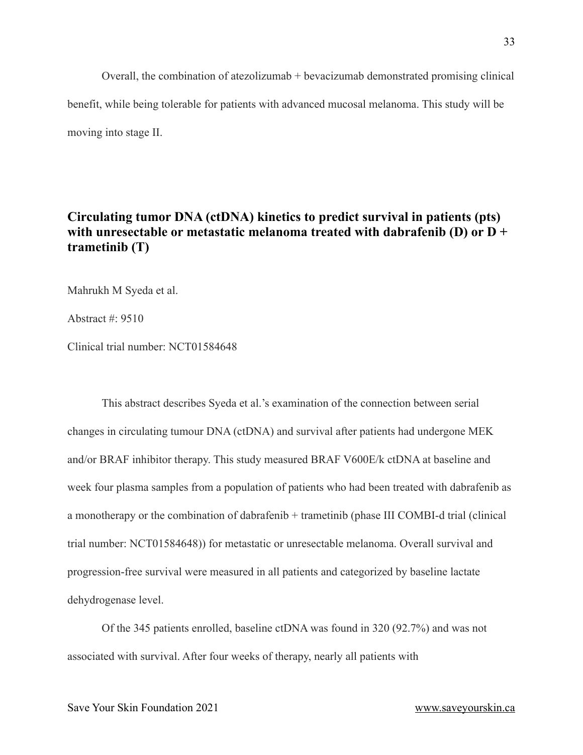Overall, the combination of atezolizumab + bevacizumab demonstrated promising clinical benefit, while being tolerable for patients with advanced mucosal melanoma. This study will be moving into stage II.

## Circulating tumor DNA (ctDNA) kinetics to predict survival in patients (pts) with unresectable or metastatic melanoma treated with dabrafenib (D) or D + trametinib (T)

Mahrukh M Syeda et al.

Abstract #: 9510

Clinical trial number: NCT01584648

This abstract describes Syeda et al.'s examination of the connection between serial changes in circulating tumour DNA (ctDNA) and survival after patients had undergone MEK and/or BRAF inhibitor therapy. This study measured BRAF V600E/k ctDNA at baseline and week four plasma samples from a population of patients who had been treated with dabrafenib as a monotherapy or the combination of dabrafenib + trametinib (phase III COMBI-d trial (clinical trial number: NCT01584648)) for metastatic or unresectable melanoma. Overall survival and progression-free survival were measured in all patients and categorized by baseline lactate dehydrogenase level.

Of the 345 patients enrolled, baseline ctDNA was found in 320 (92.7%) and was not associated with survival. After four weeks of therapy, nearly all patients with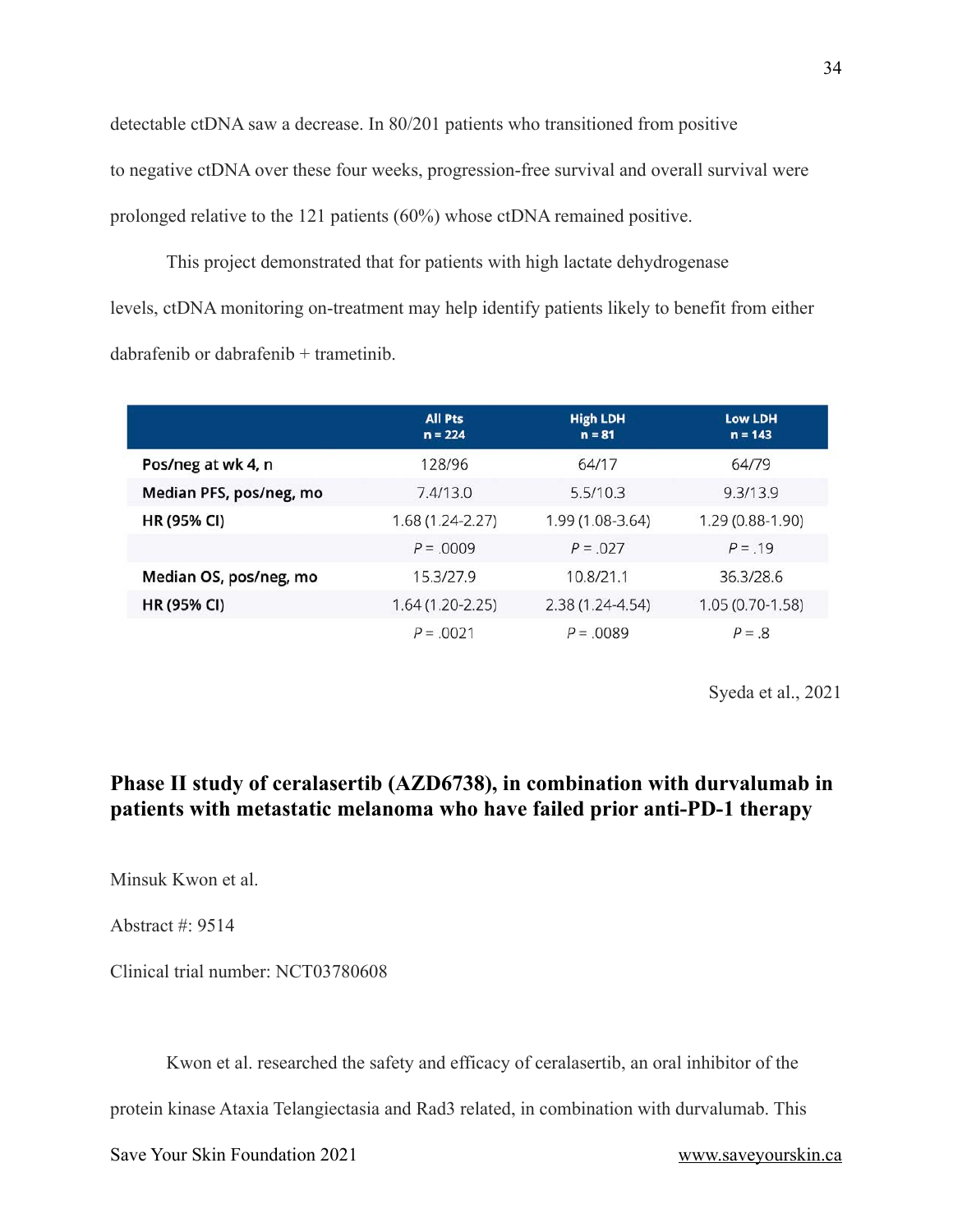detectable ctDNA saw a decrease. In 80/201 patients who transitioned from positive to negative ctDNA over these four weeks, progression-free survival and overall survival were prolonged relative to the 121 patients (60%) whose ctDNA remained positive.

This project demonstrated that for patients with high lactate dehydrogenase levels, ctDNA monitoring on-treatment may help identify patients likely to benefit from either dabrafenib or dabrafenib + trametinib.

| | All Pts n = 224 | High LDH n = 81 | Low LDH n = 143 |
|---|---|---|---|
| **Pos/neg at wk 4, n** | 128/96 | 64/17 | 64/79 |
| **Median PFS, pos/neg, mo** | 7.4/13.0 | 5.5/10.3 | 9.3/13.9 |
| **HR (95% CI)** | 1.68 (1.24-2.27) | 1.99 (1.08-3.64) | 1.29 (0.88-1.90) |
| | *P* = .0009 | *P* = .027 | *P* = .19 |
| **Median OS, pos/neg, mo** | 15.3/27.9 | 10.8/21.1 | 36.3/28.6 |
| **HR (95% CI)** | 1.64 (1.20-2.25) | 2.38 (1.24-4.54) | 1.05 (0.70-1.58) |
| | *P* = .0021 | *P* = .0089 | *P* = .8 |

Syeda et al., 2021

## Phase II study of ceralasertib (AZD6738), in combination with durvalumab in patients with metastatic melanoma who have failed prior anti-PD-1 therapy

Minsuk Kwon et al.

Abstract #: 9514

Clinical trial number: NCT03780608

Kwon et al. researched the safety and efficacy of ceralasertib, an oral inhibitor of the protein kinase Ataxia Telangiectasia and Rad3 related, in combination with durvalumab. This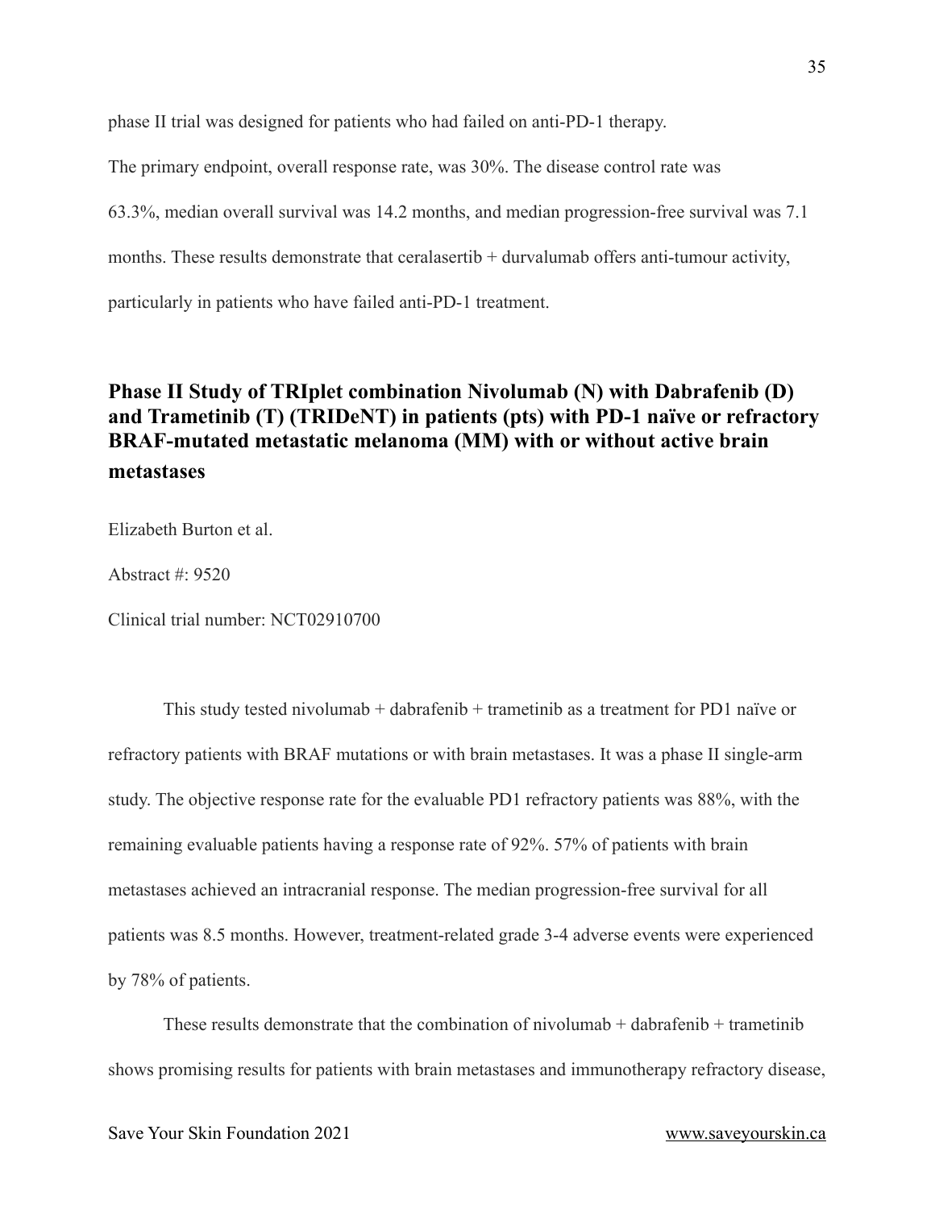phase II trial was designed for patients who had failed on anti-PD-1 therapy.

The primary endpoint, overall response rate, was 30%. The disease control rate was 63.3%, median overall survival was 14.2 months, and median progression-free survival was 7.1 months. These results demonstrate that ceralasertib + durvalumab offers anti-tumour activity, particularly in patients who have failed anti-PD-1 treatment.

## Phase II Study of TRIplet combination Nivolumab (N) with Dabrafenib (D) and Trametinib (T) (TRIDeNT) in patients (pts) with PD-1 naïve or refractory BRAF-mutated metastatic melanoma (MM) with or without active brain metastases

Elizabeth Burton et al.

Abstract #: 9520

Clinical trial number: NCT02910700

This study tested nivolumab + dabrafenib + trametinib as a treatment for PD1 naïve or refractory patients with BRAF mutations or with brain metastases. It was a phase II single-arm study. The objective response rate for the evaluable PD1 refractory patients was 88%, with the remaining evaluable patients having a response rate of 92%. 57% of patients with brain metastases achieved an intracranial response. The median progression-free survival for all patients was 8.5 months. However, treatment-related grade 3-4 adverse events were experienced by 78% of patients.

These results demonstrate that the combination of nivolumab + dabrafenib + trametinib shows promising results for patients with brain metastases and immunotherapy refractory disease,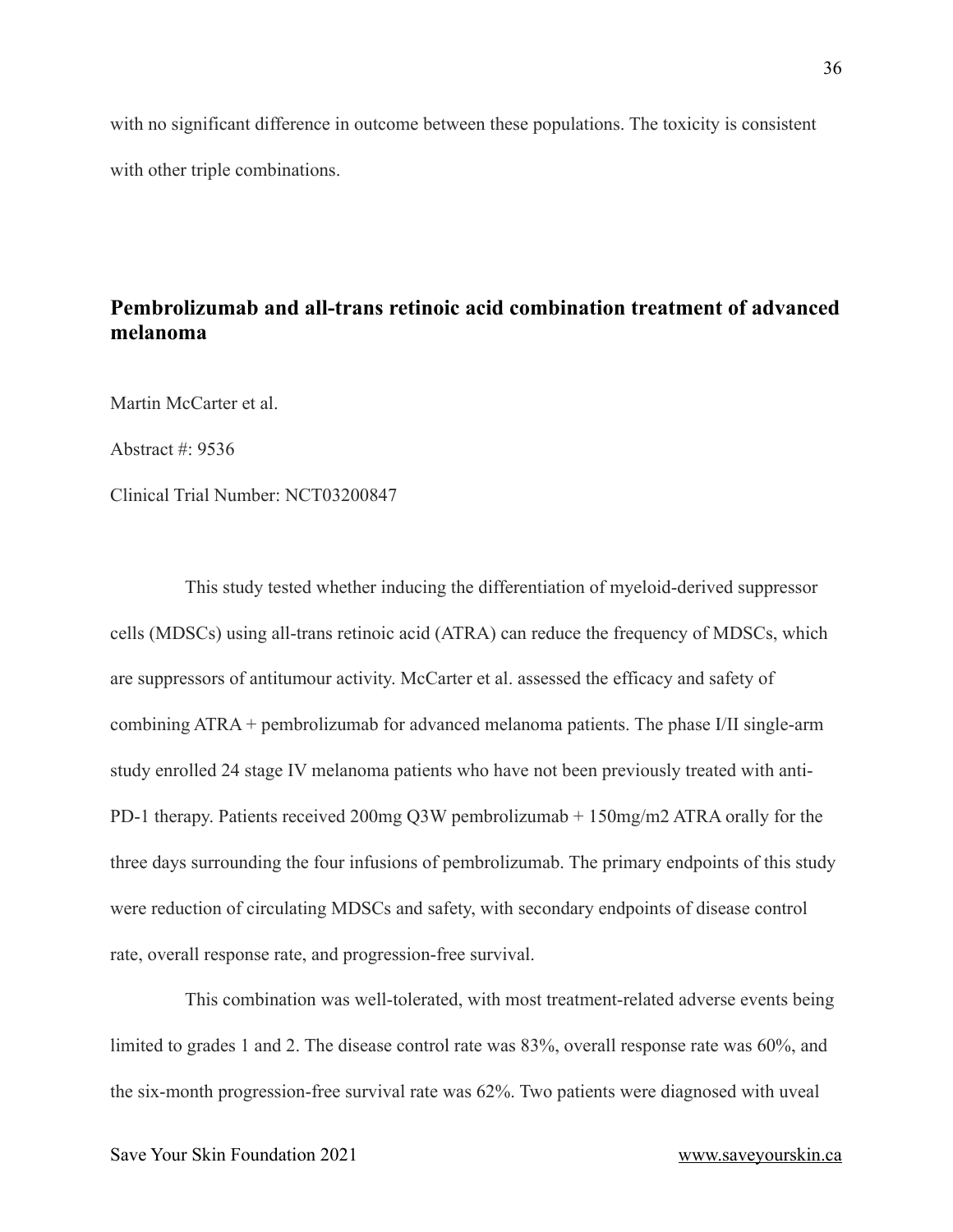with no significant difference in outcome between these populations. The toxicity is consistent with other triple combinations.

## Pembrolizumab and all-trans retinoic acid combination treatment of advanced melanoma

Martin McCarter et al.

Abstract #: 9536

Clinical Trial Number: NCT03200847

This study tested whether inducing the differentiation of myeloid-derived suppressor cells (MDSCs) using all-trans retinoic acid (ATRA) can reduce the frequency of MDSCs, which are suppressors of antitumour activity. McCarter et al. assessed the efficacy and safety of combining ATRA + pembrolizumab for advanced melanoma patients. The phase I/II single-arm study enrolled 24 stage IV melanoma patients who have not been previously treated with anti-PD-1 therapy. Patients received 200mg Q3W pembrolizumab + 150mg/m2 ATRA orally for the three days surrounding the four infusions of pembrolizumab. The primary endpoints of this study were reduction of circulating MDSCs and safety, with secondary endpoints of disease control rate, overall response rate, and progression-free survival.

This combination was well-tolerated, with most treatment-related adverse events being limited to grades 1 and 2. The disease control rate was 83%, overall response rate was 60%, and the six-month progression-free survival rate was 62%. Two patients were diagnosed with uveal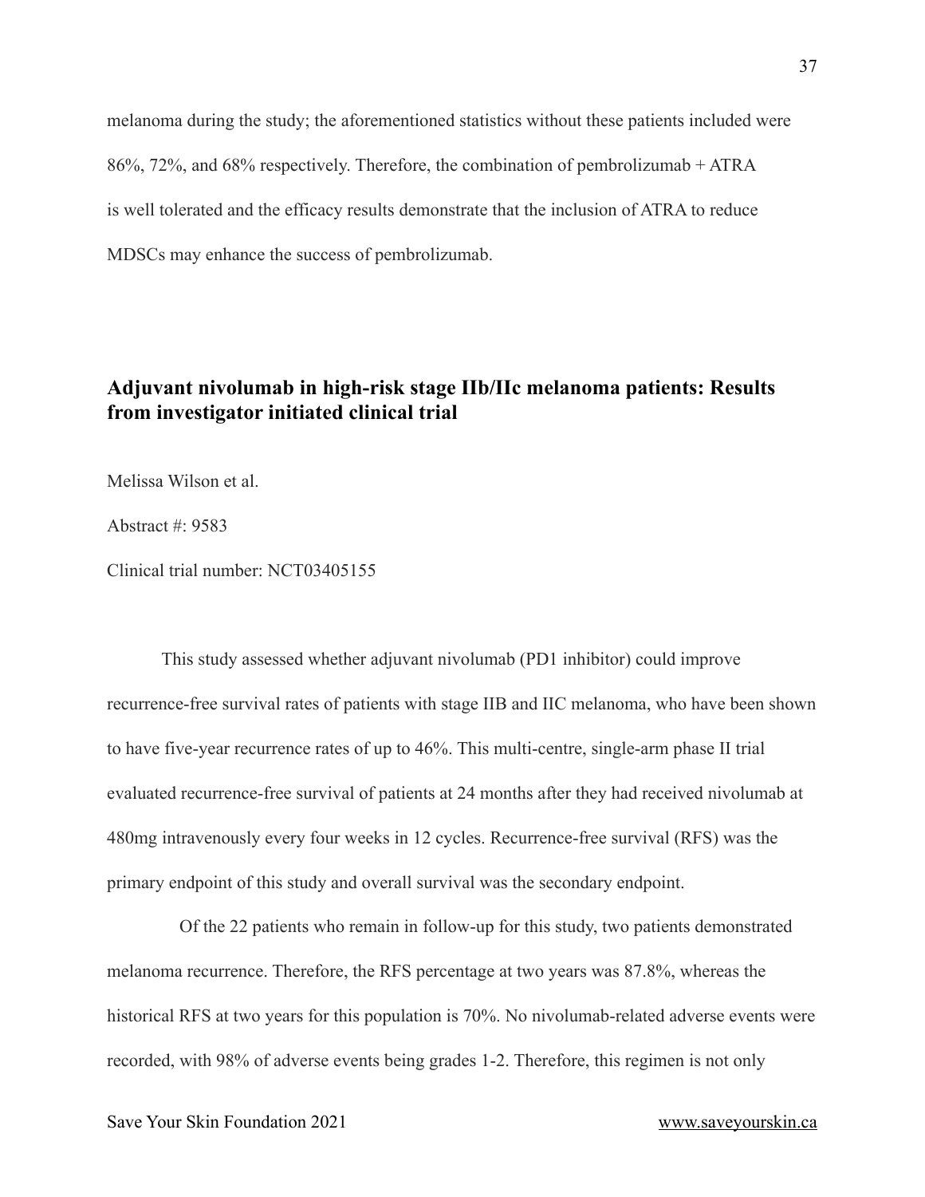melanoma during the study; the aforementioned statistics without these patients included were 86%, 72%, and 68% respectively. Therefore, the combination of pembrolizumab + ATRA is well tolerated and the efficacy results demonstrate that the inclusion of ATRA to reduce MDSCs may enhance the success of pembrolizumab.

## Adjuvant nivolumab in high-risk stage IIb/IIc melanoma patients: Results from investigator initiated clinical trial

Melissa Wilson et al.

Abstract #: 9583

Clinical trial number: NCT03405155

This study assessed whether adjuvant nivolumab (PD1 inhibitor) could improve recurrence-free survival rates of patients with stage IIB and IIC melanoma, who have been shown to have five-year recurrence rates of up to 46%. This multi-centre, single-arm phase II trial evaluated recurrence-free survival of patients at 24 months after they had received nivolumab at 480mg intravenously every four weeks in 12 cycles. Recurrence-free survival (RFS) was the primary endpoint of this study and overall survival was the secondary endpoint.

Of the 22 patients who remain in follow-up for this study, two patients demonstrated melanoma recurrence. Therefore, the RFS percentage at two years was 87.8%, whereas the historical RFS at two years for this population is 70%. No nivolumab-related adverse events were recorded, with 98% of adverse events being grades 1-2. Therefore, this regimen is not only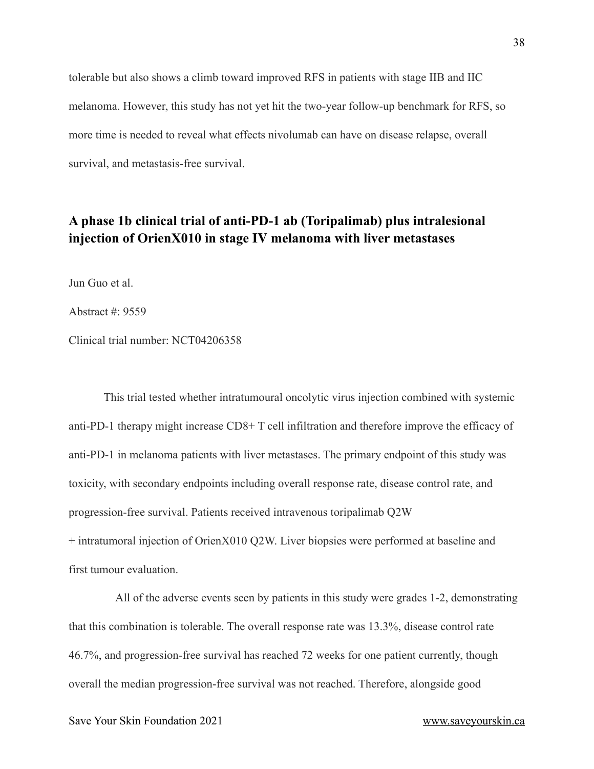tolerable but also shows a climb toward improved RFS in patients with stage IIB and IIC melanoma. However, this study has not yet hit the two-year follow-up benchmark for RFS, so more time is needed to reveal what effects nivolumab can have on disease relapse, overall survival, and metastasis-free survival.

## A phase 1b clinical trial of anti-PD-1 ab (Toripalimab) plus intralesional injection of OrienX010 in stage IV melanoma with liver metastases

Jun Guo et al.

Abstract #: 9559

Clinical trial number: NCT04206358

This trial tested whether intratumoural oncolytic virus injection combined with systemic anti-PD-1 therapy might increase CD8+ T cell infiltration and therefore improve the efficacy of anti-PD-1 in melanoma patients with liver metastases. The primary endpoint of this study was toxicity, with secondary endpoints including overall response rate, disease control rate, and progression-free survival. Patients received intravenous toripalimab Q2W + intratumoral injection of OrienX010 Q2W. Liver biopsies were performed at baseline and first tumour evaluation.

All of the adverse events seen by patients in this study were grades 1-2, demonstrating that this combination is tolerable. The overall response rate was 13.3%, disease control rate 46.7%, and progression-free survival has reached 72 weeks for one patient currently, though overall the median progression-free survival was not reached. Therefore, alongside good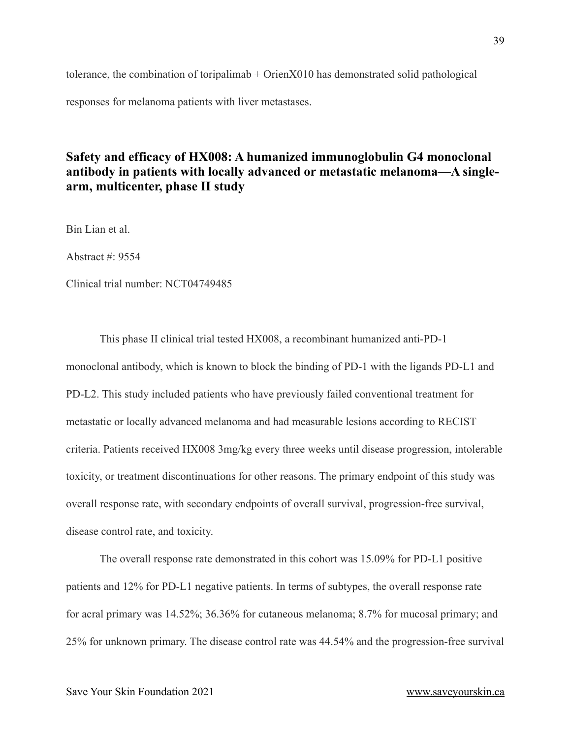tolerance, the combination of toripalimab + OrienX010 has demonstrated solid pathological responses for melanoma patients with liver metastases.

## Safety and efficacy of HX008: A humanized immunoglobulin G4 monoclonal antibody in patients with locally advanced or metastatic melanoma—A single-arm, multicenter, phase II study

Bin Lian et al.

Abstract #: 9554

Clinical trial number: NCT04749485

This phase II clinical trial tested HX008, a recombinant humanized anti-PD-1 monoclonal antibody, which is known to block the binding of PD-1 with the ligands PD-L1 and PD-L2. This study included patients who have previously failed conventional treatment for metastatic or locally advanced melanoma and had measurable lesions according to RECIST criteria. Patients received HX008 3mg/kg every three weeks until disease progression, intolerable toxicity, or treatment discontinuations for other reasons. The primary endpoint of this study was overall response rate, with secondary endpoints of overall survival, progression-free survival, disease control rate, and toxicity.

The overall response rate demonstrated in this cohort was 15.09% for PD-L1 positive patients and 12% for PD-L1 negative patients. In terms of subtypes, the overall response rate for acral primary was 14.52%; 36.36% for cutaneous melanoma; 8.7% for mucosal primary; and 25% for unknown primary. The disease control rate was 44.54% and the progression-free survival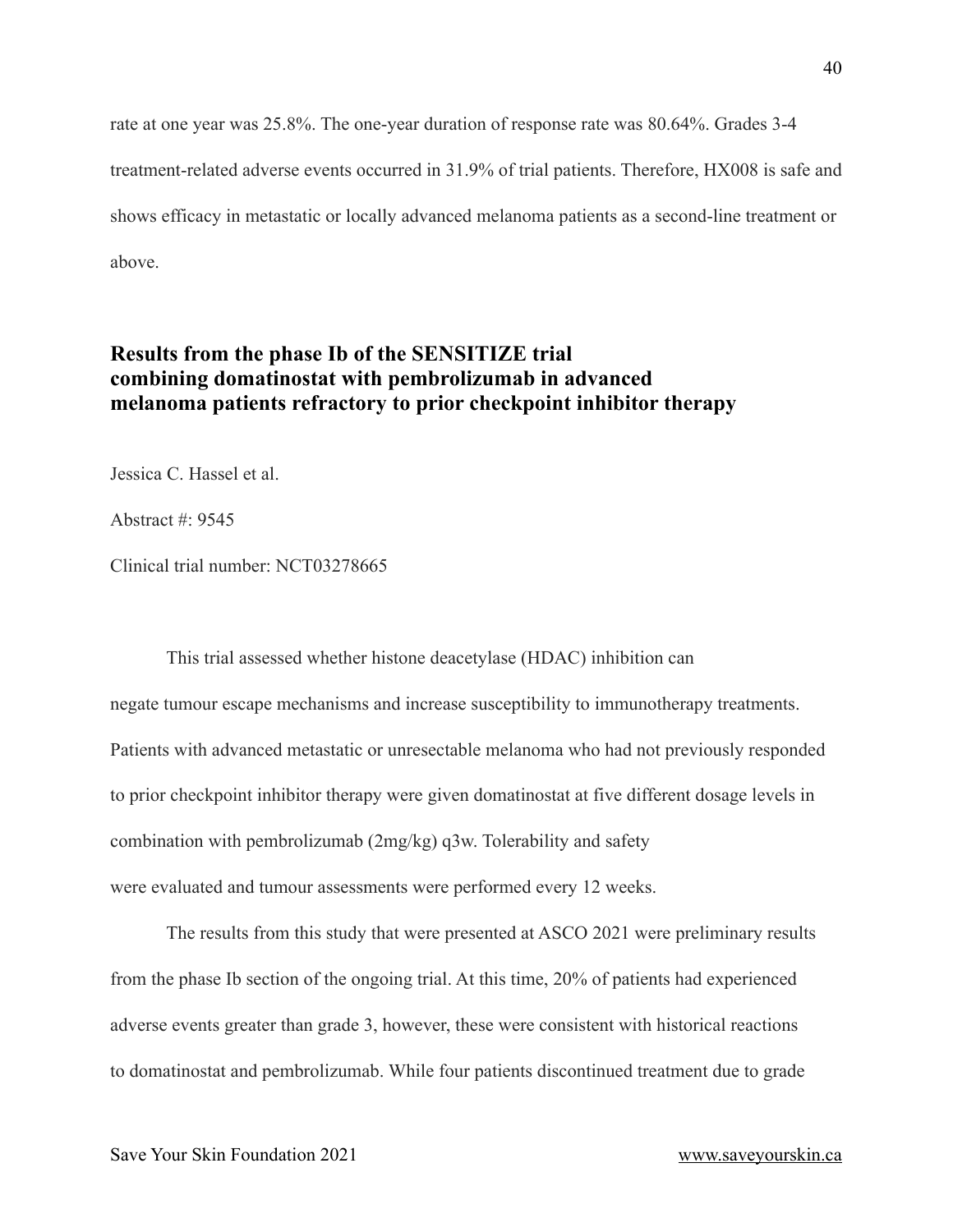rate at one year was 25.8%. The one-year duration of response rate was 80.64%. Grades 3-4 treatment-related adverse events occurred in 31.9% of trial patients. Therefore, HX008 is safe and shows efficacy in metastatic or locally advanced melanoma patients as a second-line treatment or above.

## Results from the phase Ib of the SENSITIZE trial combining domatinostat with pembrolizumab in advanced melanoma patients refractory to prior checkpoint inhibitor therapy

Jessica C. Hassel et al.

Abstract #: 9545

Clinical trial number: NCT03278665

This trial assessed whether histone deacetylase (HDAC) inhibition can negate tumour escape mechanisms and increase susceptibility to immunotherapy treatments. Patients with advanced metastatic or unresectable melanoma who had not previously responded to prior checkpoint inhibitor therapy were given domatinostat at five different dosage levels in combination with pembrolizumab (2mg/kg) q3w. Tolerability and safety were evaluated and tumour assessments were performed every 12 weeks.

The results from this study that were presented at ASCO 2021 were preliminary results from the phase Ib section of the ongoing trial. At this time, 20% of patients had experienced adverse events greater than grade 3, however, these were consistent with historical reactions to domatinostat and pembrolizumab. While four patients discontinued treatment due to grade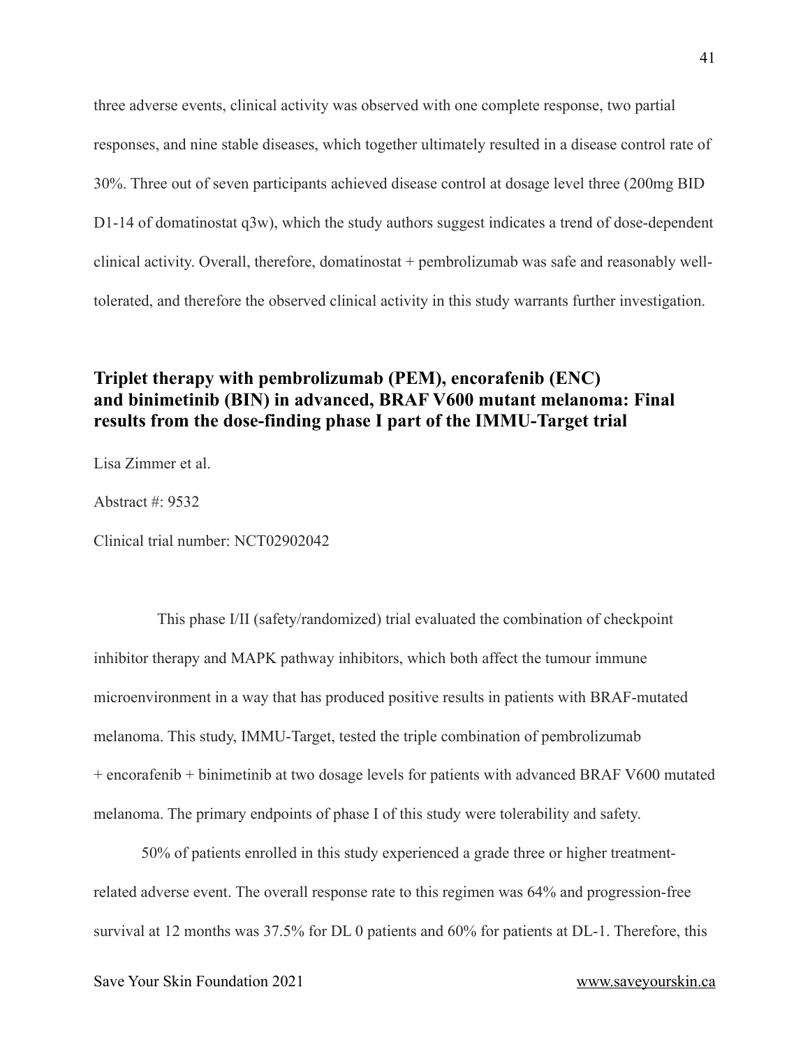three adverse events, clinical activity was observed with one complete response, two partial responses, and nine stable diseases, which together ultimately resulted in a disease control rate of 30%. Three out of seven participants achieved disease control at dosage level three (200mg BID D1-14 of domatinostat q3w), which the study authors suggest indicates a trend of dose-dependent clinical activity. Overall, therefore, domatinostat + pembrolizumab was safe and reasonably well-tolerated, and therefore the observed clinical activity in this study warrants further investigation.

## Triplet therapy with pembrolizumab (PEM), encorafenib (ENC) and binimetinib (BIN) in advanced, BRAF V600 mutant melanoma: Final results from the dose-finding phase I part of the IMMU-Target trial

Lisa Zimmer et al.

Abstract #: 9532

Clinical trial number: NCT02902042

This phase I/II (safety/randomized) trial evaluated the combination of checkpoint inhibitor therapy and MAPK pathway inhibitors, which both affect the tumour immune microenvironment in a way that has produced positive results in patients with BRAF-mutated melanoma. This study, IMMU-Target, tested the triple combination of pembrolizumab + encorafenib + binimetinib at two dosage levels for patients with advanced BRAF V600 mutated melanoma. The primary endpoints of phase I of this study were tolerability and safety.

50% of patients enrolled in this study experienced a grade three or higher treatment-related adverse event. The overall response rate to this regimen was 64% and progression-free survival at 12 months was 37.5% for DL 0 patients and 60% for patients at DL-1. Therefore, this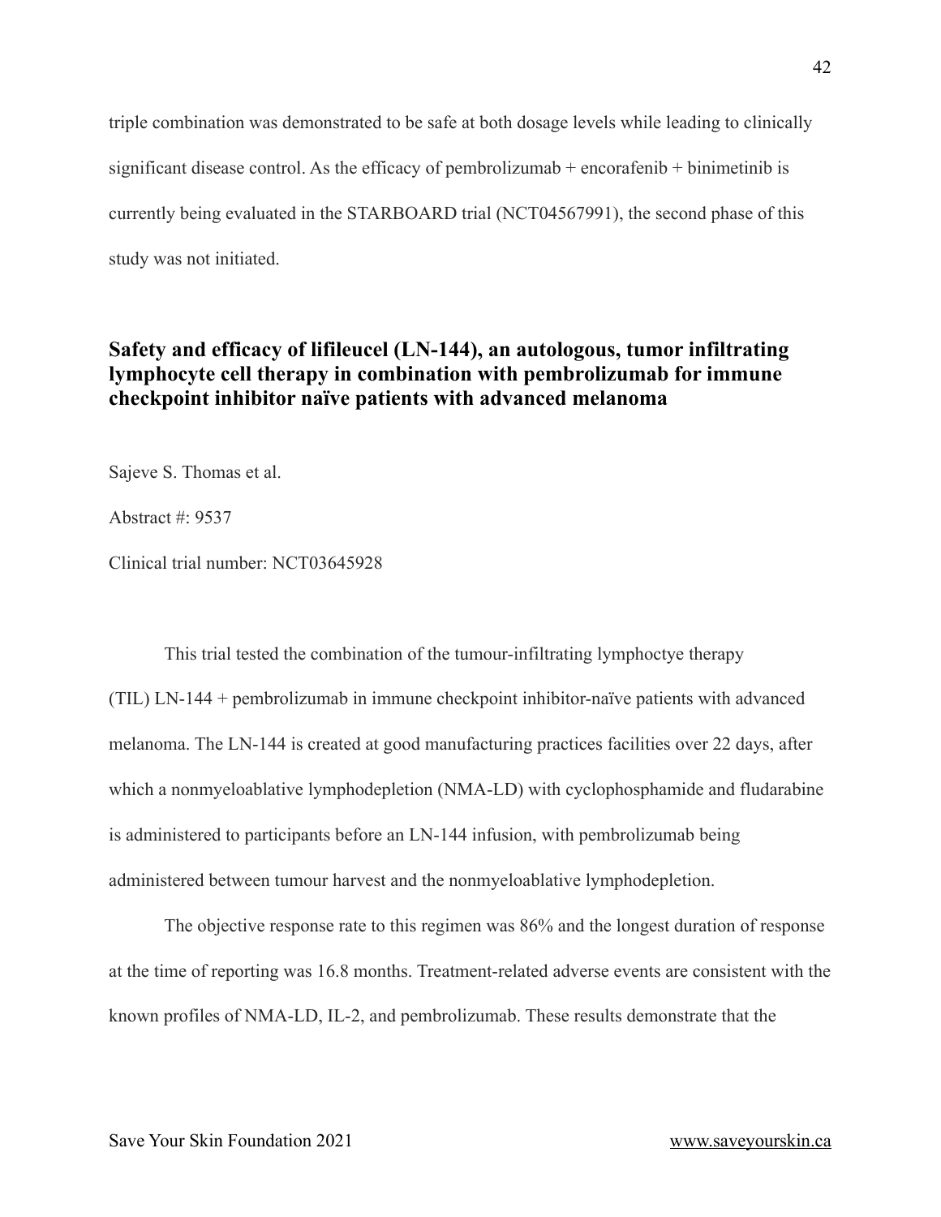triple combination was demonstrated to be safe at both dosage levels while leading to clinically significant disease control. As the efficacy of pembrolizumab + encorafenib + binimetinib is currently being evaluated in the STARBOARD trial (NCT04567991), the second phase of this study was not initiated.

## Safety and efficacy of lifileucel (LN-144), an autologous, tumor infiltrating lymphocyte cell therapy in combination with pembrolizumab for immune checkpoint inhibitor naïve patients with advanced melanoma

Sajeve S. Thomas et al.

Abstract #: 9537

Clinical trial number: NCT03645928

This trial tested the combination of the tumour-infiltrating lymphoctye therapy (TIL) LN-144 + pembrolizumab in immune checkpoint inhibitor-naïve patients with advanced melanoma. The LN-144 is created at good manufacturing practices facilities over 22 days, after which a nonmyeloablative lymphodepletion (NMA-LD) with cyclophosphamide and fludarabine is administered to participants before an LN-144 infusion, with pembrolizumab being administered between tumour harvest and the nonmyeloablative lymphodepletion.

The objective response rate to this regimen was 86% and the longest duration of response at the time of reporting was 16.8 months. Treatment-related adverse events are consistent with the known profiles of NMA-LD, IL-2, and pembrolizumab. These results demonstrate that the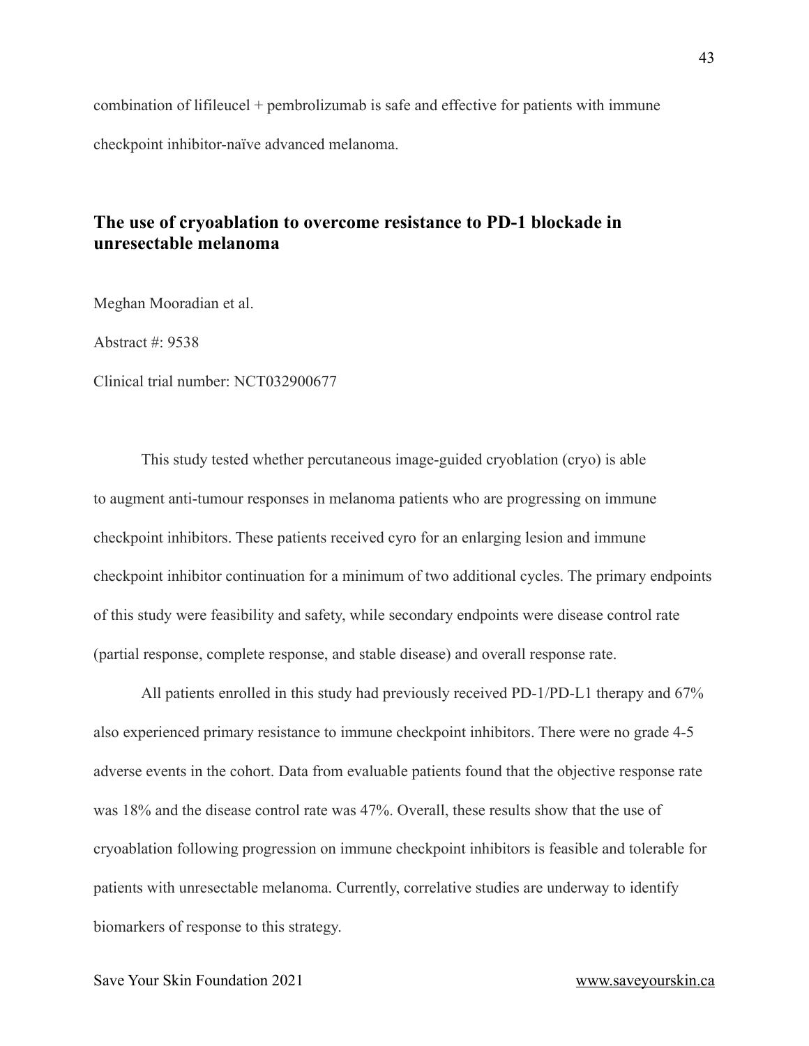combination of lifileucel + pembrolizumab is safe and effective for patients with immune checkpoint inhibitor-naïve advanced melanoma.

## The use of cryoablation to overcome resistance to PD-1 blockade in unresectable melanoma

Meghan Mooradian et al.

Abstract #: 9538

Clinical trial number: NCT032900677

This study tested whether percutaneous image-guided cryoblation (cryo) is able to augment anti-tumour responses in melanoma patients who are progressing on immune checkpoint inhibitors. These patients received cyro for an enlarging lesion and immune checkpoint inhibitor continuation for a minimum of two additional cycles. The primary endpoints of this study were feasibility and safety, while secondary endpoints were disease control rate (partial response, complete response, and stable disease) and overall response rate.

All patients enrolled in this study had previously received PD-1/PD-L1 therapy and 67% also experienced primary resistance to immune checkpoint inhibitors. There were no grade 4-5 adverse events in the cohort. Data from evaluable patients found that the objective response rate was 18% and the disease control rate was 47%. Overall, these results show that the use of cryoablation following progression on immune checkpoint inhibitors is feasible and tolerable for patients with unresectable melanoma. Currently, correlative studies are underway to identify biomarkers of response to this strategy.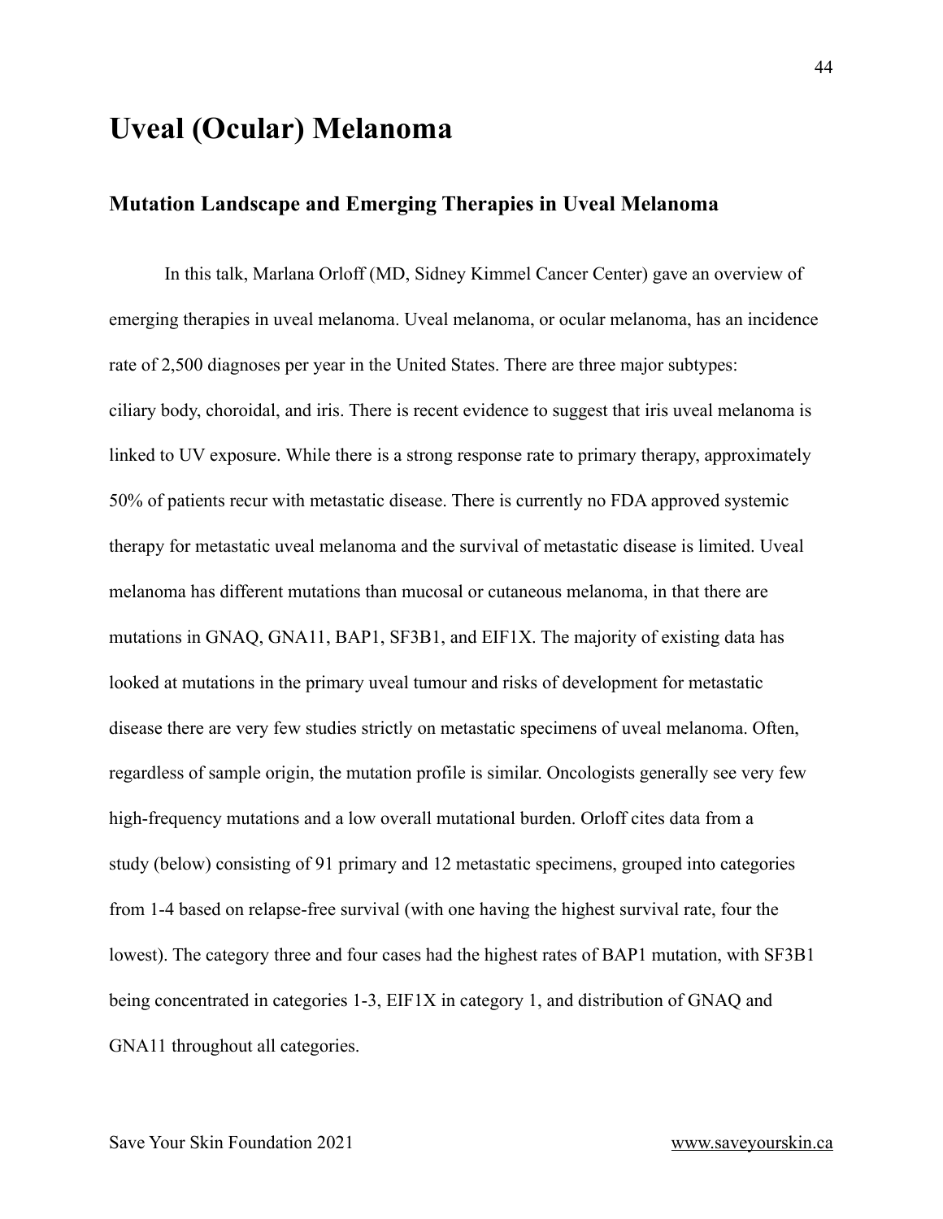# Uveal (Ocular) Melanoma

## Mutation Landscape and Emerging Therapies in Uveal Melanoma

In this talk, Marlana Orloff (MD, Sidney Kimmel Cancer Center) gave an overview of emerging therapies in uveal melanoma. Uveal melanoma, or ocular melanoma, has an incidence rate of 2,500 diagnoses per year in the United States. There are three major subtypes: ciliary body, choroidal, and iris. There is recent evidence to suggest that iris uveal melanoma is linked to UV exposure. While there is a strong response rate to primary therapy, approximately 50% of patients recur with metastatic disease. There is currently no FDA approved systemic therapy for metastatic uveal melanoma and the survival of metastatic disease is limited. Uveal melanoma has different mutations than mucosal or cutaneous melanoma, in that there are mutations in GNAQ, GNA11, BAP1, SF3B1, and EIF1X. The majority of existing data has looked at mutations in the primary uveal tumour and risks of development for metastatic disease there are very few studies strictly on metastatic specimens of uveal melanoma. Often, regardless of sample origin, the mutation profile is similar. Oncologists generally see very few high-frequency mutations and a low overall mutational burden. Orloff cites data from a study (below) consisting of 91 primary and 12 metastatic specimens, grouped into categories from 1-4 based on relapse-free survival (with one having the highest survival rate, four the lowest). The category three and four cases had the highest rates of BAP1 mutation, with SF3B1 being concentrated in categories 1-3, EIF1X in category 1, and distribution of GNAQ and GNA11 throughout all categories.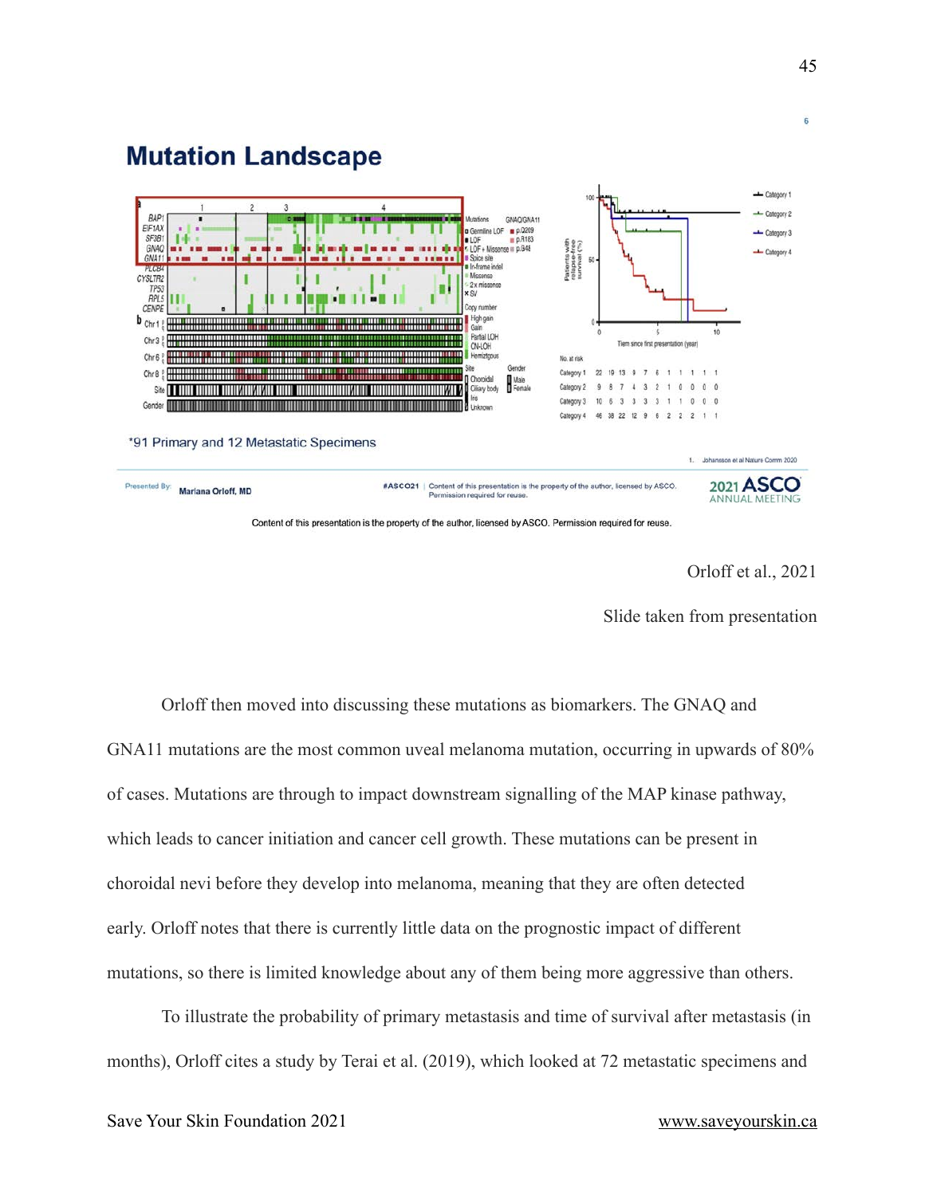# Mutation Landscape

*91 Primary and 12 Metastatic Specimens

Orloff et al., 2021

Slide taken from presentation

Orloff then moved into discussing these mutations as biomarkers. The GNAQ and GNA11 mutations are the most common uveal melanoma mutation, occurring in upwards of 80% of cases. Mutations are through to impact downstream signalling of the MAP kinase pathway, which leads to cancer initiation and cancer cell growth. These mutations can be present in choroidal nevi before they develop into melanoma, meaning that they are often detected early. Orloff notes that there is currently little data on the prognostic impact of different mutations, so there is limited knowledge about any of them being more aggressive than others.

To illustrate the probability of primary metastasis and time of survival after metastasis (in months), Orloff cites a study by Terai et al. (2019), which looked at 72 metastatic specimens and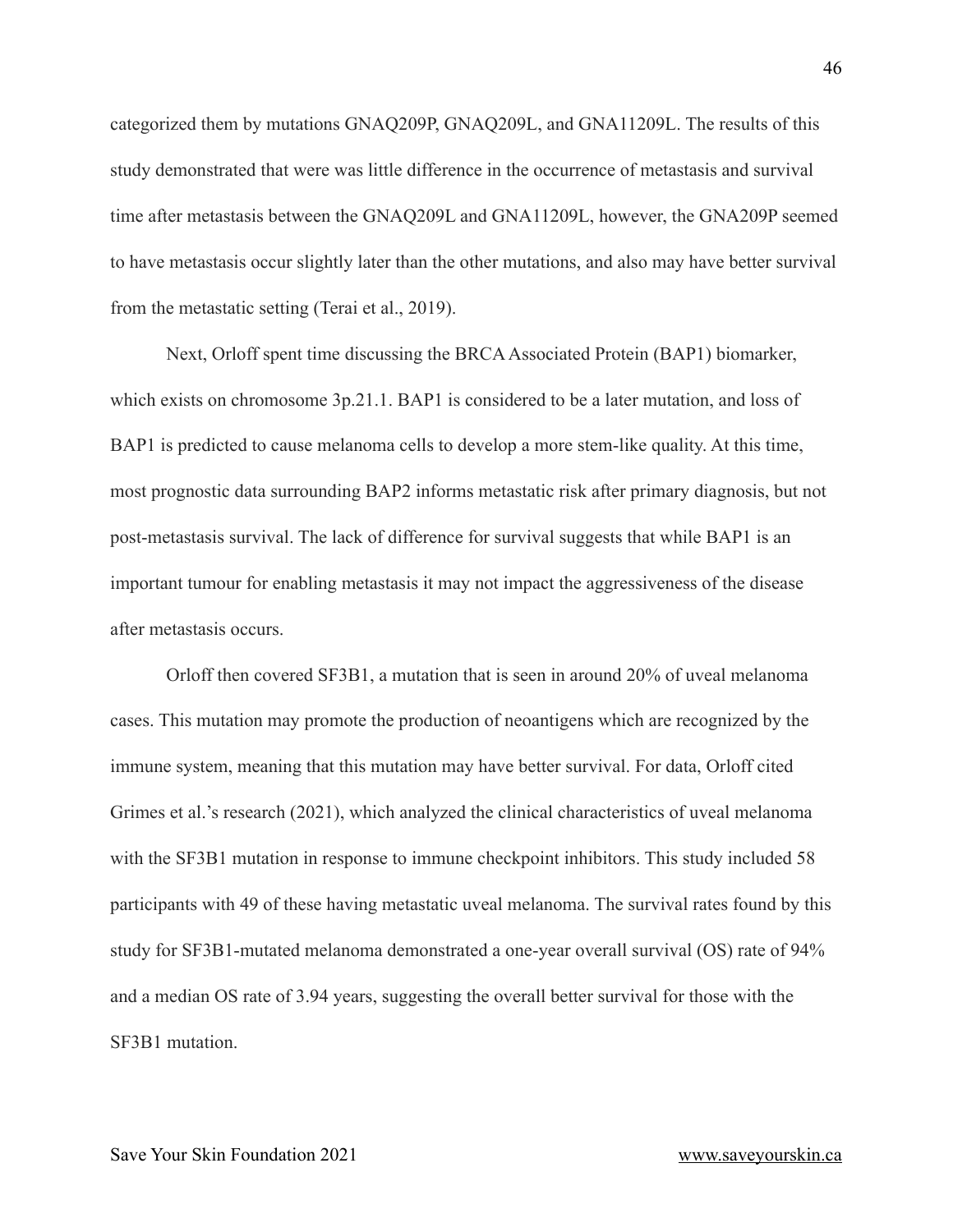categorized them by mutations GNAQ209P, GNAQ209L, and GNA11209L. The results of this study demonstrated that were was little difference in the occurrence of metastasis and survival time after metastasis between the GNAQ209L and GNA11209L, however, the GNA209P seemed to have metastasis occur slightly later than the other mutations, and also may have better survival from the metastatic setting (Terai et al., 2019).

Next, Orloff spent time discussing the BRCA Associated Protein (BAP1) biomarker, which exists on chromosome 3p.21.1. BAP1 is considered to be a later mutation, and loss of BAP1 is predicted to cause melanoma cells to develop a more stem-like quality. At this time, most prognostic data surrounding BAP2 informs metastatic risk after primary diagnosis, but not post-metastasis survival. The lack of difference for survival suggests that while BAP1 is an important tumour for enabling metastasis it may not impact the aggressiveness of the disease after metastasis occurs.

Orloff then covered SF3B1, a mutation that is seen in around 20% of uveal melanoma cases. This mutation may promote the production of neoantigens which are recognized by the immune system, meaning that this mutation may have better survival. For data, Orloff cited Grimes et al.'s research (2021), which analyzed the clinical characteristics of uveal melanoma with the SF3B1 mutation in response to immune checkpoint inhibitors. This study included 58 participants with 49 of these having metastatic uveal melanoma. The survival rates found by this study for SF3B1-mutated melanoma demonstrated a one-year overall survival (OS) rate of 94% and a median OS rate of 3.94 years, suggesting the overall better survival for those with the SF3B1 mutation.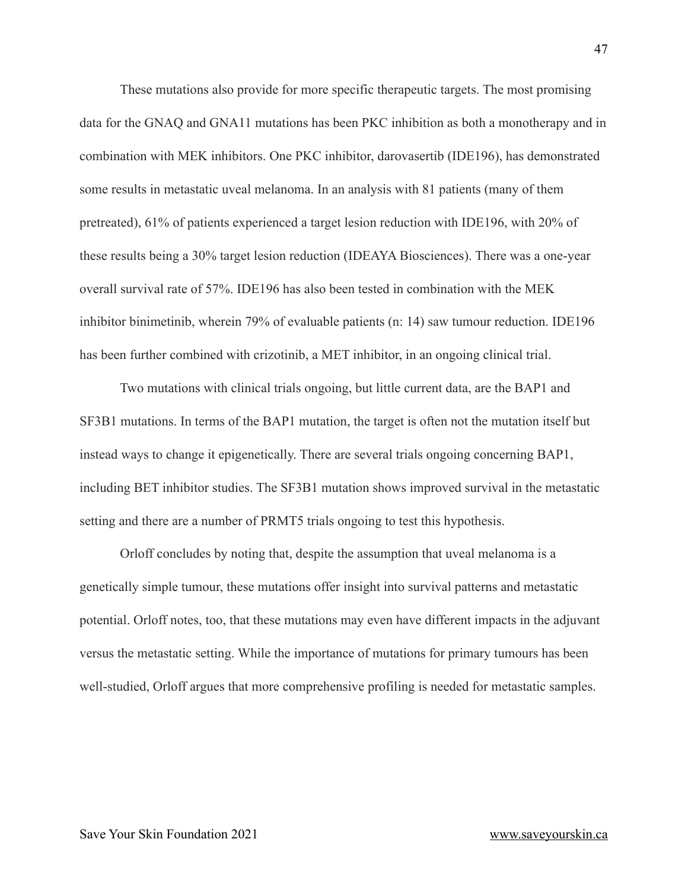These mutations also provide for more specific therapeutic targets. The most promising data for the GNAQ and GNA11 mutations has been PKC inhibition as both a monotherapy and in combination with MEK inhibitors. One PKC inhibitor, darovasertib (IDE196), has demonstrated some results in metastatic uveal melanoma. In an analysis with 81 patients (many of them pretreated), 61% of patients experienced a target lesion reduction with IDE196, with 20% of these results being a 30% target lesion reduction (IDEAYA Biosciences). There was a one-year overall survival rate of 57%. IDE196 has also been tested in combination with the MEK inhibitor binimetinib, wherein 79% of evaluable patients (n: 14) saw tumour reduction. IDE196 has been further combined with crizotinib, a MET inhibitor, in an ongoing clinical trial.

Two mutations with clinical trials ongoing, but little current data, are the BAP1 and SF3B1 mutations. In terms of the BAP1 mutation, the target is often not the mutation itself but instead ways to change it epigenetically. There are several trials ongoing concerning BAP1, including BET inhibitor studies. The SF3B1 mutation shows improved survival in the metastatic setting and there are a number of PRMT5 trials ongoing to test this hypothesis.

Orloff concludes by noting that, despite the assumption that uveal melanoma is a genetically simple tumour, these mutations offer insight into survival patterns and metastatic potential. Orloff notes, too, that these mutations may even have different impacts in the adjuvant versus the metastatic setting. While the importance of mutations for primary tumours has been well-studied, Orloff argues that more comprehensive profiling is needed for metastatic samples.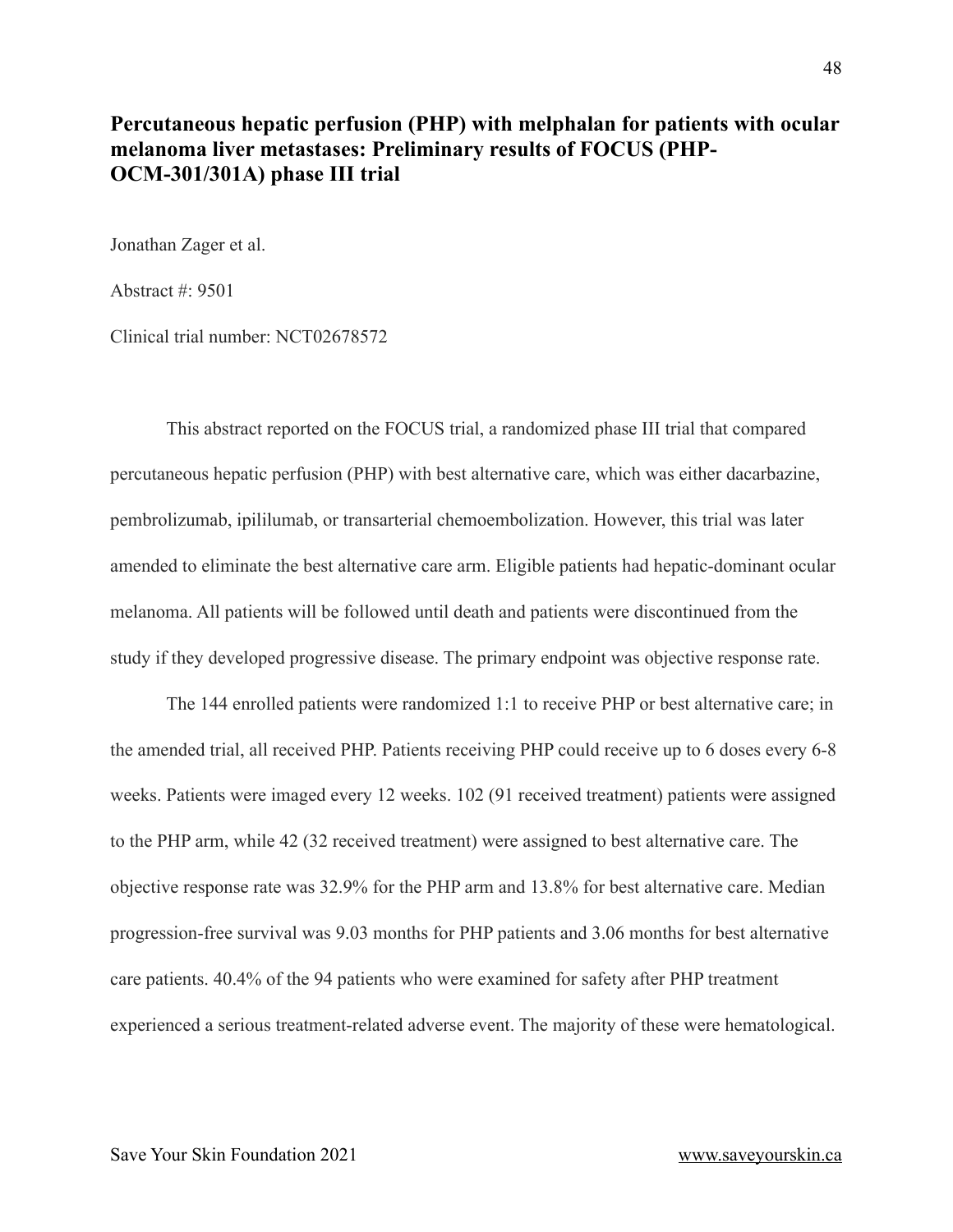## Percutaneous hepatic perfusion (PHP) with melphalan for patients with ocular melanoma liver metastases: Preliminary results of FOCUS (PHP-OCM-301/301A) phase III trial

Jonathan Zager et al.

Abstract #: 9501

Clinical trial number: NCT02678572

This abstract reported on the FOCUS trial, a randomized phase III trial that compared percutaneous hepatic perfusion (PHP) with best alternative care, which was either dacarbazine, pembrolizumab, ipililumab, or transarterial chemoembolization. However, this trial was later amended to eliminate the best alternative care arm. Eligible patients had hepatic-dominant ocular melanoma. All patients will be followed until death and patients were discontinued from the study if they developed progressive disease. The primary endpoint was objective response rate.

The 144 enrolled patients were randomized 1:1 to receive PHP or best alternative care; in the amended trial, all received PHP. Patients receiving PHP could receive up to 6 doses every 6-8 weeks. Patients were imaged every 12 weeks. 102 (91 received treatment) patients were assigned to the PHP arm, while 42 (32 received treatment) were assigned to best alternative care. The objective response rate was 32.9% for the PHP arm and 13.8% for best alternative care. Median progression-free survival was 9.03 months for PHP patients and 3.06 months for best alternative care patients. 40.4% of the 94 patients who were examined for safety after PHP treatment experienced a serious treatment-related adverse event. The majority of these were hematological.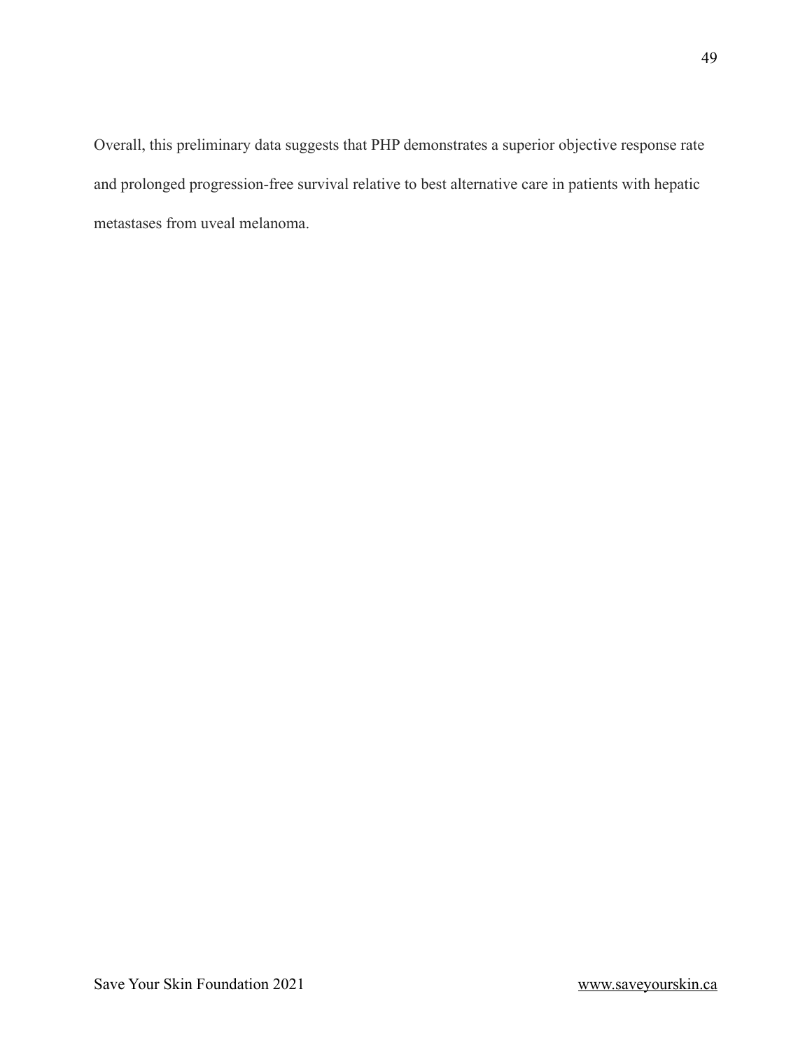Overall, this preliminary data suggests that PHP demonstrates a superior objective response rate and prolonged progression-free survival relative to best alternative care in patients with hepatic metastases from uveal melanoma.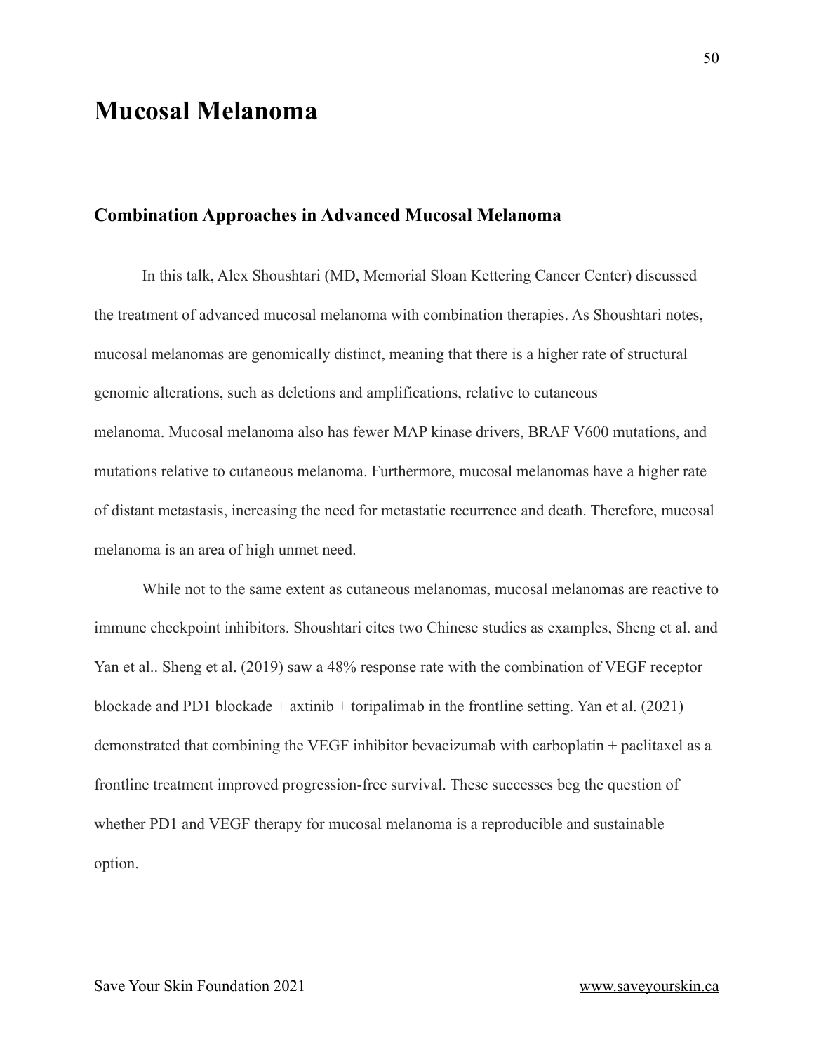# Mucosal Melanoma

## Combination Approaches in Advanced Mucosal Melanoma

In this talk, Alex Shoushtari (MD, Memorial Sloan Kettering Cancer Center) discussed the treatment of advanced mucosal melanoma with combination therapies. As Shoushtari notes, mucosal melanomas are genomically distinct, meaning that there is a higher rate of structural genomic alterations, such as deletions and amplifications, relative to cutaneous melanoma. Mucosal melanoma also has fewer MAP kinase drivers, BRAF V600 mutations, and mutations relative to cutaneous melanoma. Furthermore, mucosal melanomas have a higher rate of distant metastasis, increasing the need for metastatic recurrence and death. Therefore, mucosal melanoma is an area of high unmet need.

While not to the same extent as cutaneous melanomas, mucosal melanomas are reactive to immune checkpoint inhibitors. Shoushtari cites two Chinese studies as examples, Sheng et al. and Yan et al.. Sheng et al. (2019) saw a 48% response rate with the combination of VEGF receptor blockade and PD1 blockade + axtinib + toripalimab in the frontline setting. Yan et al. (2021) demonstrated that combining the VEGF inhibitor bevacizumab with carboplatin + paclitaxel as a frontline treatment improved progression-free survival. These successes beg the question of whether PD1 and VEGF therapy for mucosal melanoma is a reproducible and sustainable option.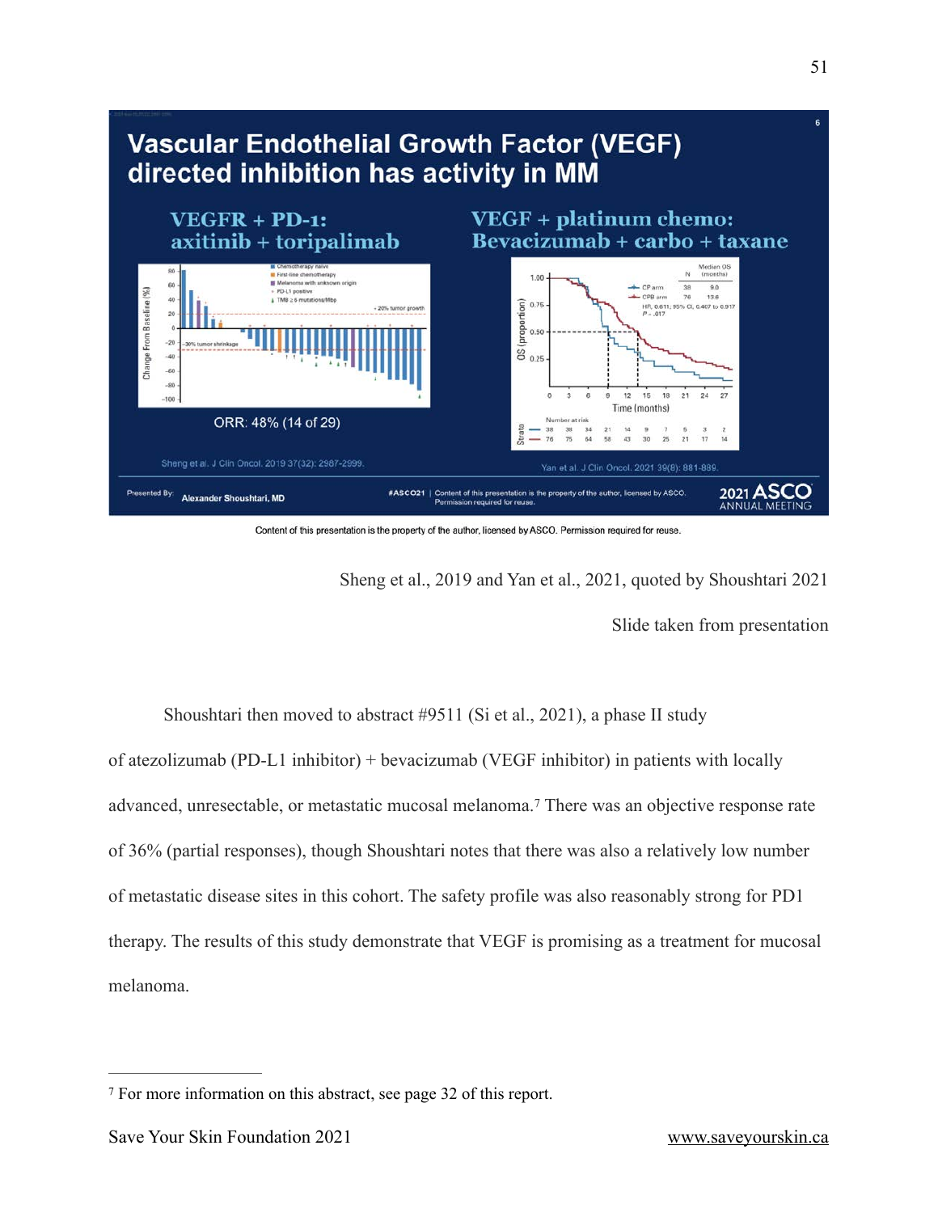Content of this presentation is the property of the author, licensed by ASCO. Permission required for reuse.

Sheng et al., 2019 and Yan et al., 2021, quoted by Shoushtari 2021

Slide taken from presentation

Shoushtari then moved to abstract #9511 (Si et al., 2021), a phase II study of atezolizumab (PD-L1 inhibitor) + bevacizumab (VEGF inhibitor) in patients with locally advanced, unresectable, or metastatic mucosal melanoma.[7] There was an objective response rate of 36% (partial responses), though Shoushtari notes that there was also a relatively low number of metastatic disease sites in this cohort. The safety profile was also reasonably strong for PD1 therapy. The results of this study demonstrate that VEGF is promising as a treatment for mucosal melanoma.

[7] For more information on this abstract, see page 32 of this report.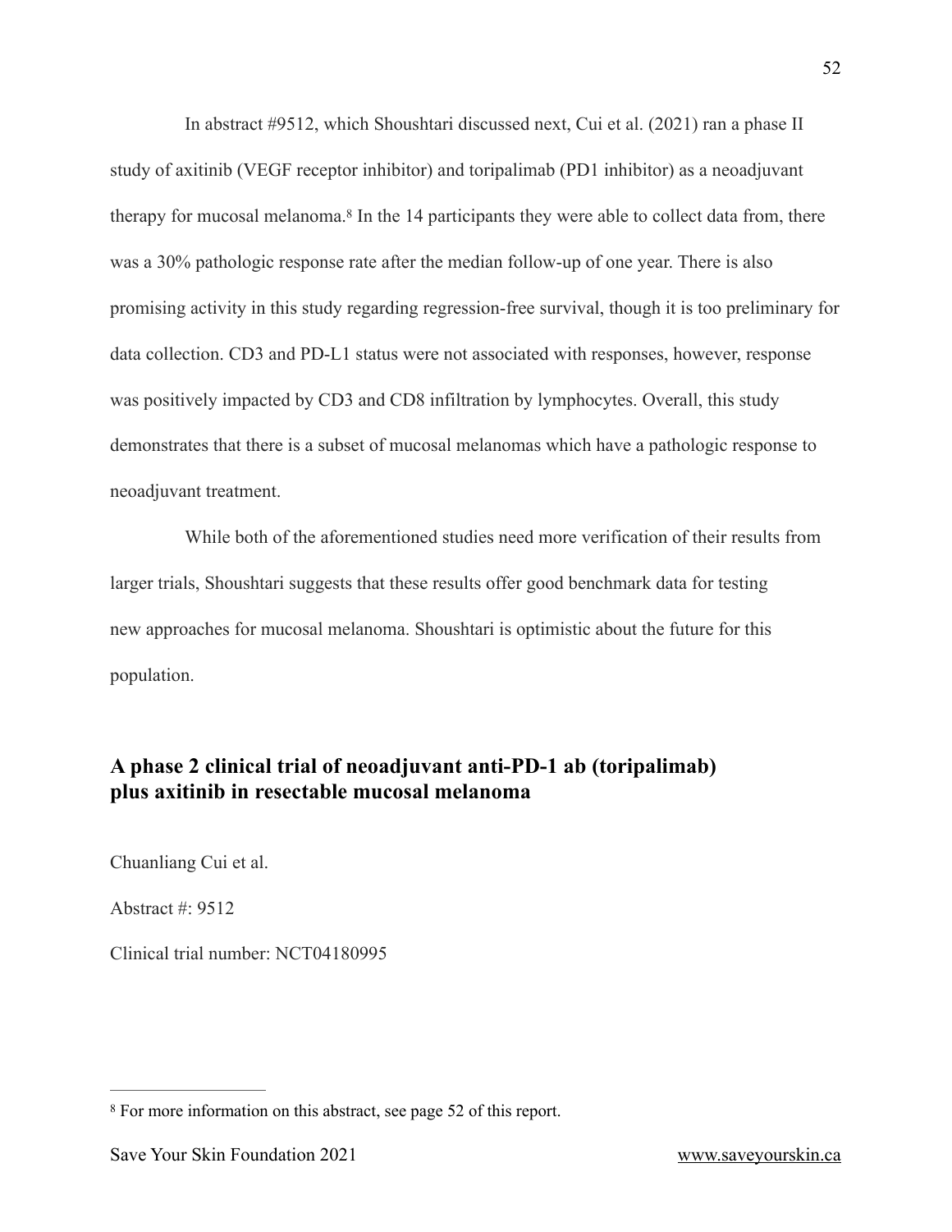In abstract #9512, which Shoushtari discussed next, Cui et al. (2021) ran a phase II study of axitinib (VEGF receptor inhibitor) and toripalimab (PD1 inhibitor) as a neoadjuvant therapy for mucosal melanoma.[8] In the 14 participants they were able to collect data from, there was a 30% pathologic response rate after the median follow-up of one year. There is also promising activity in this study regarding regression-free survival, though it is too preliminary for data collection. CD3 and PD-L1 status were not associated with responses, however, response was positively impacted by CD3 and CD8 infiltration by lymphocytes. Overall, this study demonstrates that there is a subset of mucosal melanomas which have a pathologic response to neoadjuvant treatment.

While both of the aforementioned studies need more verification of their results from larger trials, Shoushtari suggests that these results offer good benchmark data for testing new approaches for mucosal melanoma. Shoushtari is optimistic about the future for this population.

## A phase 2 clinical trial of neoadjuvant anti-PD-1 ab (toripalimab) plus axitinib in resectable mucosal melanoma

Chuanliang Cui et al.

Abstract #: 9512

Clinical trial number: NCT04180995

---

[8] For more information on this abstract, see page 52 of this report.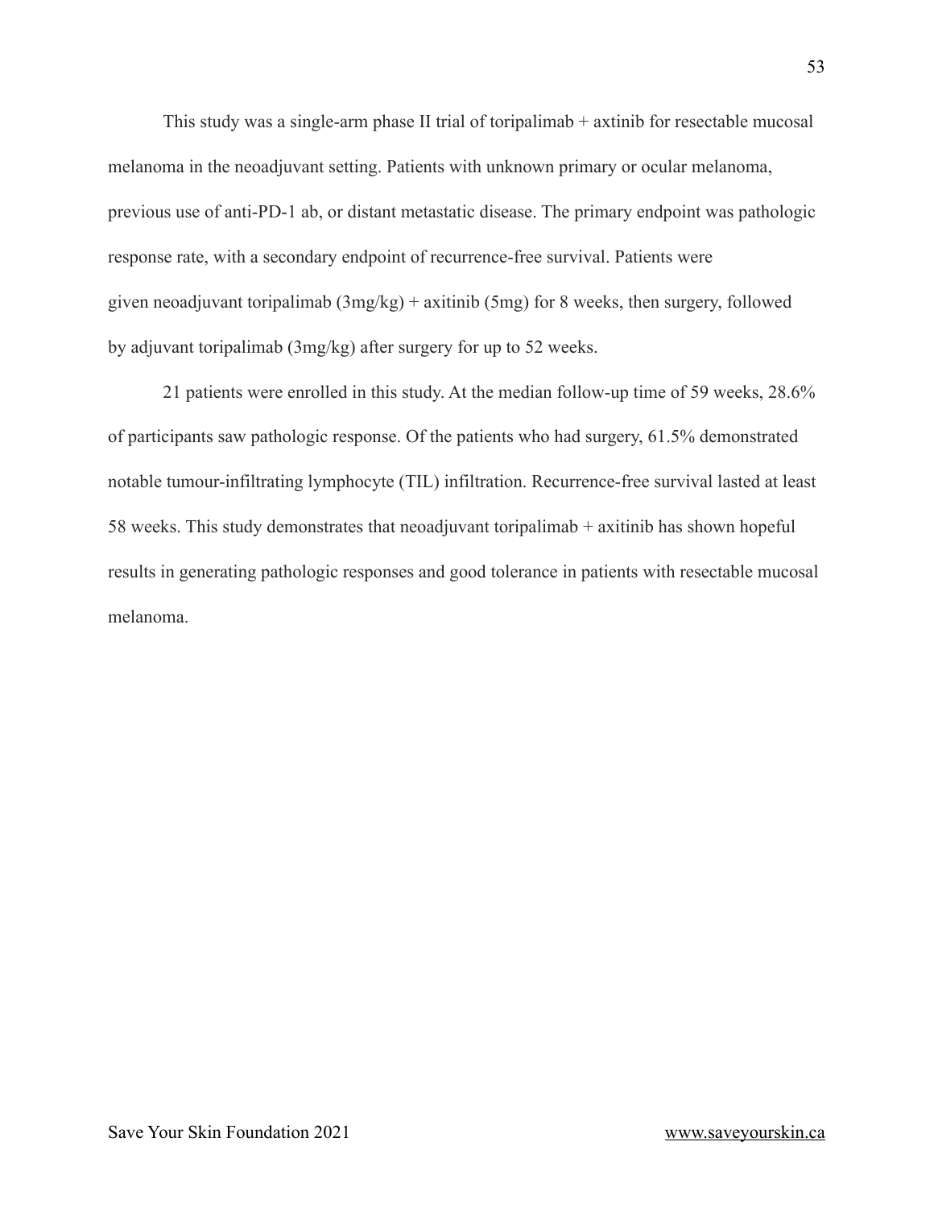This study was a single-arm phase II trial of toripalimab + axtinib for resectable mucosal melanoma in the neoadjuvant setting. Patients with unknown primary or ocular melanoma, previous use of anti-PD-1 ab, or distant metastatic disease. The primary endpoint was pathologic response rate, with a secondary endpoint of recurrence-free survival. Patients were given neoadjuvant toripalimab (3mg/kg) + axitinib (5mg) for 8 weeks, then surgery, followed by adjuvant toripalimab (3mg/kg) after surgery for up to 52 weeks.

21 patients were enrolled in this study. At the median follow-up time of 59 weeks, 28.6% of participants saw pathologic response. Of the patients who had surgery, 61.5% demonstrated notable tumour-infiltrating lymphocyte (TIL) infiltration. Recurrence-free survival lasted at least 58 weeks. This study demonstrates that neoadjuvant toripalimab + axitinib has shown hopeful results in generating pathologic responses and good tolerance in patients with resectable mucosal melanoma.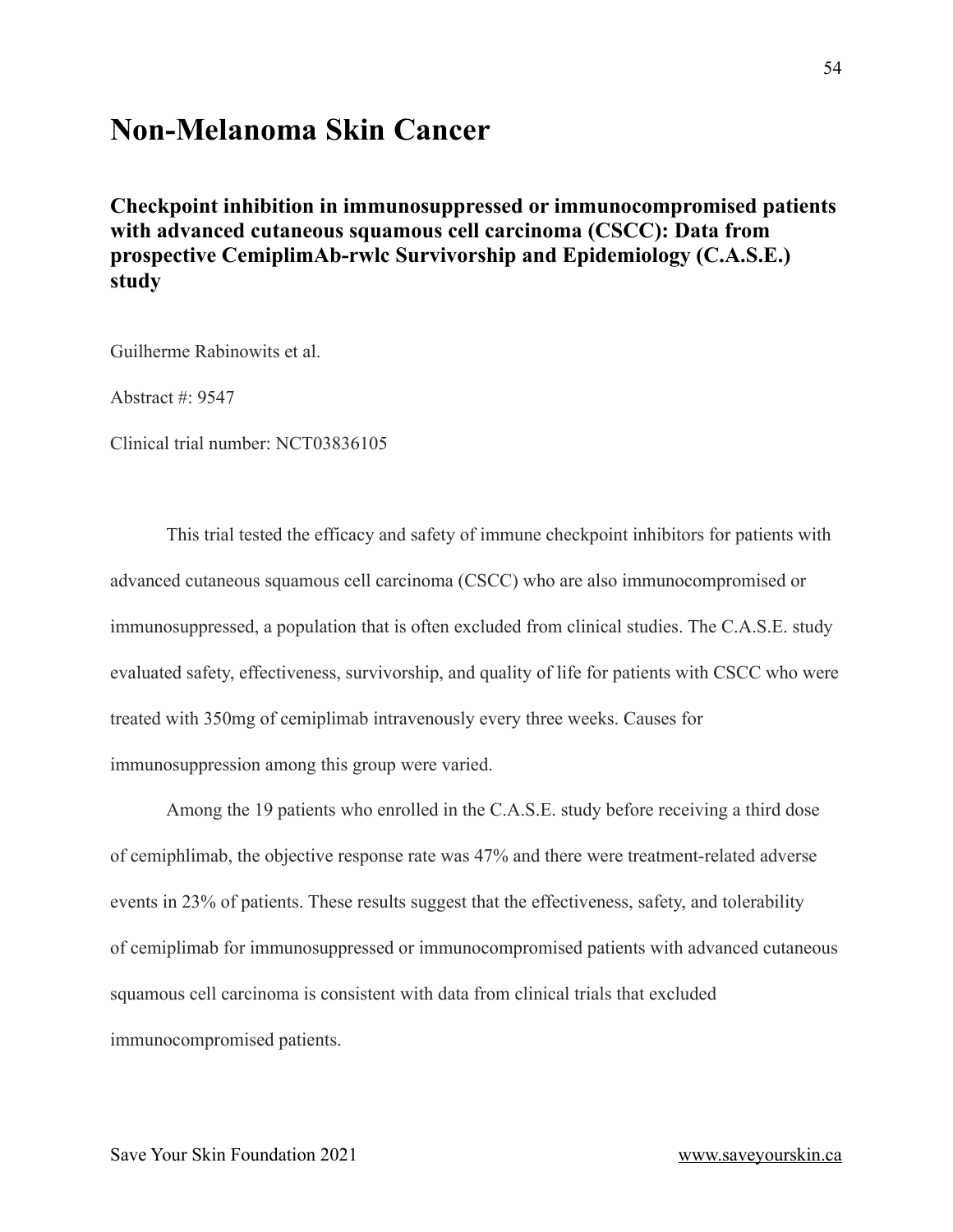# Non-Melanoma Skin Cancer

## Checkpoint inhibition in immunosuppressed or immunocompromised patients with advanced cutaneous squamous cell carcinoma (CSCC): Data from prospective CemiplimAb-rwlc Survivorship and Epidemiology (C.A.S.E.) study

Guilherme Rabinowits et al.

Abstract #: 9547

Clinical trial number: NCT03836105

This trial tested the efficacy and safety of immune checkpoint inhibitors for patients with advanced cutaneous squamous cell carcinoma (CSCC) who are also immunocompromised or immunosuppressed, a population that is often excluded from clinical studies. The C.A.S.E. study evaluated safety, effectiveness, survivorship, and quality of life for patients with CSCC who were treated with 350mg of cemiplimab intravenously every three weeks. Causes for immunosuppression among this group were varied.

Among the 19 patients who enrolled in the C.A.S.E. study before receiving a third dose of cemiphlimab, the objective response rate was 47% and there were treatment-related adverse events in 23% of patients. These results suggest that the effectiveness, safety, and tolerability of cemiplimab for immunosuppressed or immunocompromised patients with advanced cutaneous squamous cell carcinoma is consistent with data from clinical trials that excluded immunocompromised patients.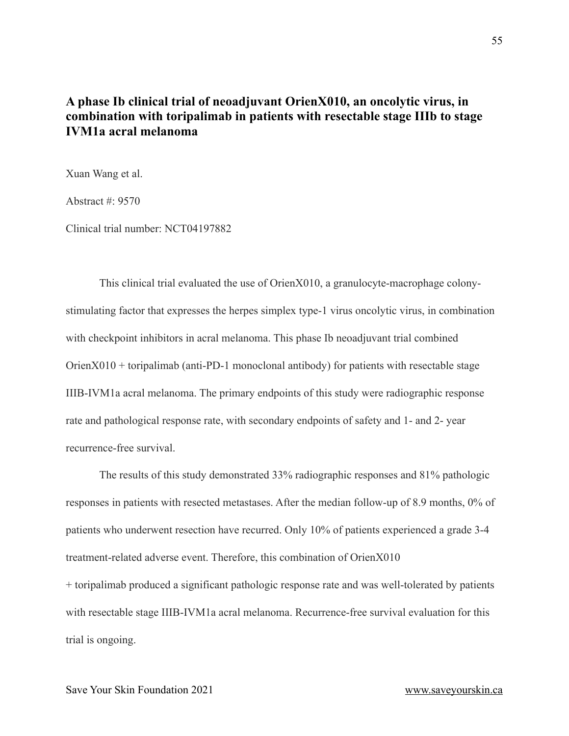## A phase Ib clinical trial of neoadjuvant OrienX010, an oncolytic virus, in combination with toripalimab in patients with resectable stage IIIb to stage IVM1a acral melanoma

Xuan Wang et al.

Abstract #: 9570

Clinical trial number: NCT04197882

This clinical trial evaluated the use of OrienX010, a granulocyte-macrophage colony-stimulating factor that expresses the herpes simplex type-1 virus oncolytic virus, in combination with checkpoint inhibitors in acral melanoma. This phase Ib neoadjuvant trial combined OrienX010 + toripalimab (anti-PD-1 monoclonal antibody) for patients with resectable stage IIIB-IVM1a acral melanoma. The primary endpoints of this study were radiographic response rate and pathological response rate, with secondary endpoints of safety and 1- and 2- year recurrence-free survival.

The results of this study demonstrated 33% radiographic responses and 81% pathologic responses in patients with resected metastases. After the median follow-up of 8.9 months, 0% of patients who underwent resection have recurred. Only 10% of patients experienced a grade 3-4 treatment-related adverse event. Therefore, this combination of OrienX010 + toripalimab produced a significant pathologic response rate and was well-tolerated by patients with resectable stage IIIB-IVM1a acral melanoma. Recurrence-free survival evaluation for this trial is ongoing.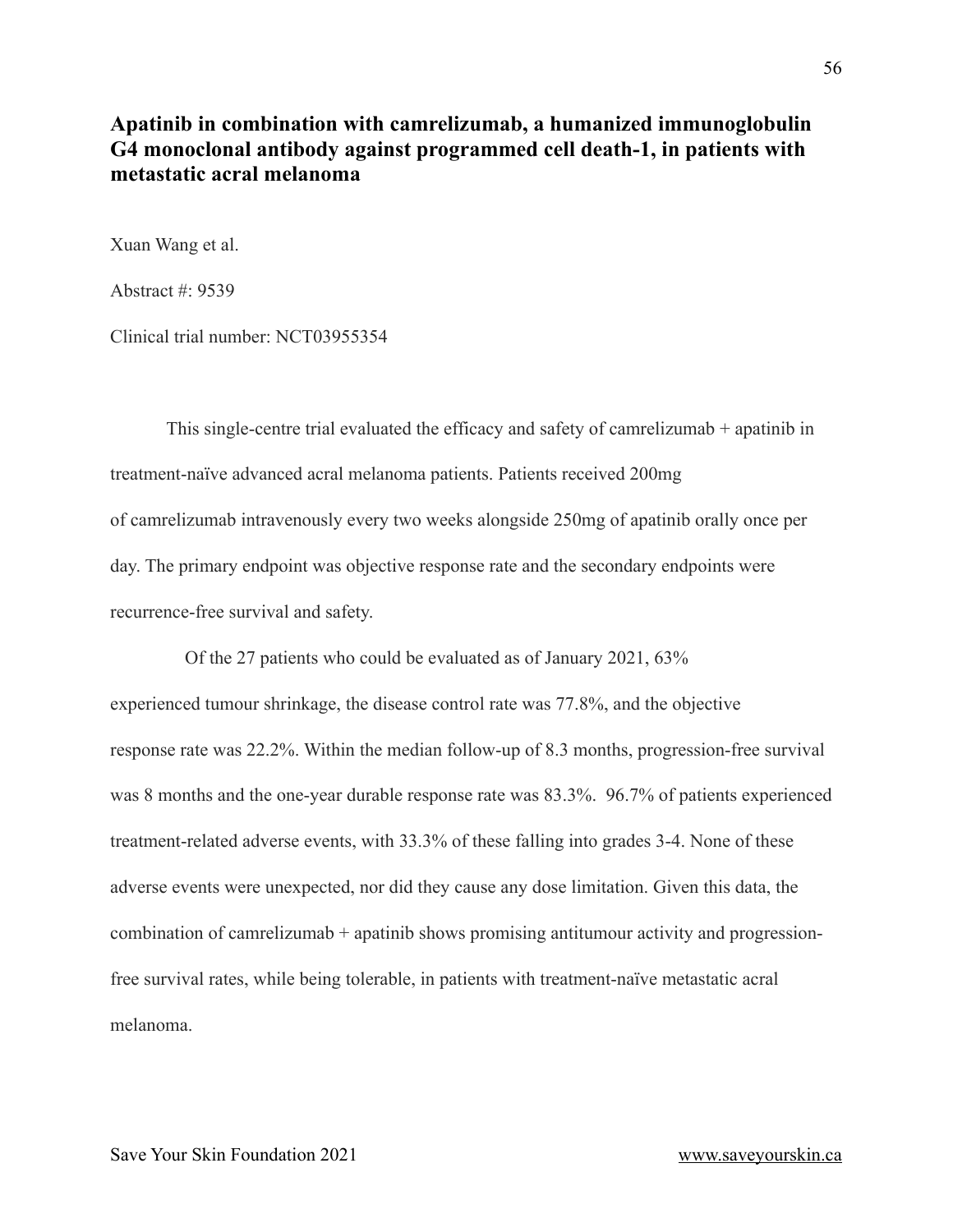## Apatinib in combination with camrelizumab, a humanized immunoglobulin G4 monoclonal antibody against programmed cell death-1, in patients with metastatic acral melanoma

Xuan Wang et al.

Abstract #: 9539

Clinical trial number: NCT03955354

This single-centre trial evaluated the efficacy and safety of camrelizumab + apatinib in treatment-naïve advanced acral melanoma patients. Patients received 200mg of camrelizumab intravenously every two weeks alongside 250mg of apatinib orally once per day. The primary endpoint was objective response rate and the secondary endpoints were recurrence-free survival and safety.

Of the 27 patients who could be evaluated as of January 2021, 63% experienced tumour shrinkage, the disease control rate was 77.8%, and the objective response rate was 22.2%. Within the median follow-up of 8.3 months, progression-free survival was 8 months and the one-year durable response rate was 83.3%. 96.7% of patients experienced treatment-related adverse events, with 33.3% of these falling into grades 3-4. None of these adverse events were unexpected, nor did they cause any dose limitation. Given this data, the combination of camrelizumab + apatinib shows promising antitumour activity and progression-free survival rates, while being tolerable, in patients with treatment-naïve metastatic acral melanoma.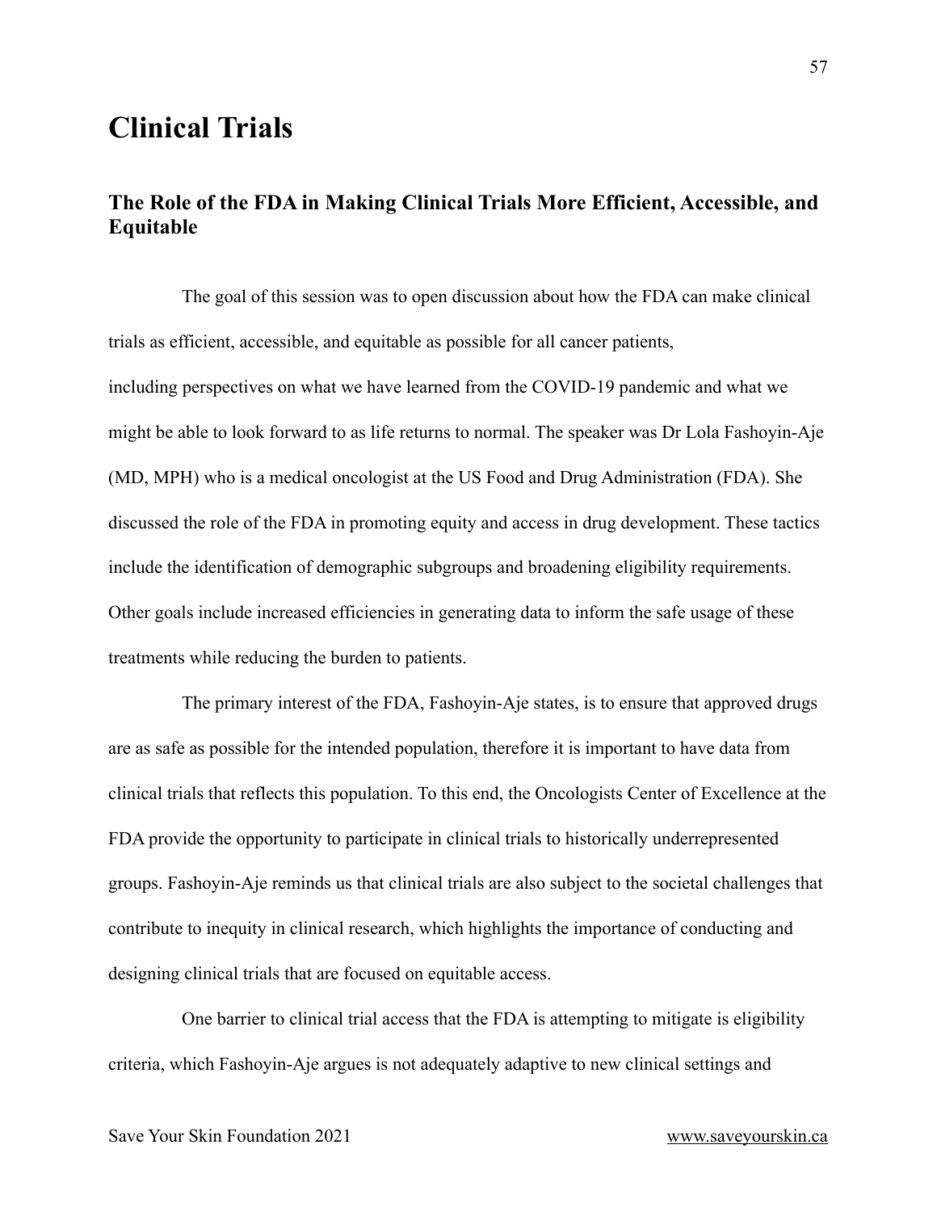# Clinical Trials

## The Role of the FDA in Making Clinical Trials More Efficient, Accessible, and Equitable

The goal of this session was to open discussion about how the FDA can make clinical trials as efficient, accessible, and equitable as possible for all cancer patients, including perspectives on what we have learned from the COVID-19 pandemic and what we might be able to look forward to as life returns to normal. The speaker was Dr Lola Fashoyin-Aje (MD, MPH) who is a medical oncologist at the US Food and Drug Administration (FDA). She discussed the role of the FDA in promoting equity and access in drug development. These tactics include the identification of demographic subgroups and broadening eligibility requirements. Other goals include increased efficiencies in generating data to inform the safe usage of these treatments while reducing the burden to patients.

The primary interest of the FDA, Fashoyin-Aje states, is to ensure that approved drugs are as safe as possible for the intended population, therefore it is important to have data from clinical trials that reflects this population. To this end, the Oncologists Center of Excellence at the FDA provide the opportunity to participate in clinical trials to historically underrepresented groups. Fashoyin-Aje reminds us that clinical trials are also subject to the societal challenges that contribute to inequity in clinical research, which highlights the importance of conducting and designing clinical trials that are focused on equitable access.

One barrier to clinical trial access that the FDA is attempting to mitigate is eligibility criteria, which Fashoyin-Aje argues is not adequately adaptive to new clinical settings and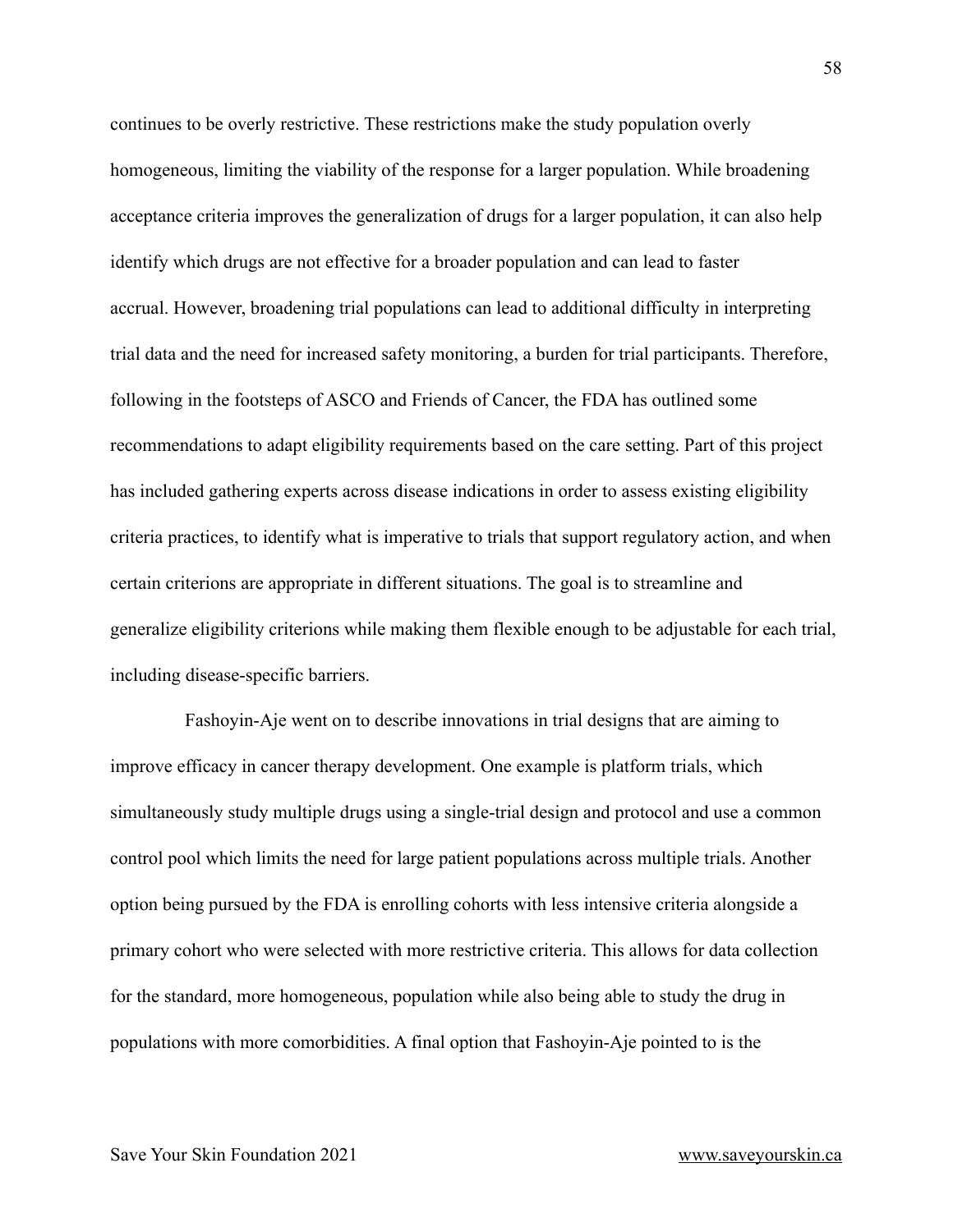continues to be overly restrictive. These restrictions make the study population overly homogeneous, limiting the viability of the response for a larger population. While broadening acceptance criteria improves the generalization of drugs for a larger population, it can also help identify which drugs are not effective for a broader population and can lead to faster accrual. However, broadening trial populations can lead to additional difficulty in interpreting trial data and the need for increased safety monitoring, a burden for trial participants. Therefore, following in the footsteps of ASCO and Friends of Cancer, the FDA has outlined some recommendations to adapt eligibility requirements based on the care setting. Part of this project has included gathering experts across disease indications in order to assess existing eligibility criteria practices, to identify what is imperative to trials that support regulatory action, and when certain criterions are appropriate in different situations. The goal is to streamline and generalize eligibility criterions while making them flexible enough to be adjustable for each trial, including disease-specific barriers.

Fashoyin-Aje went on to describe innovations in trial designs that are aiming to improve efficacy in cancer therapy development. One example is platform trials, which simultaneously study multiple drugs using a single-trial design and protocol and use a common control pool which limits the need for large patient populations across multiple trials. Another option being pursued by the FDA is enrolling cohorts with less intensive criteria alongside a primary cohort who were selected with more restrictive criteria. This allows for data collection for the standard, more homogeneous, population while also being able to study the drug in populations with more comorbidities. A final option that Fashoyin-Aje pointed to is the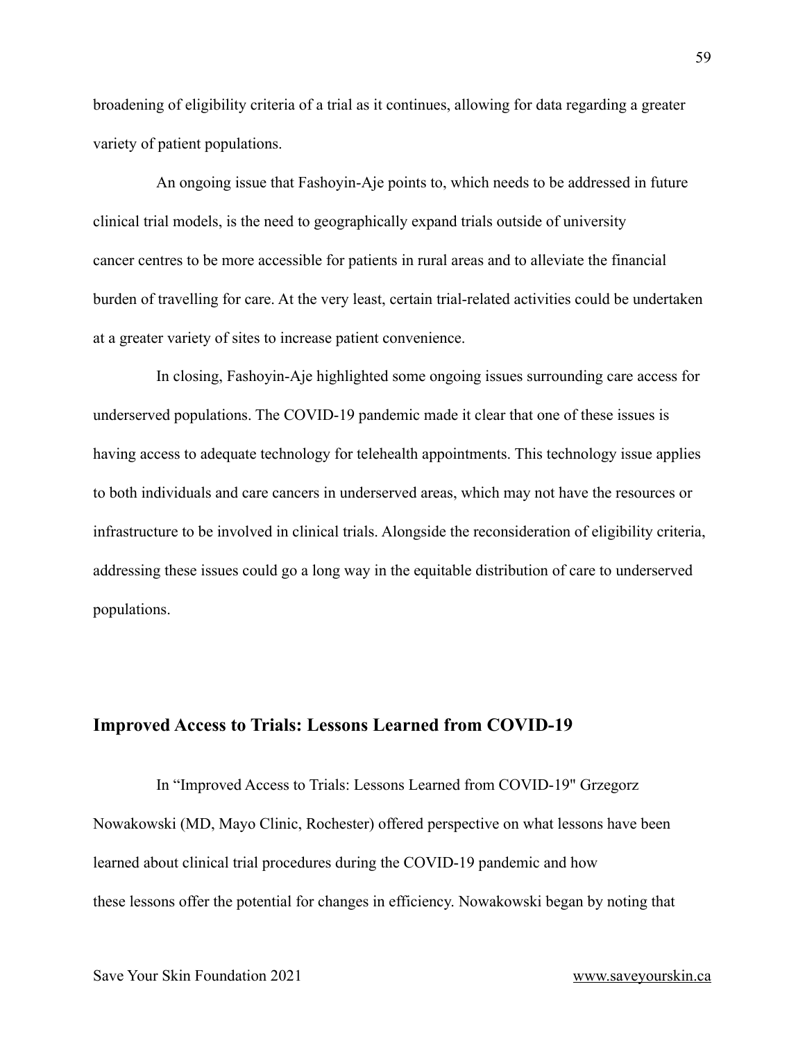broadening of eligibility criteria of a trial as it continues, allowing for data regarding a greater variety of patient populations.

An ongoing issue that Fashoyin-Aje points to, which needs to be addressed in future clinical trial models, is the need to geographically expand trials outside of university cancer centres to be more accessible for patients in rural areas and to alleviate the financial burden of travelling for care. At the very least, certain trial-related activities could be undertaken at a greater variety of sites to increase patient convenience.

In closing, Fashoyin-Aje highlighted some ongoing issues surrounding care access for underserved populations. The COVID-19 pandemic made it clear that one of these issues is having access to adequate technology for telehealth appointments. This technology issue applies to both individuals and care cancers in underserved areas, which may not have the resources or infrastructure to be involved in clinical trials. Alongside the reconsideration of eligibility criteria, addressing these issues could go a long way in the equitable distribution of care to underserved populations.

## Improved Access to Trials: Lessons Learned from COVID-19

In "Improved Access to Trials: Lessons Learned from COVID-19" Grzegorz Nowakowski (MD, Mayo Clinic, Rochester) offered perspective on what lessons have been learned about clinical trial procedures during the COVID-19 pandemic and how these lessons offer the potential for changes in efficiency. Nowakowski began by noting that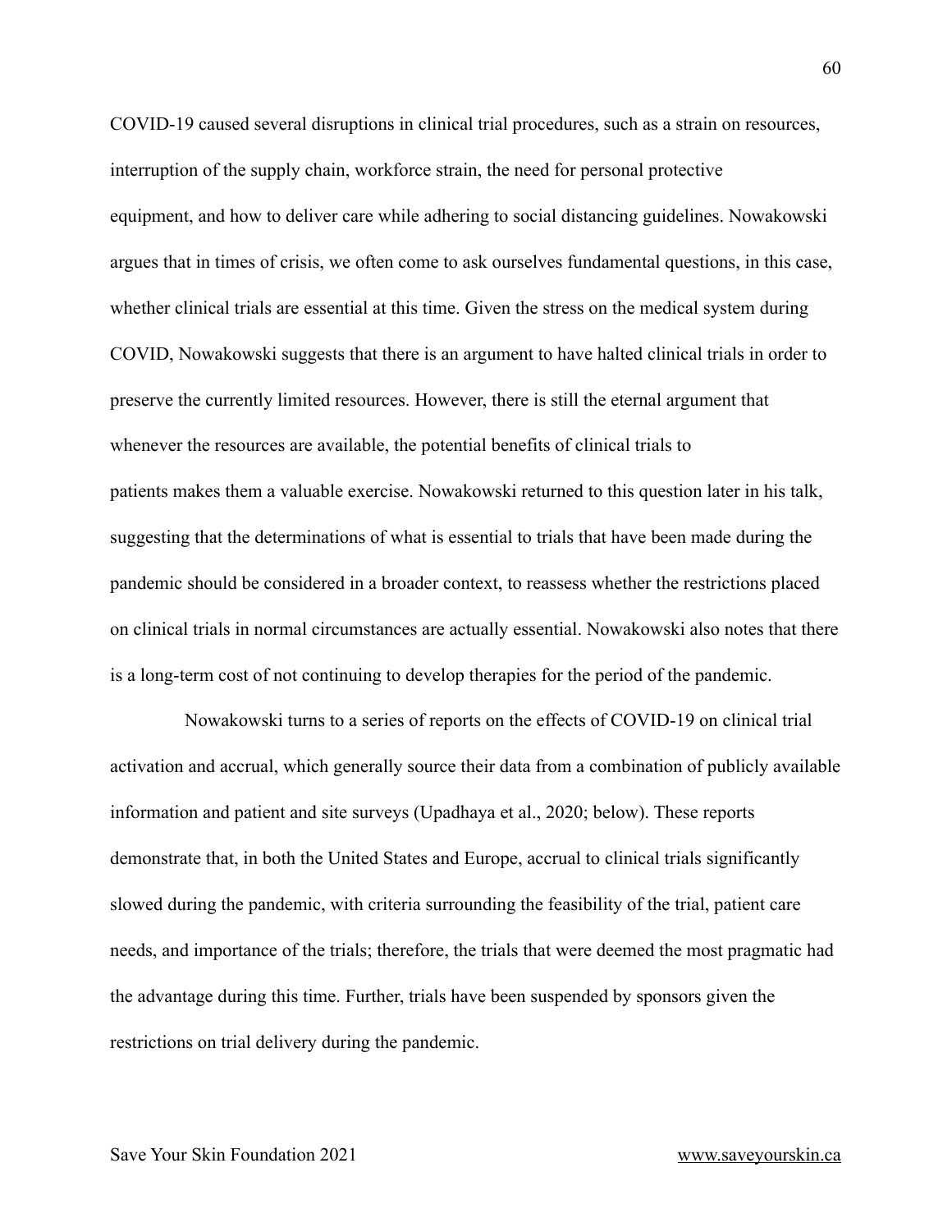COVID-19 caused several disruptions in clinical trial procedures, such as a strain on resources, interruption of the supply chain, workforce strain, the need for personal protective equipment, and how to deliver care while adhering to social distancing guidelines. Nowakowski argues that in times of crisis, we often come to ask ourselves fundamental questions, in this case, whether clinical trials are essential at this time. Given the stress on the medical system during COVID, Nowakowski suggests that there is an argument to have halted clinical trials in order to preserve the currently limited resources. However, there is still the eternal argument that whenever the resources are available, the potential benefits of clinical trials to patients makes them a valuable exercise. Nowakowski returned to this question later in his talk, suggesting that the determinations of what is essential to trials that have been made during the pandemic should be considered in a broader context, to reassess whether the restrictions placed on clinical trials in normal circumstances are actually essential. Nowakowski also notes that there is a long-term cost of not continuing to develop therapies for the period of the pandemic.

Nowakowski turns to a series of reports on the effects of COVID-19 on clinical trial activation and accrual, which generally source their data from a combination of publicly available information and patient and site surveys (Upadhaya et al., 2020; below). These reports demonstrate that, in both the United States and Europe, accrual to clinical trials significantly slowed during the pandemic, with criteria surrounding the feasibility of the trial, patient care needs, and importance of the trials; therefore, the trials that were deemed the most pragmatic had the advantage during this time. Further, trials have been suspended by sponsors given the restrictions on trial delivery during the pandemic.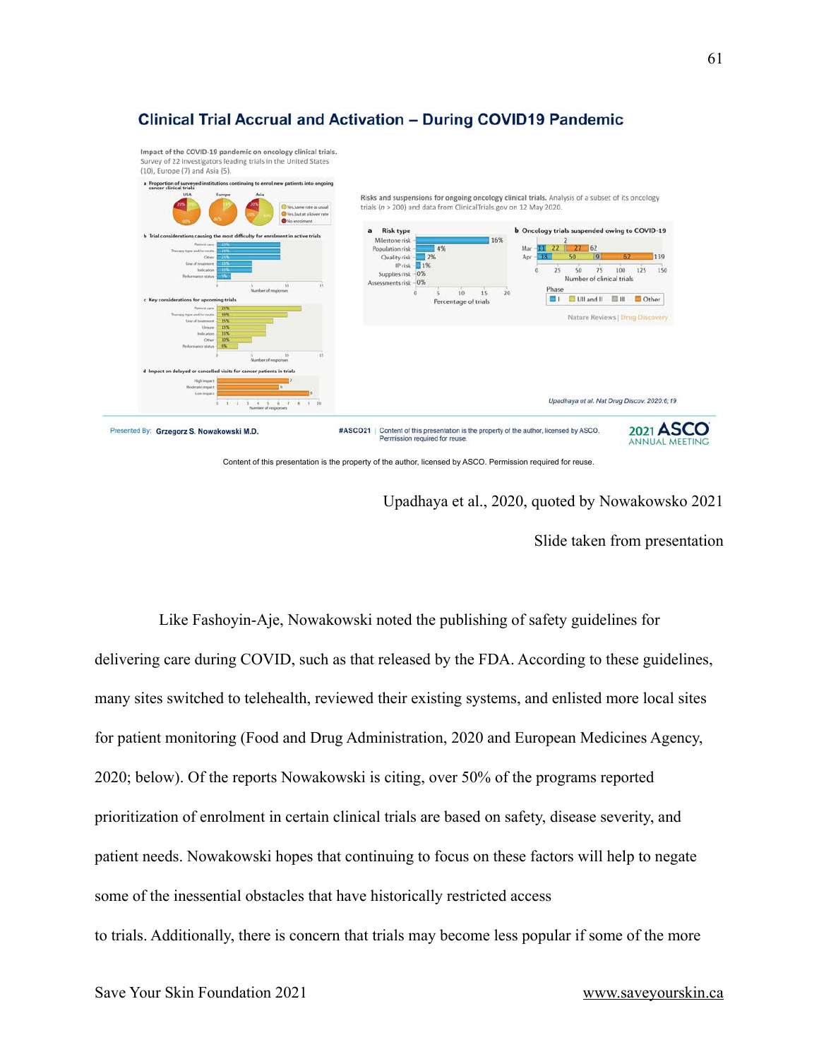## Clinical Trial Accrual and Activation – During COVID19 Pandemic

Impact of the COVID-19 pandemic on oncology clinical trials. Survey of 22 investigators leading trials in the United States (10), Europe (7) and Asia (5).

Risks and suspensions for ongoing oncology clinical trials. Analysis of a subset of its oncology trials (n > 200) and data from ClinicalTrials.gov on 12 May 2020.

Upadhaya et al. Nat Drug Discov. 2020;6;19

Presented By: Grzegorz S. Nowakowski M.D.

Content of this presentation is the property of the author, licensed by ASCO. Permission required for reuse.

Upadhaya et al., 2020, quoted by Nowakowsko 2021

Slide taken from presentation

Like Fashoyin-Aje, Nowakowski noted the publishing of safety guidelines for delivering care during COVID, such as that released by the FDA. According to these guidelines, many sites switched to telehealth, reviewed their existing systems, and enlisted more local sites for patient monitoring (Food and Drug Administration, 2020 and European Medicines Agency, 2020; below). Of the reports Nowakowski is citing, over 50% of the programs reported prioritization of enrolment in certain clinical trials are based on safety, disease severity, and patient needs. Nowakowski hopes that continuing to focus on these factors will help to negate some of the inessential obstacles that have historically restricted access to trials. Additionally, there is concern that trials may become less popular if some of the more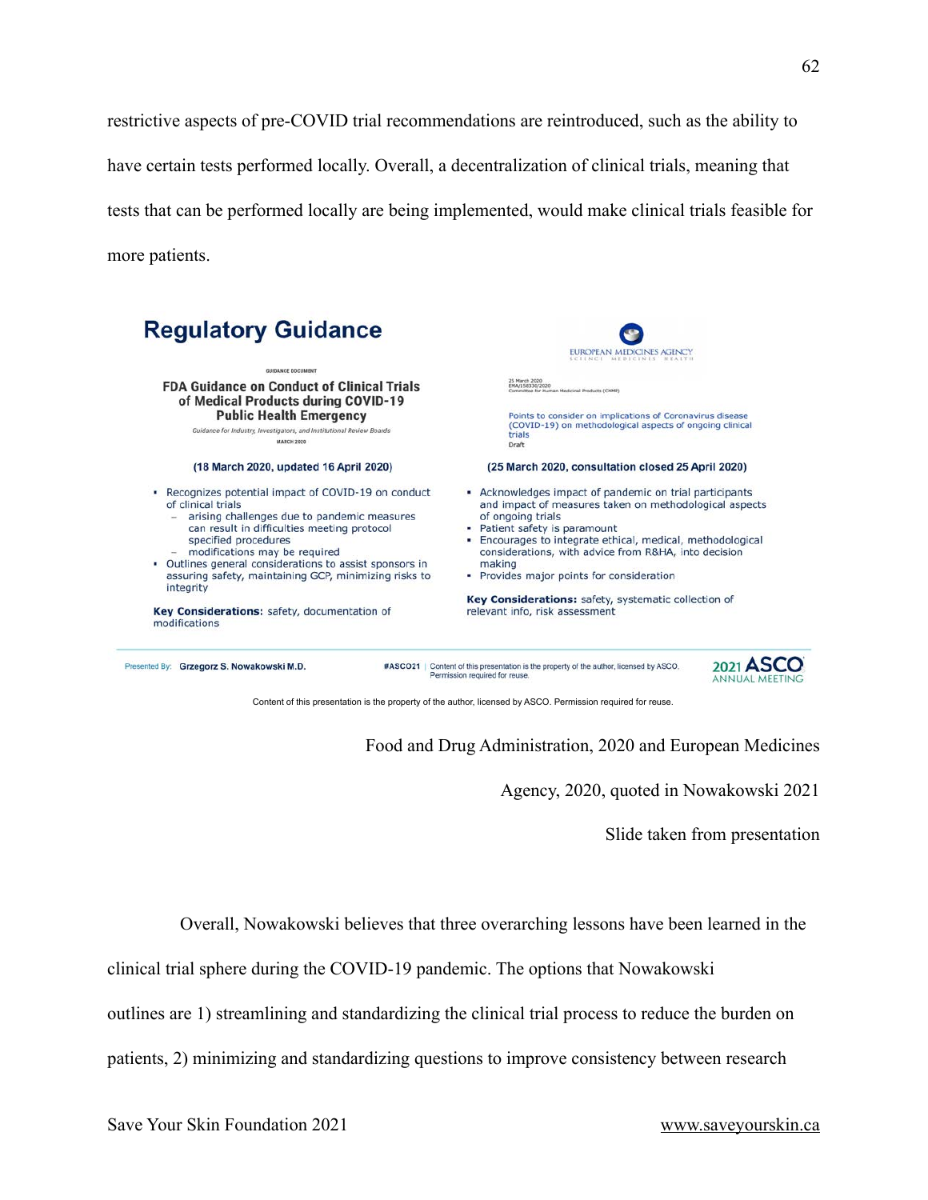restrictive aspects of pre-COVID trial recommendations are reintroduced, such as the ability to have certain tests performed locally. Overall, a decentralization of clinical trials, meaning that tests that can be performed locally are being implemented, would make clinical trials feasible for more patients.

## Regulatory Guidance

**FDA Guidance on Conduct of Clinical Trials of Medical Products during COVID-19 Public Health Emergency**

*Guidance for Industry, Investigators, and Institutional Review Boards*

MARCH 2020

**(18 March 2020, updated 16 April 2020)**

- Recognizes potential impact of COVID-19 on conduct of clinical trials
  - arising challenges due to pandemic measures can result in difficulties meeting protocol specified procedures
  - modifications may be required
- Outlines general considerations to assist sponsors in assuring safety, maintaining GCP, minimizing risks to integrity

**Key Considerations:** safety, documentation of modifications

EUROPEAN MEDICINES AGENCY

25 March 2020
EMA/158330/2020
Committee for Human Medicinal Products (CHMP)

Points to consider on implications of Coronavirus disease (COVID-19) on methodological aspects of ongoing clinical trials
Draft

**(25 March 2020, consultation closed 25 April 2020)**

- Acknowledges impact of pandemic on trial participants and impact of measures taken on methodological aspects of ongoing trials
- Patient safety is paramount
- Encourages to integrate ethical, medical, methodological considerations, with advice from R&HA, into decision making
- Provides major points for consideration

**Key Considerations:** safety, systematic collection of relevant info, risk assessment

Presented By: Grzegorz S. Nowakowski M.D. #ASCO21 | Content of this presentation is the property of the author, licensed by ASCO. Permission required for reuse. 2021 ASCO ANNUAL MEETING

Content of this presentation is the property of the author, licensed by ASCO. Permission required for reuse.

Food and Drug Administration, 2020 and European Medicines Agency, 2020, quoted in Nowakowski 2021

Slide taken from presentation

Overall, Nowakowski believes that three overarching lessons have been learned in the clinical trial sphere during the COVID-19 pandemic. The options that Nowakowski outlines are 1) streamlining and standardizing the clinical trial process to reduce the burden on patients, 2) minimizing and standardizing questions to improve consistency between research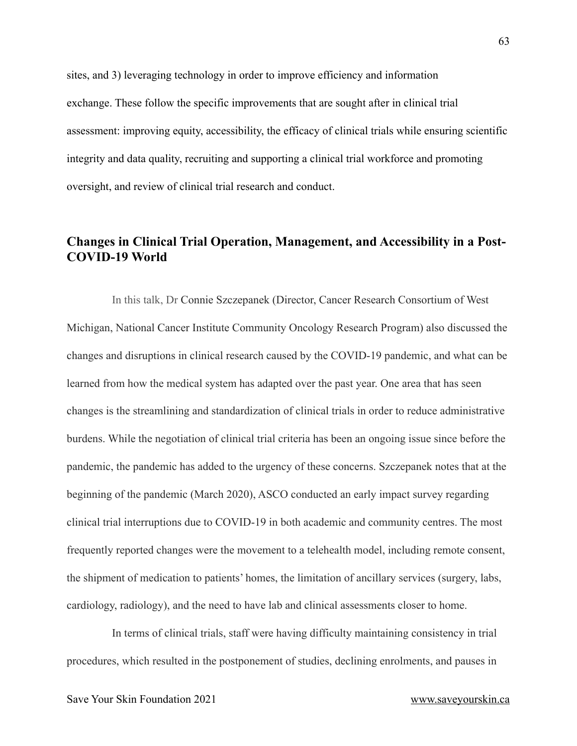sites, and 3) leveraging technology in order to improve efficiency and information exchange. These follow the specific improvements that are sought after in clinical trial assessment: improving equity, accessibility, the efficacy of clinical trials while ensuring scientific integrity and data quality, recruiting and supporting a clinical trial workforce and promoting oversight, and review of clinical trial research and conduct.

## Changes in Clinical Trial Operation, Management, and Accessibility in a Post-COVID-19 World

In this talk, Dr Connie Szczepanek (Director, Cancer Research Consortium of West Michigan, National Cancer Institute Community Oncology Research Program) also discussed the changes and disruptions in clinical research caused by the COVID-19 pandemic, and what can be learned from how the medical system has adapted over the past year. One area that has seen changes is the streamlining and standardization of clinical trials in order to reduce administrative burdens. While the negotiation of clinical trial criteria has been an ongoing issue since before the pandemic, the pandemic has added to the urgency of these concerns. Szczepanek notes that at the beginning of the pandemic (March 2020), ASCO conducted an early impact survey regarding clinical trial interruptions due to COVID-19 in both academic and community centres. The most frequently reported changes were the movement to a telehealth model, including remote consent, the shipment of medication to patients' homes, the limitation of ancillary services (surgery, labs, cardiology, radiology), and the need to have lab and clinical assessments closer to home.

In terms of clinical trials, staff were having difficulty maintaining consistency in trial procedures, which resulted in the postponement of studies, declining enrolments, and pauses in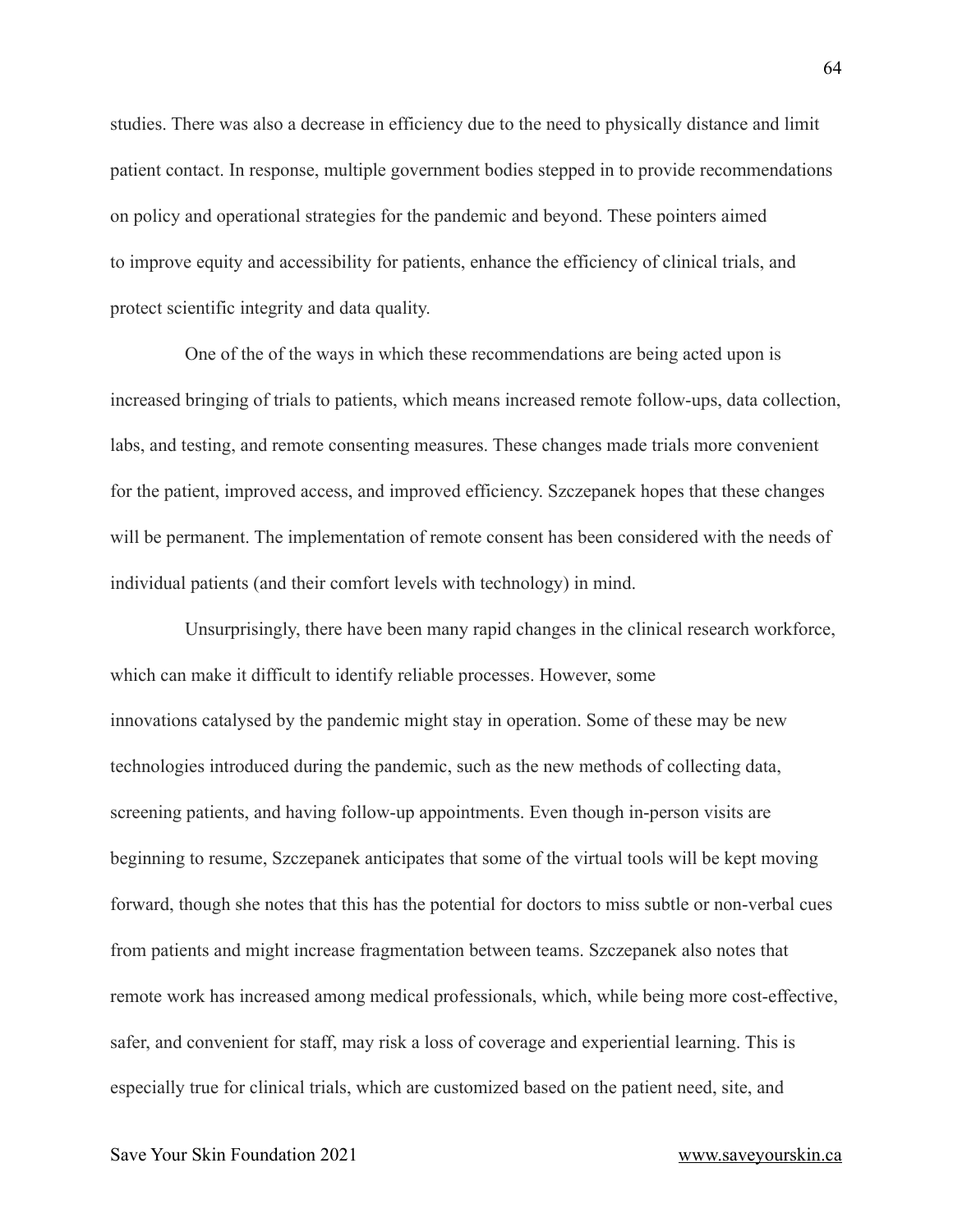studies. There was also a decrease in efficiency due to the need to physically distance and limit patient contact. In response, multiple government bodies stepped in to provide recommendations on policy and operational strategies for the pandemic and beyond. These pointers aimed to improve equity and accessibility for patients, enhance the efficiency of clinical trials, and protect scientific integrity and data quality.

One of the of the ways in which these recommendations are being acted upon is increased bringing of trials to patients, which means increased remote follow-ups, data collection, labs, and testing, and remote consenting measures. These changes made trials more convenient for the patient, improved access, and improved efficiency. Szczepanek hopes that these changes will be permanent. The implementation of remote consent has been considered with the needs of individual patients (and their comfort levels with technology) in mind.

Unsurprisingly, there have been many rapid changes in the clinical research workforce, which can make it difficult to identify reliable processes. However, some innovations catalysed by the pandemic might stay in operation. Some of these may be new technologies introduced during the pandemic, such as the new methods of collecting data, screening patients, and having follow-up appointments. Even though in-person visits are beginning to resume, Szczepanek anticipates that some of the virtual tools will be kept moving forward, though she notes that this has the potential for doctors to miss subtle or non-verbal cues from patients and might increase fragmentation between teams. Szczepanek also notes that remote work has increased among medical professionals, which, while being more cost-effective, safer, and convenient for staff, may risk a loss of coverage and experiential learning. This is especially true for clinical trials, which are customized based on the patient need, site, and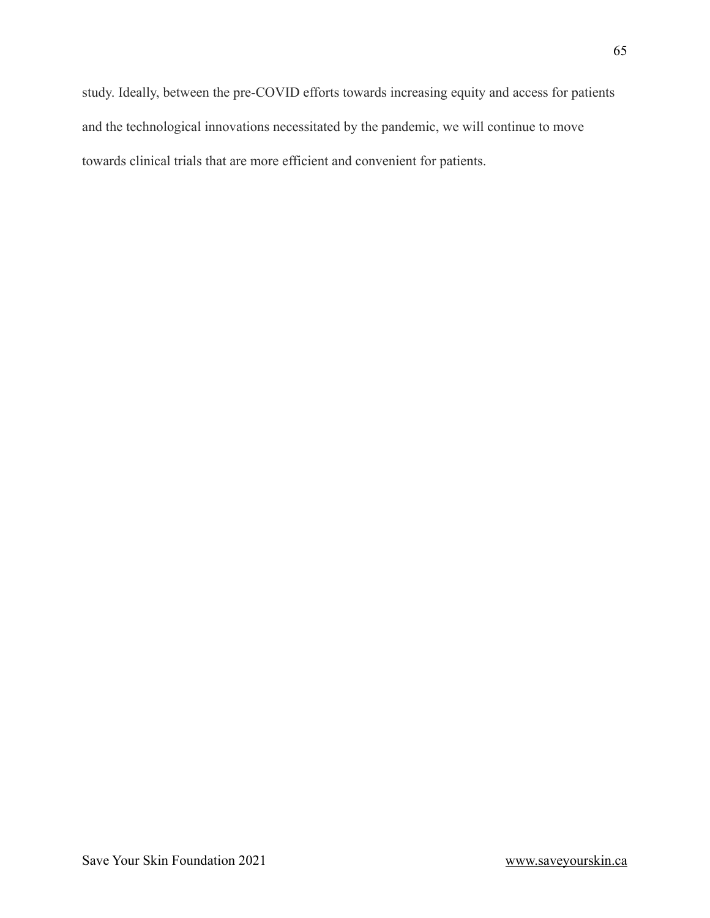study. Ideally, between the pre-COVID efforts towards increasing equity and access for patients and the technological innovations necessitated by the pandemic, we will continue to move towards clinical trials that are more efficient and convenient for patients.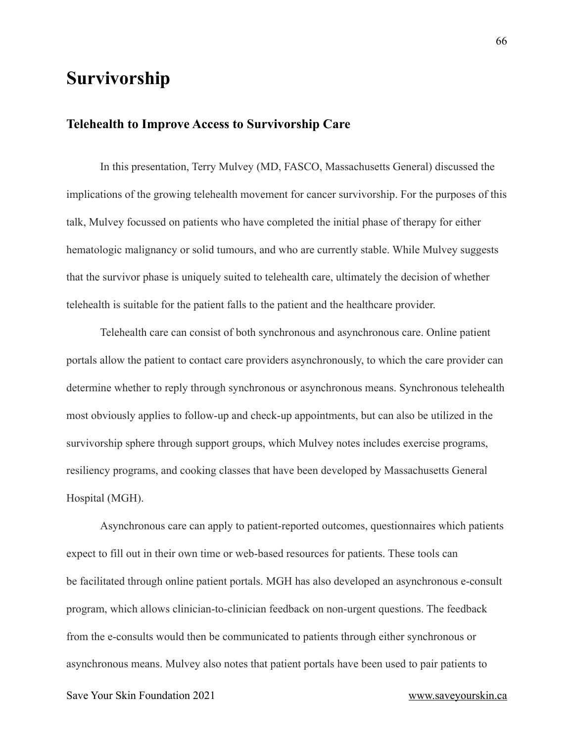# Survivorship

## Telehealth to Improve Access to Survivorship Care

In this presentation, Terry Mulvey (MD, FASCO, Massachusetts General) discussed the implications of the growing telehealth movement for cancer survivorship. For the purposes of this talk, Mulvey focussed on patients who have completed the initial phase of therapy for either hematologic malignancy or solid tumours, and who are currently stable. While Mulvey suggests that the survivor phase is uniquely suited to telehealth care, ultimately the decision of whether telehealth is suitable for the patient falls to the patient and the healthcare provider.

Telehealth care can consist of both synchronous and asynchronous care. Online patient portals allow the patient to contact care providers asynchronously, to which the care provider can determine whether to reply through synchronous or asynchronous means. Synchronous telehealth most obviously applies to follow-up and check-up appointments, but can also be utilized in the survivorship sphere through support groups, which Mulvey notes includes exercise programs, resiliency programs, and cooking classes that have been developed by Massachusetts General Hospital (MGH).

Asynchronous care can apply to patient-reported outcomes, questionnaires which patients expect to fill out in their own time or web-based resources for patients. These tools can be facilitated through online patient portals. MGH has also developed an asynchronous e-consult program, which allows clinician-to-clinician feedback on non-urgent questions. The feedback from the e-consults would then be communicated to patients through either synchronous or asynchronous means. Mulvey also notes that patient portals have been used to pair patients to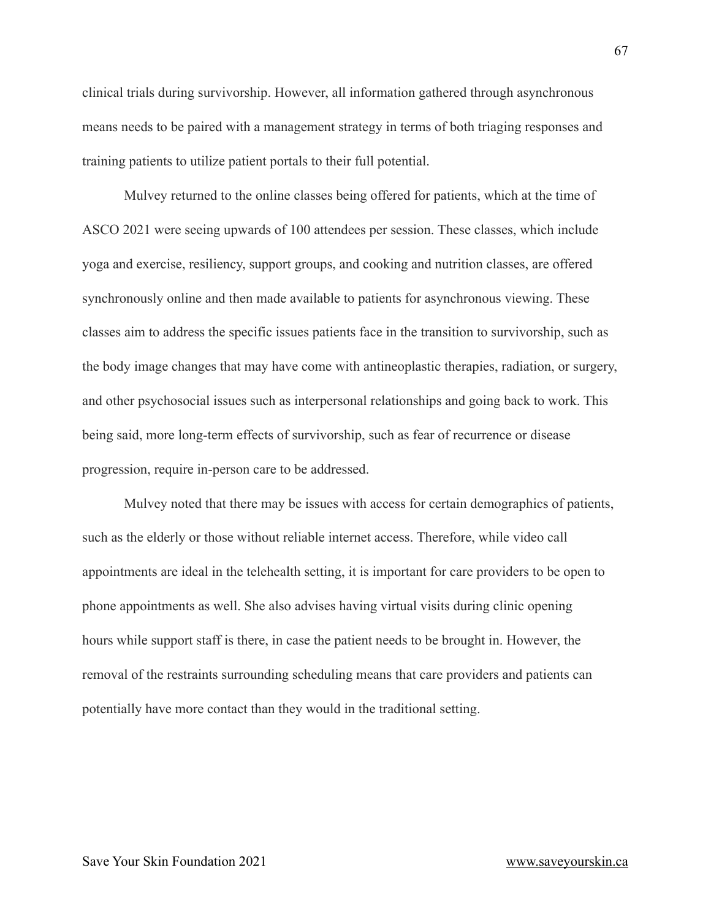clinical trials during survivorship. However, all information gathered through asynchronous means needs to be paired with a management strategy in terms of both triaging responses and training patients to utilize patient portals to their full potential.

Mulvey returned to the online classes being offered for patients, which at the time of ASCO 2021 were seeing upwards of 100 attendees per session. These classes, which include yoga and exercise, resiliency, support groups, and cooking and nutrition classes, are offered synchronously online and then made available to patients for asynchronous viewing. These classes aim to address the specific issues patients face in the transition to survivorship, such as the body image changes that may have come with antineoplastic therapies, radiation, or surgery, and other psychosocial issues such as interpersonal relationships and going back to work. This being said, more long-term effects of survivorship, such as fear of recurrence or disease progression, require in-person care to be addressed.

Mulvey noted that there may be issues with access for certain demographics of patients, such as the elderly or those without reliable internet access. Therefore, while video call appointments are ideal in the telehealth setting, it is important for care providers to be open to phone appointments as well. She also advises having virtual visits during clinic opening hours while support staff is there, in case the patient needs to be brought in. However, the removal of the restraints surrounding scheduling means that care providers and patients can potentially have more contact than they would in the traditional setting.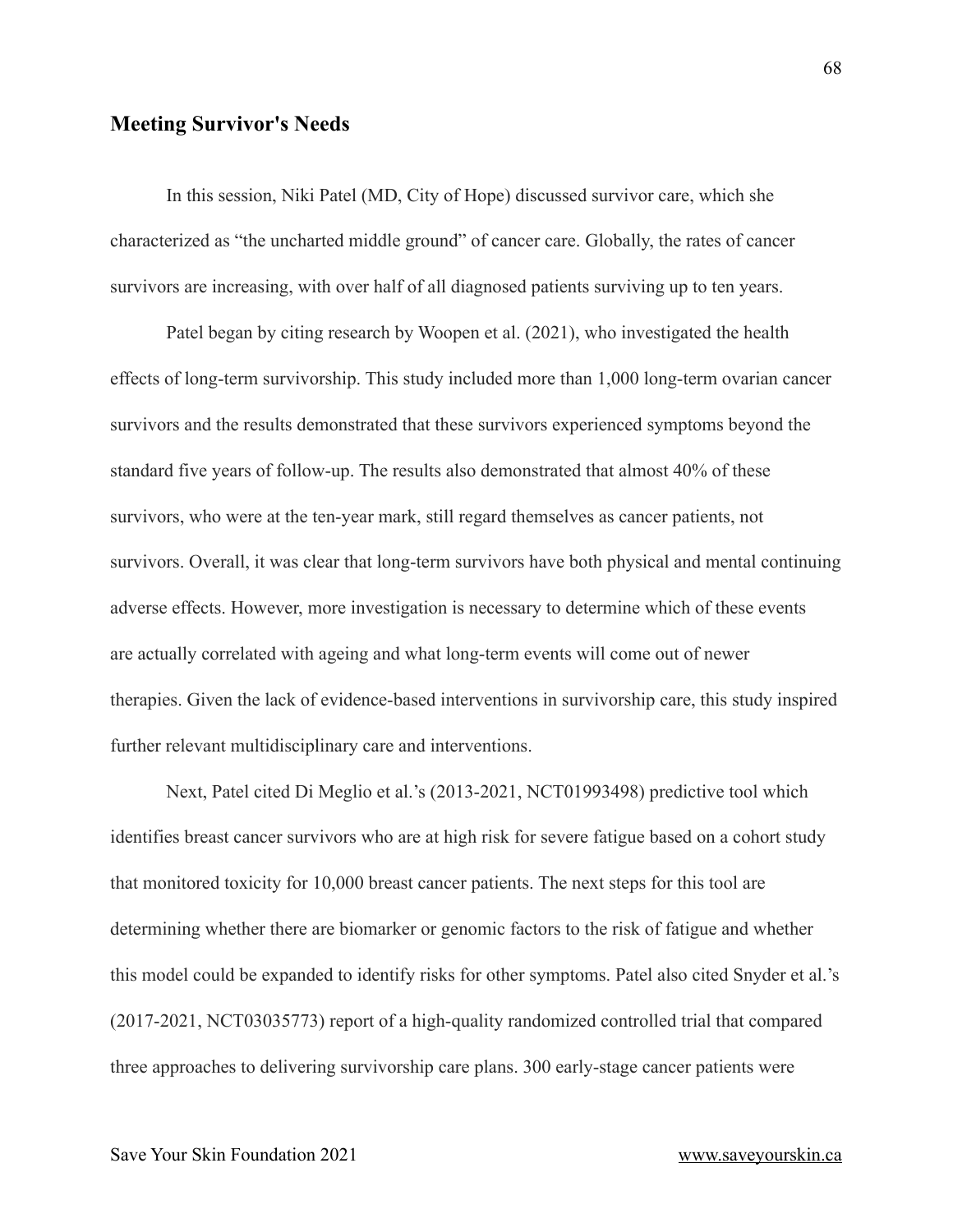## Meeting Survivor's Needs

In this session, Niki Patel (MD, City of Hope) discussed survivor care, which she characterized as "the uncharted middle ground" of cancer care. Globally, the rates of cancer survivors are increasing, with over half of all diagnosed patients surviving up to ten years.

Patel began by citing research by Woopen et al. (2021), who investigated the health effects of long-term survivorship. This study included more than 1,000 long-term ovarian cancer survivors and the results demonstrated that these survivors experienced symptoms beyond the standard five years of follow-up. The results also demonstrated that almost 40% of these survivors, who were at the ten-year mark, still regard themselves as cancer patients, not survivors. Overall, it was clear that long-term survivors have both physical and mental continuing adverse effects. However, more investigation is necessary to determine which of these events are actually correlated with ageing and what long-term events will come out of newer therapies. Given the lack of evidence-based interventions in survivorship care, this study inspired further relevant multidisciplinary care and interventions.

Next, Patel cited Di Meglio et al.'s (2013-2021, NCT01993498) predictive tool which identifies breast cancer survivors who are at high risk for severe fatigue based on a cohort study that monitored toxicity for 10,000 breast cancer patients. The next steps for this tool are determining whether there are biomarker or genomic factors to the risk of fatigue and whether this model could be expanded to identify risks for other symptoms. Patel also cited Snyder et al.'s (2017-2021, NCT03035773) report of a high-quality randomized controlled trial that compared three approaches to delivering survivorship care plans. 300 early-stage cancer patients were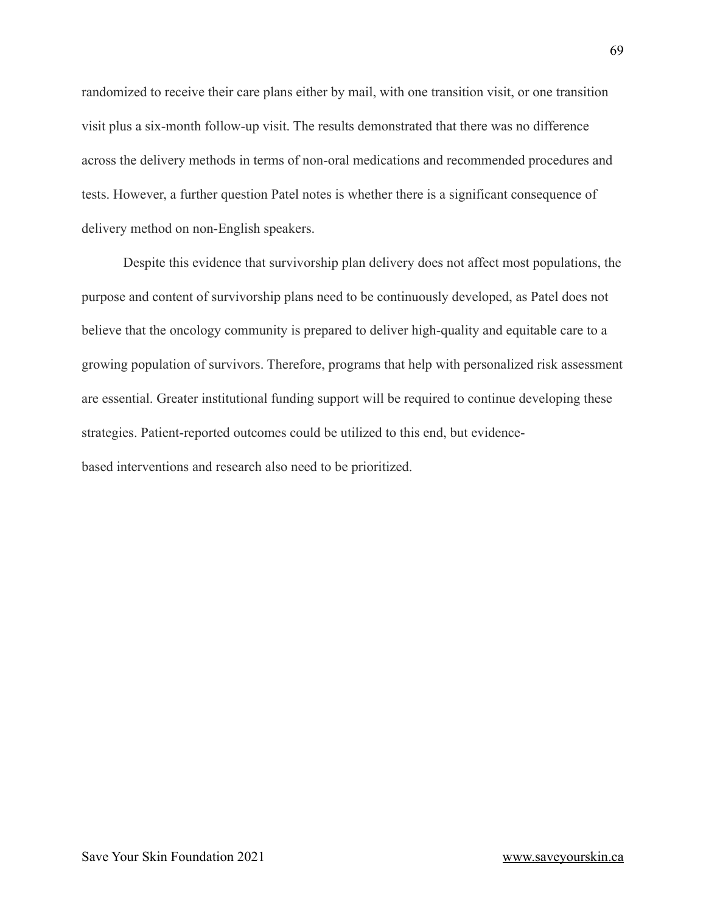randomized to receive their care plans either by mail, with one transition visit, or one transition visit plus a six-month follow-up visit. The results demonstrated that there was no difference across the delivery methods in terms of non-oral medications and recommended procedures and tests. However, a further question Patel notes is whether there is a significant consequence of delivery method on non-English speakers.

Despite this evidence that survivorship plan delivery does not affect most populations, the purpose and content of survivorship plans need to be continuously developed, as Patel does not believe that the oncology community is prepared to deliver high-quality and equitable care to a growing population of survivors. Therefore, programs that help with personalized risk assessment are essential. Greater institutional funding support will be required to continue developing these strategies. Patient-reported outcomes could be utilized to this end, but evidence-based interventions and research also need to be prioritized.